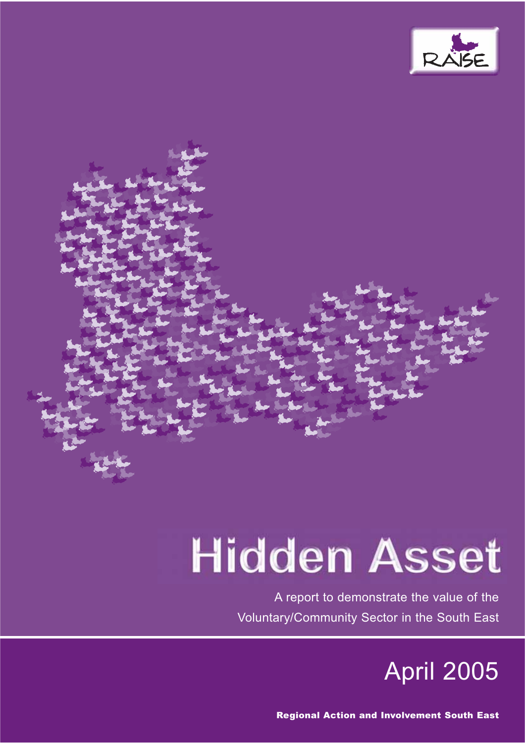RAISE

# Hidden Asset

A report to demonstrate the value of the Voluntary/Community Sector in the South East

## April 2005

**Regional Action and Involvement South East**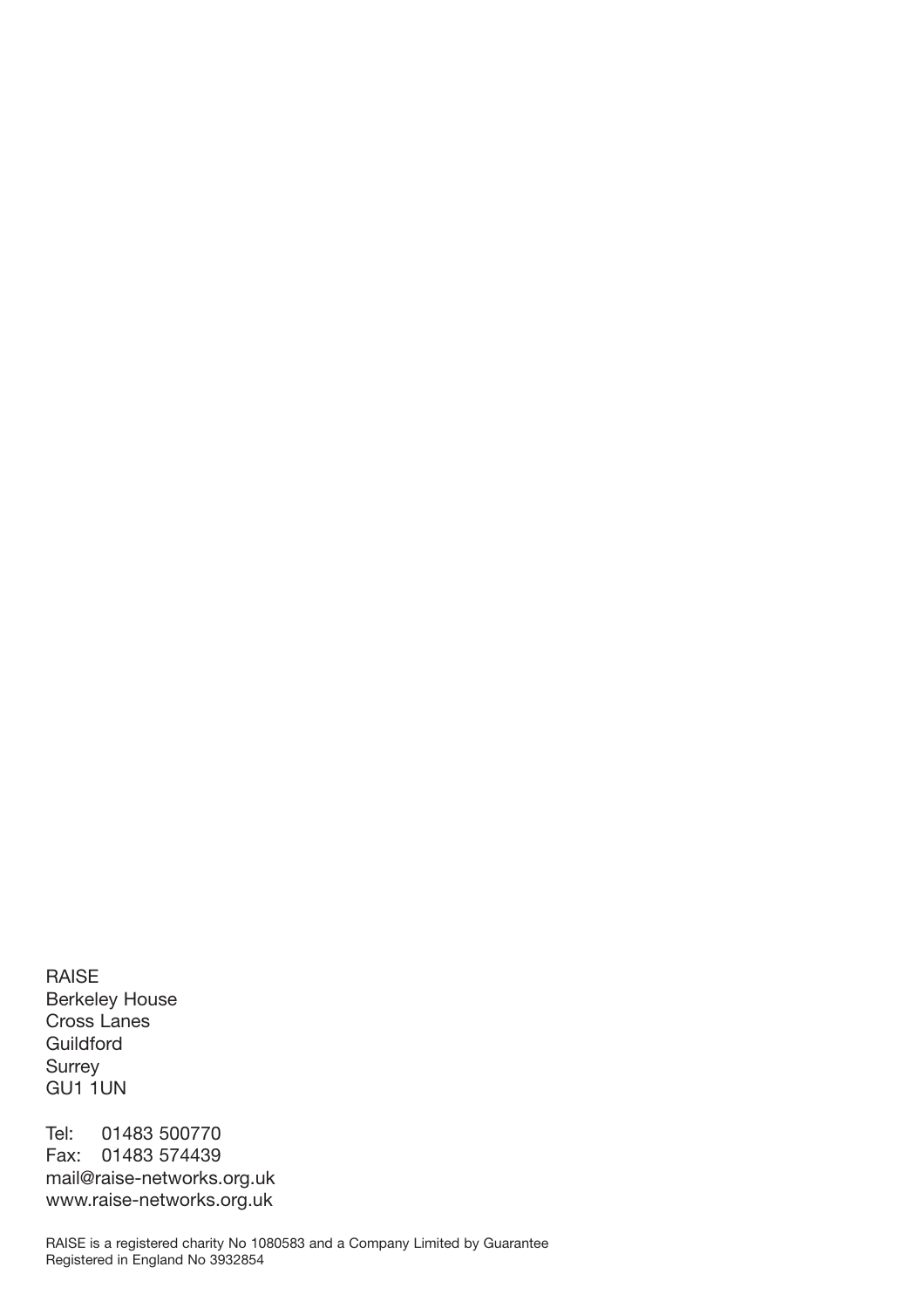RAISE
Berkeley House
Cross Lanes
Guildford
Surrey
GU1 1UN

Tel: 01483 500770
Fax: 01483 574439
mail@raise-networks.org.uk
www.raise-networks.org.uk

RAISE is a registered charity No 1080583 and a Company Limited by Guarantee
Registered in England No 3932854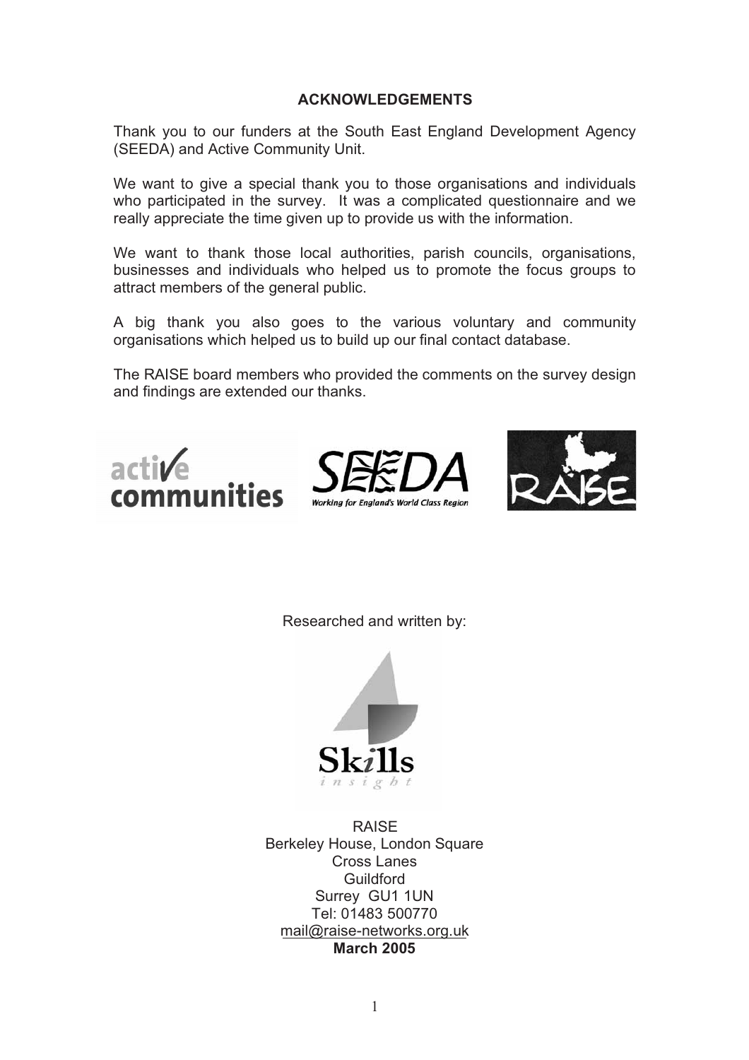## ACKNOWLEDGEMENTS

Thank you to our funders at the South East England Development Agency (SEEDA) and Active Community Unit.

We want to give a special thank you to those organisations and individuals who participated in the survey. It was a complicated questionnaire and we really appreciate the time given up to provide us with the information.

We want to thank those local authorities, parish councils, organisations, businesses and individuals who helped us to promote the focus groups to attract members of the general public.

A big thank you also goes to the various voluntary and community organisations which helped us to build up our final contact database.

The RAISE board members who provided the comments on the survey design and findings are extended our thanks.

Researched and written by:

RAISE
Berkeley House, London Square
Cross Lanes
Guildford
Surrey GU1 1UN
Tel: 01483 500770
mail@raise-networks.org.uk
**March 2005**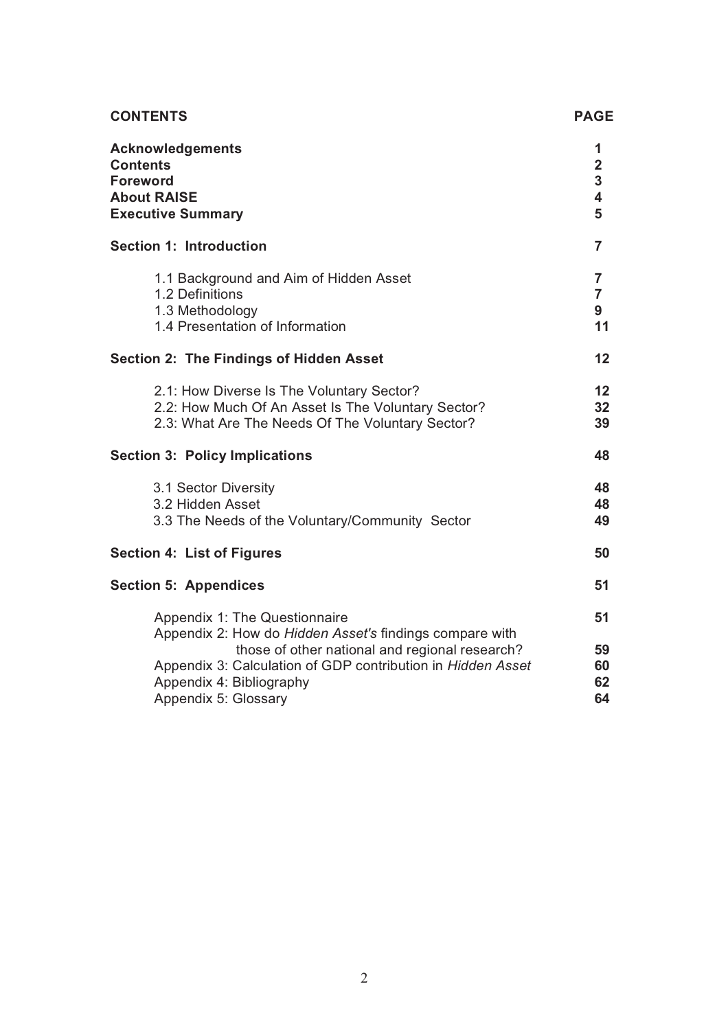| **CONTENTS** | **PAGE** |
| --- | --- |
| **Acknowledgements** | **1** |
| **Contents** | **2** |
| **Foreword** | **3** |
| **About RAISE** | **4** |
| **Executive Summary** | **5** |
| **Section 1: Introduction** | **7** |
| 1.1 Background and Aim of Hidden Asset | **7** |
| 1.2 Definitions | **7** |
| 1.3 Methodology | **9** |
| 1.4 Presentation of Information | **11** |
| **Section 2: The Findings of Hidden Asset** | **12** |
| 2.1: How Diverse Is The Voluntary Sector? | **12** |
| 2.2: How Much Of An Asset Is The Voluntary Sector? | **32** |
| 2.3: What Are The Needs Of The Voluntary Sector? | **39** |
| **Section 3: Policy Implications** | **48** |
| 3.1 Sector Diversity | **48** |
| 3.2 Hidden Asset | **48** |
| 3.3 The Needs of the Voluntary/Community Sector | **49** |
| **Section 4: List of Figures** | **50** |
| **Section 5: Appendices** | **51** |
| Appendix 1: The Questionnaire | **51** |
| Appendix 2: How do *Hidden Asset's* findings compare with those of other national and regional research? | **59** |
| Appendix 3: Calculation of GDP contribution in *Hidden Asset* | **60** |
| Appendix 4: Bibliography | **62** |
| Appendix 5: Glossary | **64** |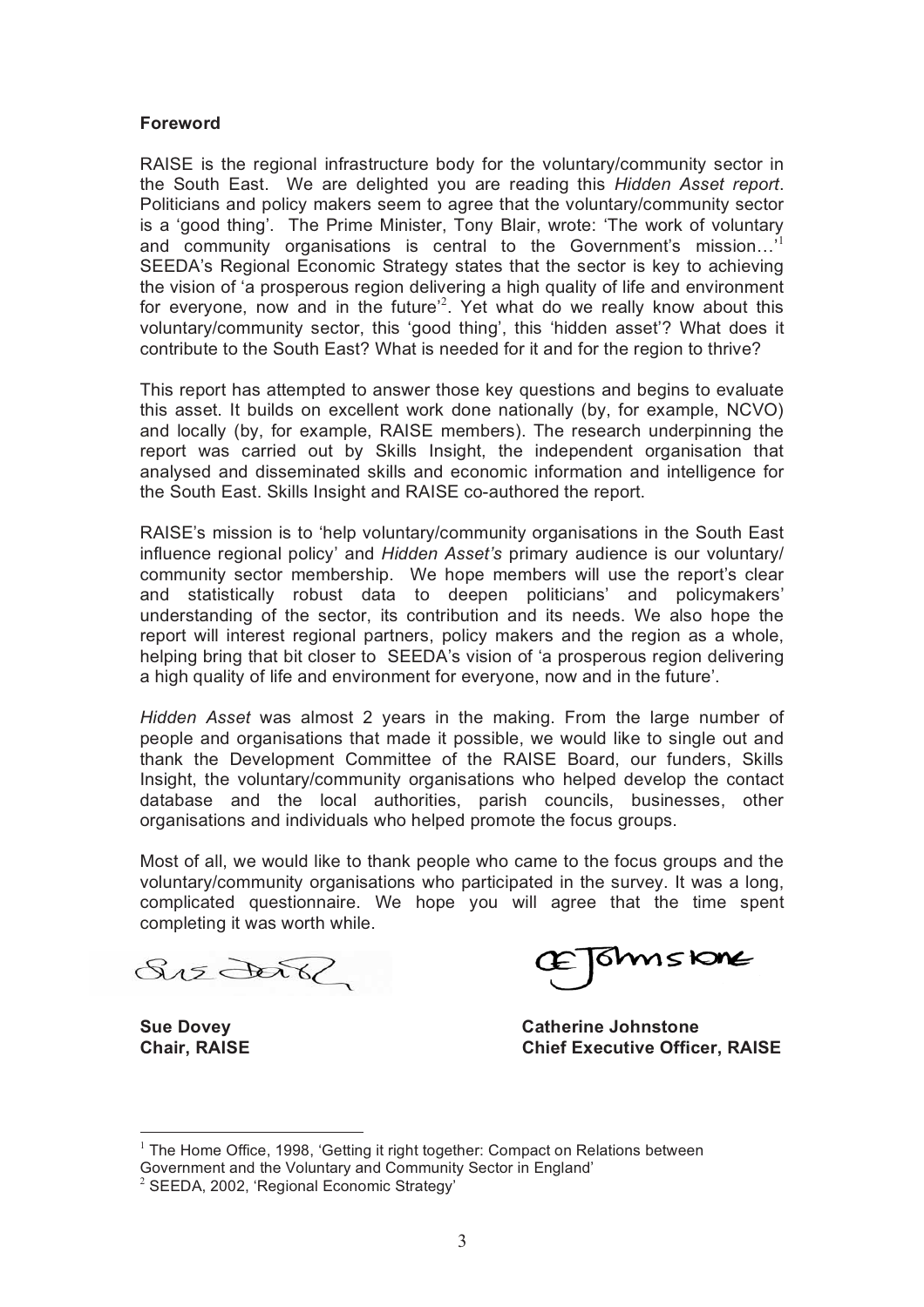**Foreword**

RAISE is the regional infrastructure body for the voluntary/community sector in the South East. We are delighted you are reading this *Hidden Asset report*. Politicians and policy makers seem to agree that the voluntary/community sector is a 'good thing'. The Prime Minister, Tony Blair, wrote: 'The work of voluntary and community organisations is central to the Government's mission…'[1] SEEDA's Regional Economic Strategy states that the sector is key to achieving the vision of 'a prosperous region delivering a high quality of life and environment for everyone, now and in the future'[2]. Yet what do we really know about this voluntary/community sector, this 'good thing', this 'hidden asset'? What does it contribute to the South East? What is needed for it and for the region to thrive?

This report has attempted to answer those key questions and begins to evaluate this asset. It builds on excellent work done nationally (by, for example, NCVO) and locally (by, for example, RAISE members). The research underpinning the report was carried out by Skills Insight, the independent organisation that analysed and disseminated skills and economic information and intelligence for the South East. Skills Insight and RAISE co-authored the report.

RAISE's mission is to 'help voluntary/community organisations in the South East influence regional policy' and *Hidden Asset's* primary audience is our voluntary/ community sector membership. We hope members will use the report's clear and statistically robust data to deepen politicians' and policymakers' understanding of the sector, its contribution and its needs. We also hope the report will interest regional partners, policy makers and the region as a whole, helping bring that bit closer to SEEDA's vision of 'a prosperous region delivering a high quality of life and environment for everyone, now and in the future'.

*Hidden Asset* was almost 2 years in the making. From the large number of people and organisations that made it possible, we would like to single out and thank the Development Committee of the RAISE Board, our funders, Skills Insight, the voluntary/community organisations who helped develop the contact database and the local authorities, parish councils, businesses, other organisations and individuals who helped promote the focus groups.

Most of all, we would like to thank people who came to the focus groups and the voluntary/community organisations who participated in the survey. It was a long, complicated questionnaire. We hope you will agree that the time spent completing it was worth while.

| **Sue Dovey** | **Catherine Johnstone** |
|---|---|
| **Chair, RAISE** | **Chief Executive Officer, RAISE** |

[1] The Home Office, 1998, 'Getting it right together: Compact on Relations between Government and the Voluntary and Community Sector in England'

[2] SEEDA, 2002, 'Regional Economic Strategy'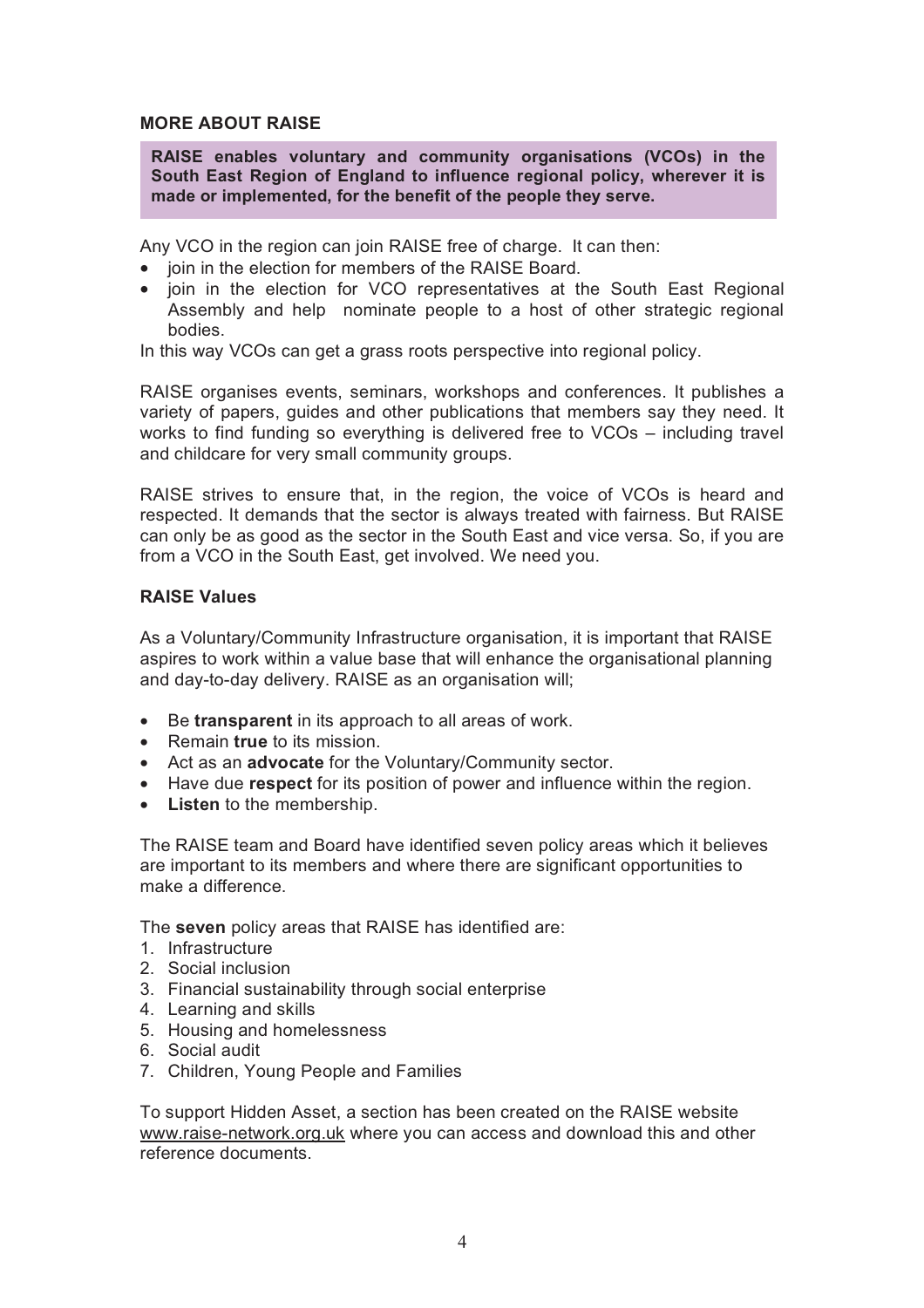## MORE ABOUT RAISE

**RAISE enables voluntary and community organisations (VCOs) in the South East Region of England to influence regional policy, wherever it is made or implemented, for the benefit of the people they serve.**

Any VCO in the region can join RAISE free of charge. It can then:

- join in the election for members of the RAISE Board.
- join in the election for VCO representatives at the South East Regional Assembly and help nominate people to a host of other strategic regional bodies.

In this way VCOs can get a grass roots perspective into regional policy.

RAISE organises events, seminars, workshops and conferences. It publishes a variety of papers, guides and other publications that members say they need. It works to find funding so everything is delivered free to VCOs – including travel and childcare for very small community groups.

RAISE strives to ensure that, in the region, the voice of VCOs is heard and respected. It demands that the sector is always treated with fairness. But RAISE can only be as good as the sector in the South East and vice versa. So, if you are from a VCO in the South East, get involved. We need you.

### RAISE Values

As a Voluntary/Community Infrastructure organisation, it is important that RAISE aspires to work within a value base that will enhance the organisational planning and day-to-day delivery. RAISE as an organisation will;

- Be **transparent** in its approach to all areas of work.
- Remain **true** to its mission.
- Act as an **advocate** for the Voluntary/Community sector.
- Have due **respect** for its position of power and influence within the region.
- **Listen** to the membership.

The RAISE team and Board have identified seven policy areas which it believes are important to its members and where there are significant opportunities to make a difference.

The **seven** policy areas that RAISE has identified are:

1. Infrastructure
2. Social inclusion
3. Financial sustainability through social enterprise
4. Learning and skills
5. Housing and homelessness
6. Social audit
7. Children, Young People and Families

To support Hidden Asset, a section has been created on the RAISE website www.raise-network.org.uk where you can access and download this and other reference documents.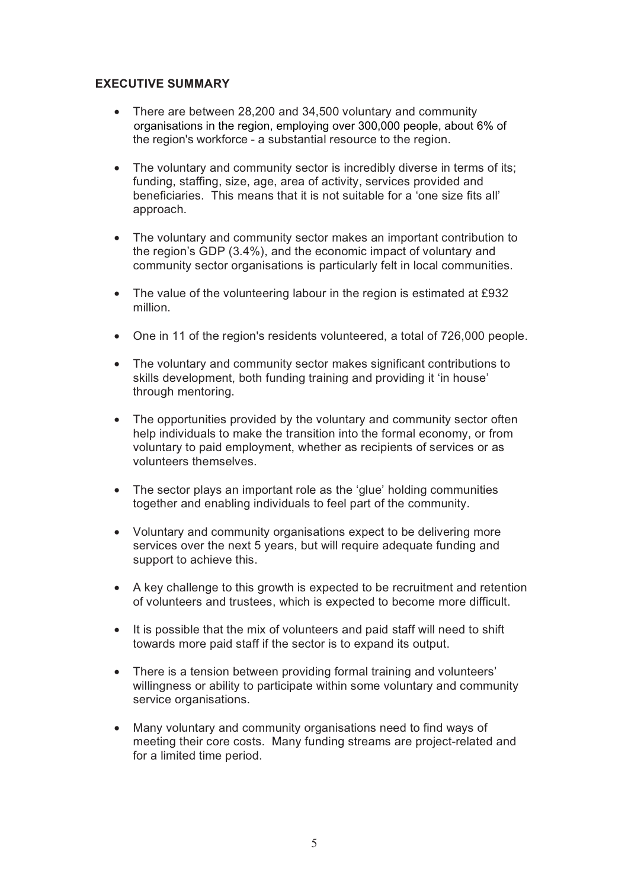## EXECUTIVE SUMMARY

- There are between 28,200 and 34,500 voluntary and community organisations in the region, employing over 300,000 people, about 6% of the region's workforce - a substantial resource to the region.
- The voluntary and community sector is incredibly diverse in terms of its; funding, staffing, size, age, area of activity, services provided and beneficiaries. This means that it is not suitable for a 'one size fits all' approach.
- The voluntary and community sector makes an important contribution to the region's GDP (3.4%), and the economic impact of voluntary and community sector organisations is particularly felt in local communities.
- The value of the volunteering labour in the region is estimated at £932 million.
- One in 11 of the region's residents volunteered, a total of 726,000 people.
- The voluntary and community sector makes significant contributions to skills development, both funding training and providing it 'in house' through mentoring.
- The opportunities provided by the voluntary and community sector often help individuals to make the transition into the formal economy, or from voluntary to paid employment, whether as recipients of services or as volunteers themselves.
- The sector plays an important role as the 'glue' holding communities together and enabling individuals to feel part of the community.
- Voluntary and community organisations expect to be delivering more services over the next 5 years, but will require adequate funding and support to achieve this.
- A key challenge to this growth is expected to be recruitment and retention of volunteers and trustees, which is expected to become more difficult.
- It is possible that the mix of volunteers and paid staff will need to shift towards more paid staff if the sector is to expand its output.
- There is a tension between providing formal training and volunteers' willingness or ability to participate within some voluntary and community service organisations.
- Many voluntary and community organisations need to find ways of meeting their core costs. Many funding streams are project-related and for a limited time period.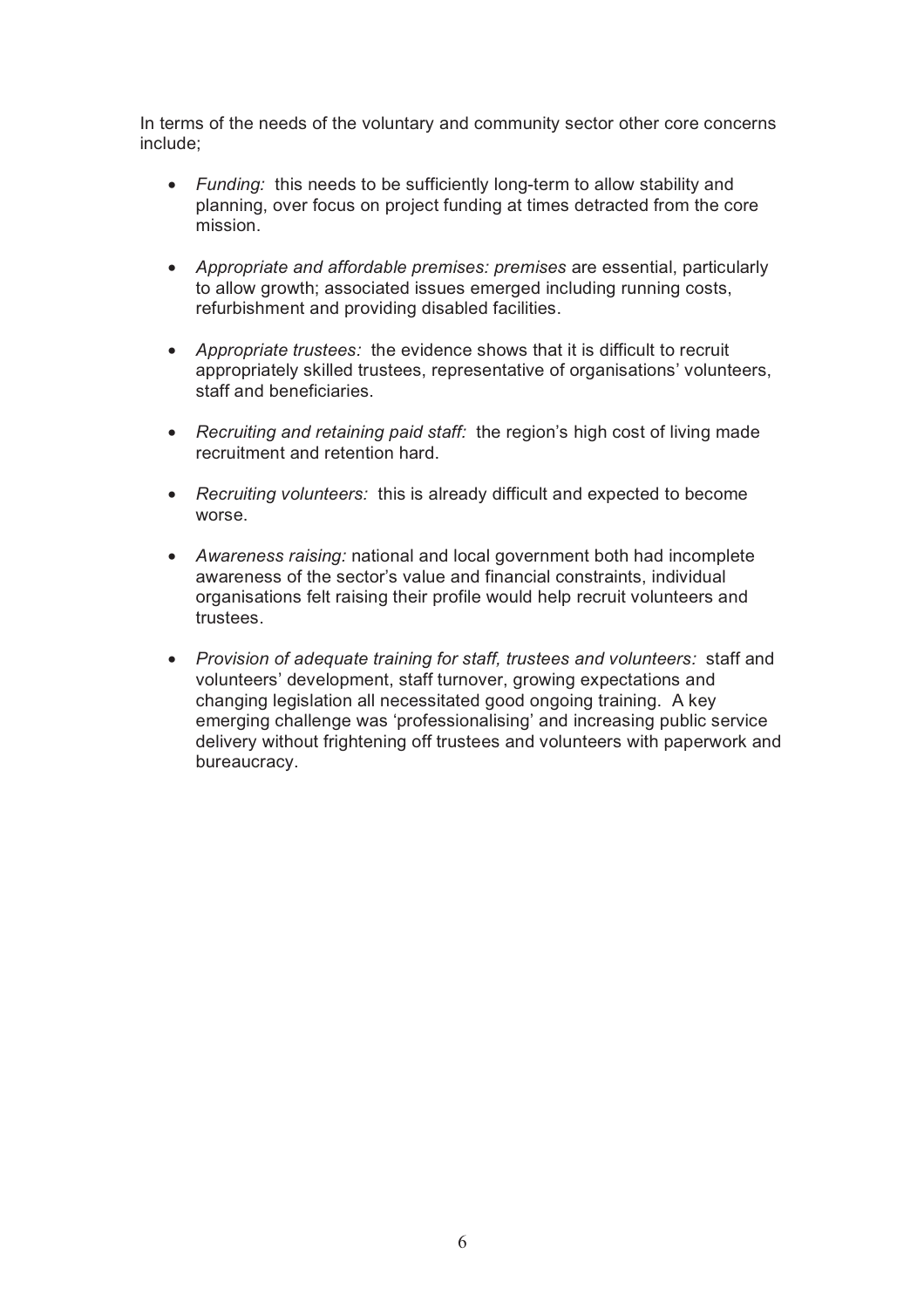In terms of the needs of the voluntary and community sector other core concerns include;

- *Funding:* this needs to be sufficiently long-term to allow stability and planning, over focus on project funding at times detracted from the core mission.

- *Appropriate and affordable premises: premises* are essential, particularly to allow growth; associated issues emerged including running costs, refurbishment and providing disabled facilities.

- *Appropriate trustees:* the evidence shows that it is difficult to recruit appropriately skilled trustees, representative of organisations' volunteers, staff and beneficiaries.

- *Recruiting and retaining paid staff:* the region's high cost of living made recruitment and retention hard.

- *Recruiting volunteers:* this is already difficult and expected to become worse.

- *Awareness raising:* national and local government both had incomplete awareness of the sector's value and financial constraints, individual organisations felt raising their profile would help recruit volunteers and trustees.

- *Provision of adequate training for staff, trustees and volunteers:* staff and volunteers' development, staff turnover, growing expectations and changing legislation all necessitated good ongoing training. A key emerging challenge was 'professionalising' and increasing public service delivery without frightening off trustees and volunteers with paperwork and bureaucracy.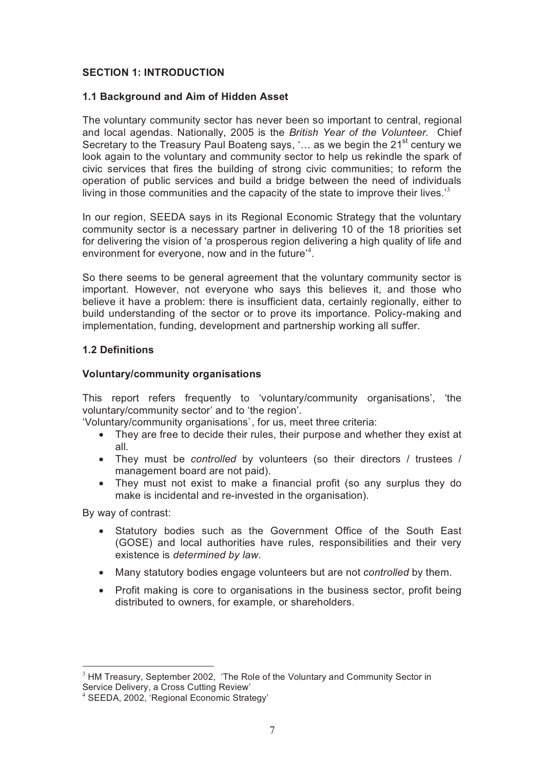## SECTION 1: INTRODUCTION

### 1.1 Background and Aim of Hidden Asset

The voluntary community sector has never been so important to central, regional and local agendas. Nationally, 2005 is the *British Year of the Volunteer.* Chief Secretary to the Treasury Paul Boateng says, '… as we begin the 21st century we look again to the voluntary and community sector to help us rekindle the spark of civic services that fires the building of strong civic communities; to reform the operation of public services and build a bridge between the need of individuals living in those communities and the capacity of the state to improve their lives.'[3]

In our region, SEEDA says in its Regional Economic Strategy that the voluntary community sector is a necessary partner in delivering 10 of the 18 priorities set for delivering the vision of 'a prosperous region delivering a high quality of life and environment for everyone, now and in the future'[4].

So there seems to be general agreement that the voluntary community sector is important. However, not everyone who says this believes it, and those who believe it have a problem: there is insufficient data, certainly regionally, either to build understanding of the sector or to prove its importance. Policy-making and implementation, funding, development and partnership working all suffer.

### 1.2 Definitions

#### Voluntary/community organisations

This report refers frequently to 'voluntary/community organisations', 'the voluntary/community sector' and to 'the region'.

'Voluntary/community organisations`, for us, meet three criteria:

- They are free to decide their rules, their purpose and whether they exist at all.
- They must be *controlled* by volunteers (so their directors / trustees / management board are not paid).
- They must not exist to make a financial profit (so any surplus they do make is incidental and re-invested in the organisation).

By way of contrast:

- Statutory bodies such as the Government Office of the South East (GOSE) and local authorities have rules, responsibilities and their very existence is *determined by law*.
- Many statutory bodies engage volunteers but are not *controlled* by them.
- Profit making is core to organisations in the business sector, profit being distributed to owners, for example, or shareholders.

---

[3] HM Treasury, September 2002, 'The Role of the Voluntary and Community Sector in Service Delivery, a Cross Cutting Review'

[4] SEEDA, 2002, 'Regional Economic Strategy'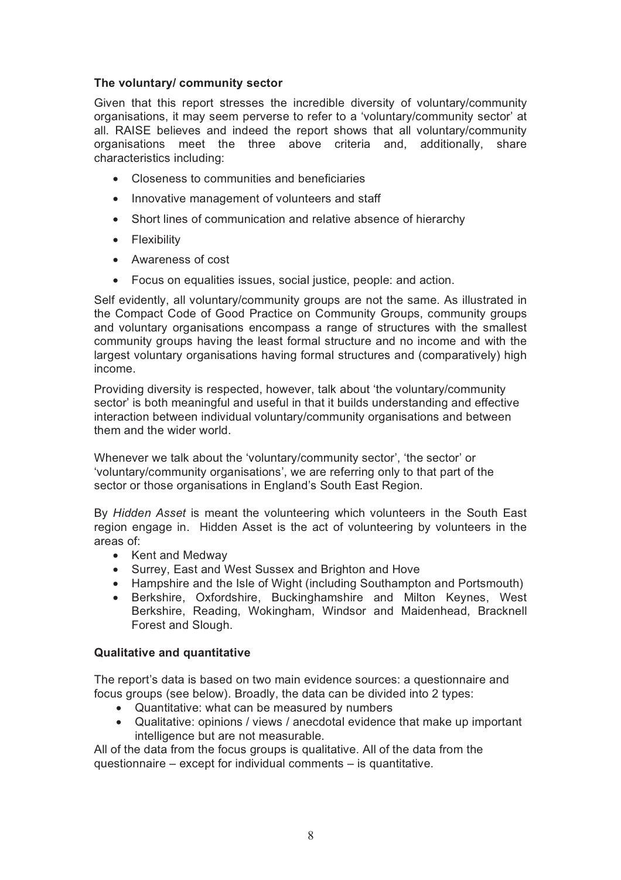### The voluntary/ community sector

Given that this report stresses the incredible diversity of voluntary/community organisations, it may seem perverse to refer to a 'voluntary/community sector' at all. RAISE believes and indeed the report shows that all voluntary/community organisations meet the three above criteria and, additionally, share characteristics including:

- Closeness to communities and beneficiaries
- Innovative management of volunteers and staff
- Short lines of communication and relative absence of hierarchy
- Flexibility
- Awareness of cost
- Focus on equalities issues, social justice, people: and action.

Self evidently, all voluntary/community groups are not the same. As illustrated in the Compact Code of Good Practice on Community Groups, community groups and voluntary organisations encompass a range of structures with the smallest community groups having the least formal structure and no income and with the largest voluntary organisations having formal structures and (comparatively) high income.

Providing diversity is respected, however, talk about 'the voluntary/community sector' is both meaningful and useful in that it builds understanding and effective interaction between individual voluntary/community organisations and between them and the wider world.

Whenever we talk about the 'voluntary/community sector', 'the sector' or 'voluntary/community organisations', we are referring only to that part of the sector or those organisations in England's South East Region.

By *Hidden Asset* is meant the volunteering which volunteers in the South East region engage in. Hidden Asset is the act of volunteering by volunteers in the areas of:

- Kent and Medway
- Surrey, East and West Sussex and Brighton and Hove
- Hampshire and the Isle of Wight (including Southampton and Portsmouth)
- Berkshire, Oxfordshire, Buckinghamshire and Milton Keynes, West Berkshire, Reading, Wokingham, Windsor and Maidenhead, Bracknell Forest and Slough.

### Qualitative and quantitative

The report's data is based on two main evidence sources: a questionnaire and focus groups (see below). Broadly, the data can be divided into 2 types:

- Quantitative: what can be measured by numbers
- Qualitative: opinions / views / anecdotal evidence that make up important intelligence but are not measurable.

All of the data from the focus groups is qualitative. All of the data from the questionnaire – except for individual comments – is quantitative.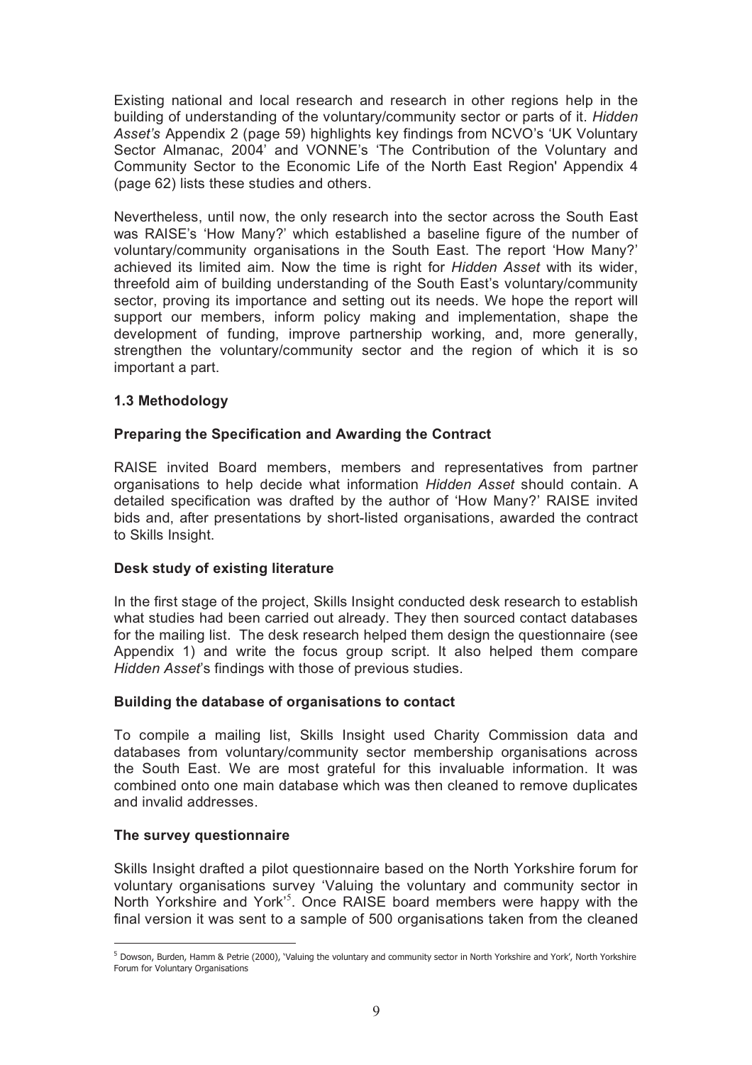Existing national and local research and research in other regions help in the building of understanding of the voluntary/community sector or parts of it. *Hidden Asset's* Appendix 2 (page 59) highlights key findings from NCVO's 'UK Voluntary Sector Almanac, 2004' and VONNE's 'The Contribution of the Voluntary and Community Sector to the Economic Life of the North East Region' Appendix 4 (page 62) lists these studies and others.

Nevertheless, until now, the only research into the sector across the South East was RAISE's 'How Many?' which established a baseline figure of the number of voluntary/community organisations in the South East. The report 'How Many?' achieved its limited aim. Now the time is right for *Hidden Asset* with its wider, threefold aim of building understanding of the South East's voluntary/community sector, proving its importance and setting out its needs. We hope the report will support our members, inform policy making and implementation, shape the development of funding, improve partnership working, and, more generally, strengthen the voluntary/community sector and the region of which it is so important a part.

### 1.3 Methodology

#### Preparing the Specification and Awarding the Contract

RAISE invited Board members, members and representatives from partner organisations to help decide what information *Hidden Asset* should contain. A detailed specification was drafted by the author of 'How Many?' RAISE invited bids and, after presentations by short-listed organisations, awarded the contract to Skills Insight.

#### Desk study of existing literature

In the first stage of the project, Skills Insight conducted desk research to establish what studies had been carried out already. They then sourced contact databases for the mailing list. The desk research helped them design the questionnaire (see Appendix 1) and write the focus group script. It also helped them compare *Hidden Asset*'s findings with those of previous studies.

#### Building the database of organisations to contact

To compile a mailing list, Skills Insight used Charity Commission data and databases from voluntary/community sector membership organisations across the South East. We are most grateful for this invaluable information. It was combined onto one main database which was then cleaned to remove duplicates and invalid addresses.

#### The survey questionnaire

Skills Insight drafted a pilot questionnaire based on the North Yorkshire forum for voluntary organisations survey 'Valuing the voluntary and community sector in North Yorkshire and York'[5]. Once RAISE board members were happy with the final version it was sent to a sample of 500 organisations taken from the cleaned

[5] Dowson, Burden, Hamm & Petrie (2000), 'Valuing the voluntary and community sector in North Yorkshire and York', North Yorkshire Forum for Voluntary Organisations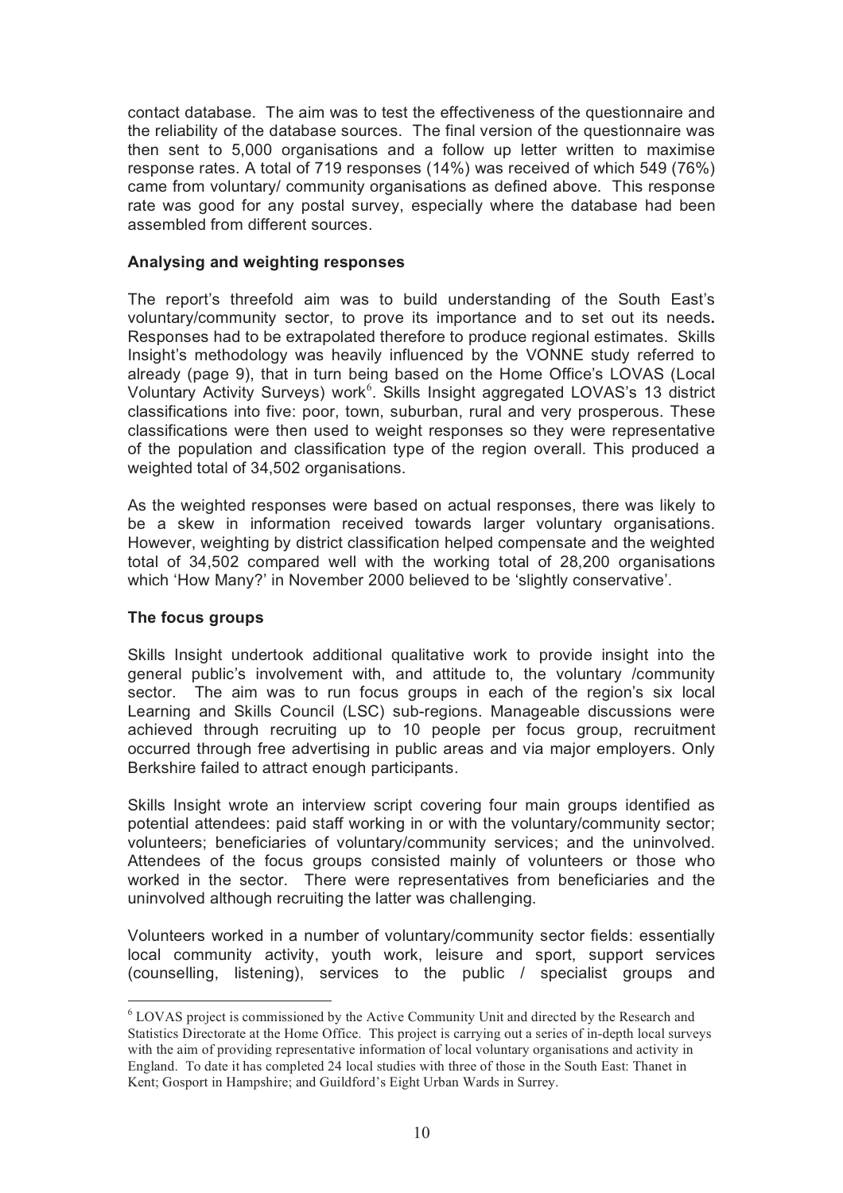contact database. The aim was to test the effectiveness of the questionnaire and the reliability of the database sources. The final version of the questionnaire was then sent to 5,000 organisations and a follow up letter written to maximise response rates. A total of 719 responses (14%) was received of which 549 (76%) came from voluntary/ community organisations as defined above. This response rate was good for any postal survey, especially where the database had been assembled from different sources.

**Analysing and weighting responses**

The report's threefold aim was to build understanding of the South East's voluntary/community sector, to prove its importance and to set out its needs**.** Responses had to be extrapolated therefore to produce regional estimates. Skills Insight's methodology was heavily influenced by the VONNE study referred to already (page 9), that in turn being based on the Home Office's LOVAS (Local Voluntary Activity Surveys) work[6]. Skills Insight aggregated LOVAS's 13 district classifications into five: poor, town, suburban, rural and very prosperous. These classifications were then used to weight responses so they were representative of the population and classification type of the region overall. This produced a weighted total of 34,502 organisations.

As the weighted responses were based on actual responses, there was likely to be a skew in information received towards larger voluntary organisations. However, weighting by district classification helped compensate and the weighted total of 34,502 compared well with the working total of 28,200 organisations which 'How Many?' in November 2000 believed to be 'slightly conservative'.

**The focus groups**

Skills Insight undertook additional qualitative work to provide insight into the general public's involvement with, and attitude to, the voluntary /community sector. The aim was to run focus groups in each of the region's six local Learning and Skills Council (LSC) sub-regions. Manageable discussions were achieved through recruiting up to 10 people per focus group, recruitment occurred through free advertising in public areas and via major employers. Only Berkshire failed to attract enough participants.

Skills Insight wrote an interview script covering four main groups identified as potential attendees: paid staff working in or with the voluntary/community sector; volunteers; beneficiaries of voluntary/community services; and the uninvolved. Attendees of the focus groups consisted mainly of volunteers or those who worked in the sector. There were representatives from beneficiaries and the uninvolved although recruiting the latter was challenging.

Volunteers worked in a number of voluntary/community sector fields: essentially local community activity, youth work, leisure and sport, support services (counselling, listening), services to the public / specialist groups and

[6] LOVAS project is commissioned by the Active Community Unit and directed by the Research and Statistics Directorate at the Home Office. This project is carrying out a series of in-depth local surveys with the aim of providing representative information of local voluntary organisations and activity in England. To date it has completed 24 local studies with three of those in the South East: Thanet in Kent; Gosport in Hampshire; and Guildford's Eight Urban Wards in Surrey.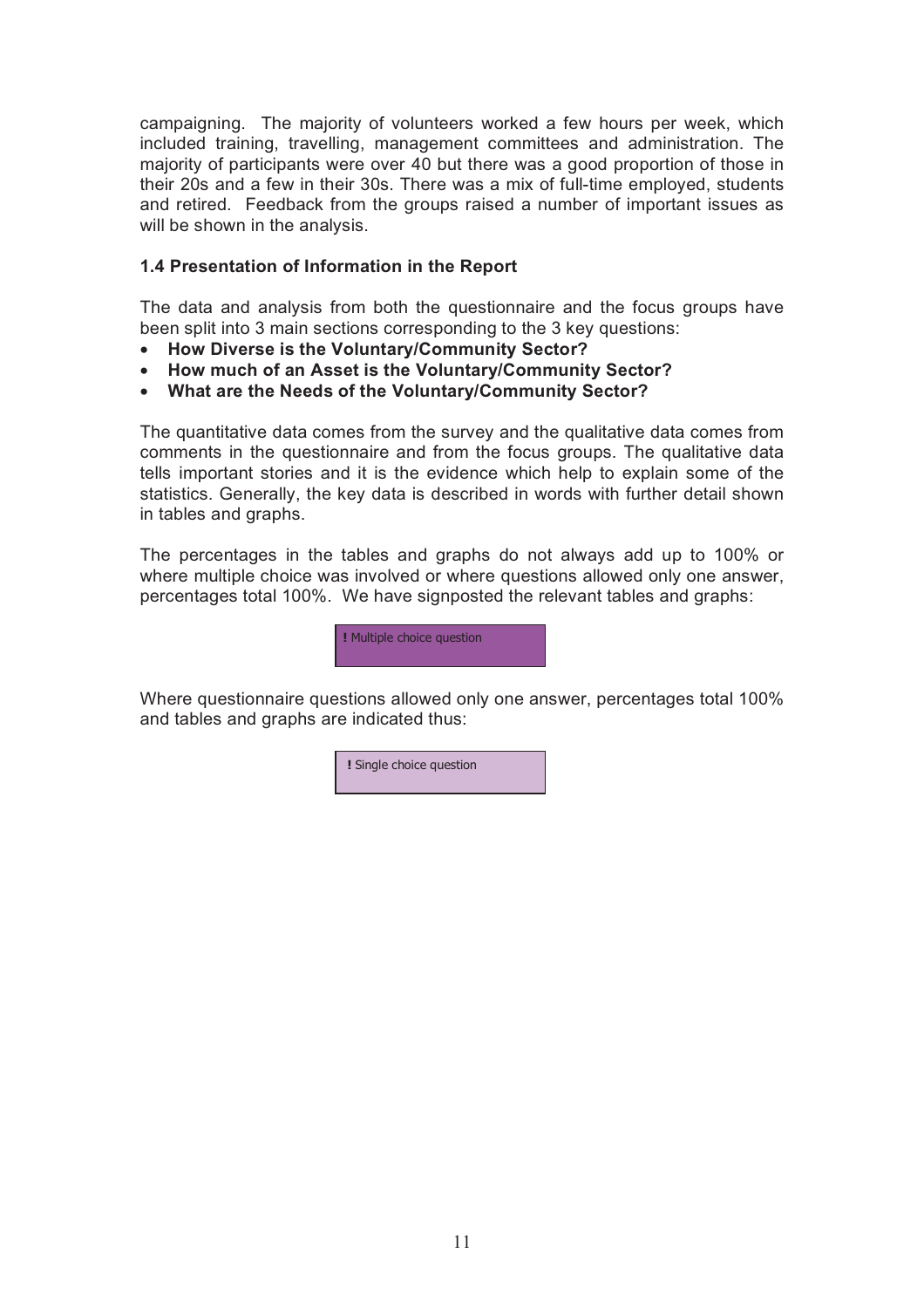campaigning. The majority of volunteers worked a few hours per week, which included training, travelling, management committees and administration. The majority of participants were over 40 but there was a good proportion of those in their 20s and a few in their 30s. There was a mix of full-time employed, students and retired. Feedback from the groups raised a number of important issues as will be shown in the analysis.

### 1.4 Presentation of Information in the Report

The data and analysis from both the questionnaire and the focus groups have been split into 3 main sections corresponding to the 3 key questions:

- **How Diverse is the Voluntary/Community Sector?**
- **How much of an Asset is the Voluntary/Community Sector?**
- **What are the Needs of the Voluntary/Community Sector?**

The quantitative data comes from the survey and the qualitative data comes from comments in the questionnaire and from the focus groups. The qualitative data tells important stories and it is the evidence which help to explain some of the statistics. Generally, the key data is described in words with further detail shown in tables and graphs.

The percentages in the tables and graphs do not always add up to 100% or where multiple choice was involved or where questions allowed only one answer, percentages total 100%. We have signposted the relevant tables and graphs:

**!** Multiple choice question

Where questionnaire questions allowed only one answer, percentages total 100% and tables and graphs are indicated thus:

**!** Single choice question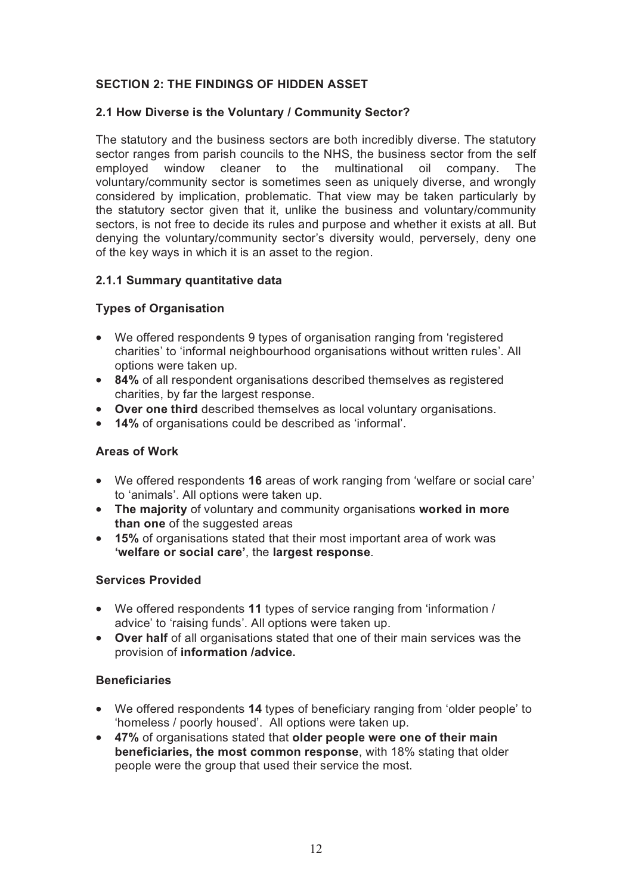## SECTION 2: THE FINDINGS OF HIDDEN ASSET

### 2.1 How Diverse is the Voluntary / Community Sector?

The statutory and the business sectors are both incredibly diverse. The statutory sector ranges from parish councils to the NHS, the business sector from the self employed window cleaner to the multinational oil company. The voluntary/community sector is sometimes seen as uniquely diverse, and wrongly considered by implication, problematic. That view may be taken particularly by the statutory sector given that it, unlike the business and voluntary/community sectors, is not free to decide its rules and purpose and whether it exists at all. But denying the voluntary/community sector's diversity would, perversely, deny one of the key ways in which it is an asset to the region.

#### 2.1.1 Summary quantitative data

**Types of Organisation**

- We offered respondents 9 types of organisation ranging from 'registered charities' to 'informal neighbourhood organisations without written rules'. All options were taken up.
- **84%** of all respondent organisations described themselves as registered charities, by far the largest response.
- **Over one third** described themselves as local voluntary organisations.
- **14%** of organisations could be described as 'informal'.

**Areas of Work**

- We offered respondents **16** areas of work ranging from 'welfare or social care' to 'animals'. All options were taken up.
- **The majority** of voluntary and community organisations **worked in more than one** of the suggested areas
- **15%** of organisations stated that their most important area of work was **'welfare or social care'**, the **largest response**.

**Services Provided**

- We offered respondents **11** types of service ranging from 'information / advice' to 'raising funds'. All options were taken up.
- **Over half** of all organisations stated that one of their main services was the provision of **information /advice.**

**Beneficiaries**

- We offered respondents **14** types of beneficiary ranging from 'older people' to 'homeless / poorly housed'. All options were taken up.
- **47%** of organisations stated that **older people were one of their main beneficiaries, the most common response**, with 18% stating that older people were the group that used their service the most.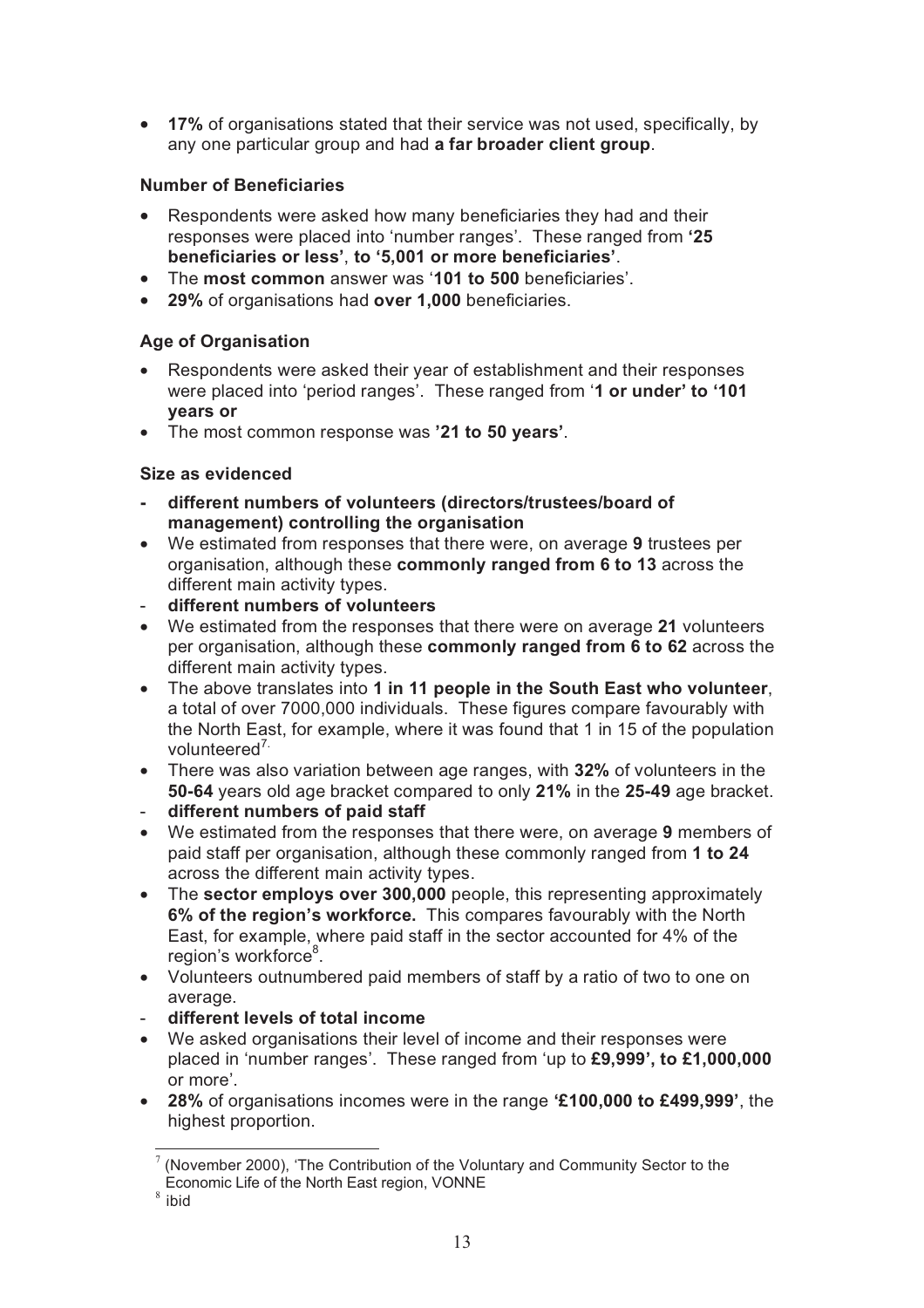- **17%** of organisations stated that their service was not used, specifically, by any one particular group and had **a far broader client group**.

**Number of Beneficiaries**

- Respondents were asked how many beneficiaries they had and their responses were placed into 'number ranges'. These ranged from **'25 beneficiaries or less'**, **to '5,001 or more beneficiaries'**.
- The **most common** answer was '**101 to 500** beneficiaries'.
- **29%** of organisations had **over 1,000** beneficiaries.

**Age of Organisation**

- Respondents were asked their year of establishment and their responses were placed into 'period ranges'. These ranged from '**1 or under' to '101 years or**
- The most common response was **'21 to 50 years'**.

**Size as evidenced**

- **different numbers of volunteers (directors/trustees/board of management) controlling the organisation**
- We estimated from responses that there were, on average **9** trustees per organisation, although these **commonly ranged from 6 to 13** across the different main activity types.
- **different numbers of volunteers**
- We estimated from the responses that there were on average **21** volunteers per organisation, although these **commonly ranged from 6 to 62** across the different main activity types.
- The above translates into **1 in 11 people in the South East who volunteer**, a total of over 7000,000 individuals. These figures compare favourably with the North East, for example, where it was found that 1 in 15 of the population volunteered[7].
- There was also variation between age ranges, with **32%** of volunteers in the **50-64** years old age bracket compared to only **21%** in the **25-49** age bracket.
- **different numbers of paid staff**
- We estimated from the responses that there were, on average **9** members of paid staff per organisation, although these commonly ranged from **1 to 24** across the different main activity types.
- The **sector employs over 300,000** people, this representing approximately **6% of the region's workforce.** This compares favourably with the North East, for example, where paid staff in the sector accounted for 4% of the region's workforce[8].
- Volunteers outnumbered paid members of staff by a ratio of two to one on average.
- **different levels of total income**
- We asked organisations their level of income and their responses were placed in 'number ranges'. These ranged from 'up to **£9,999', to £1,000,000** or more'.
- **28%** of organisations incomes were in the range **'£100,000 to £499,999'**, the highest proportion.

---

[7] (November 2000), 'The Contribution of the Voluntary and Community Sector to the Economic Life of the North East region, VONNE

[8] ibid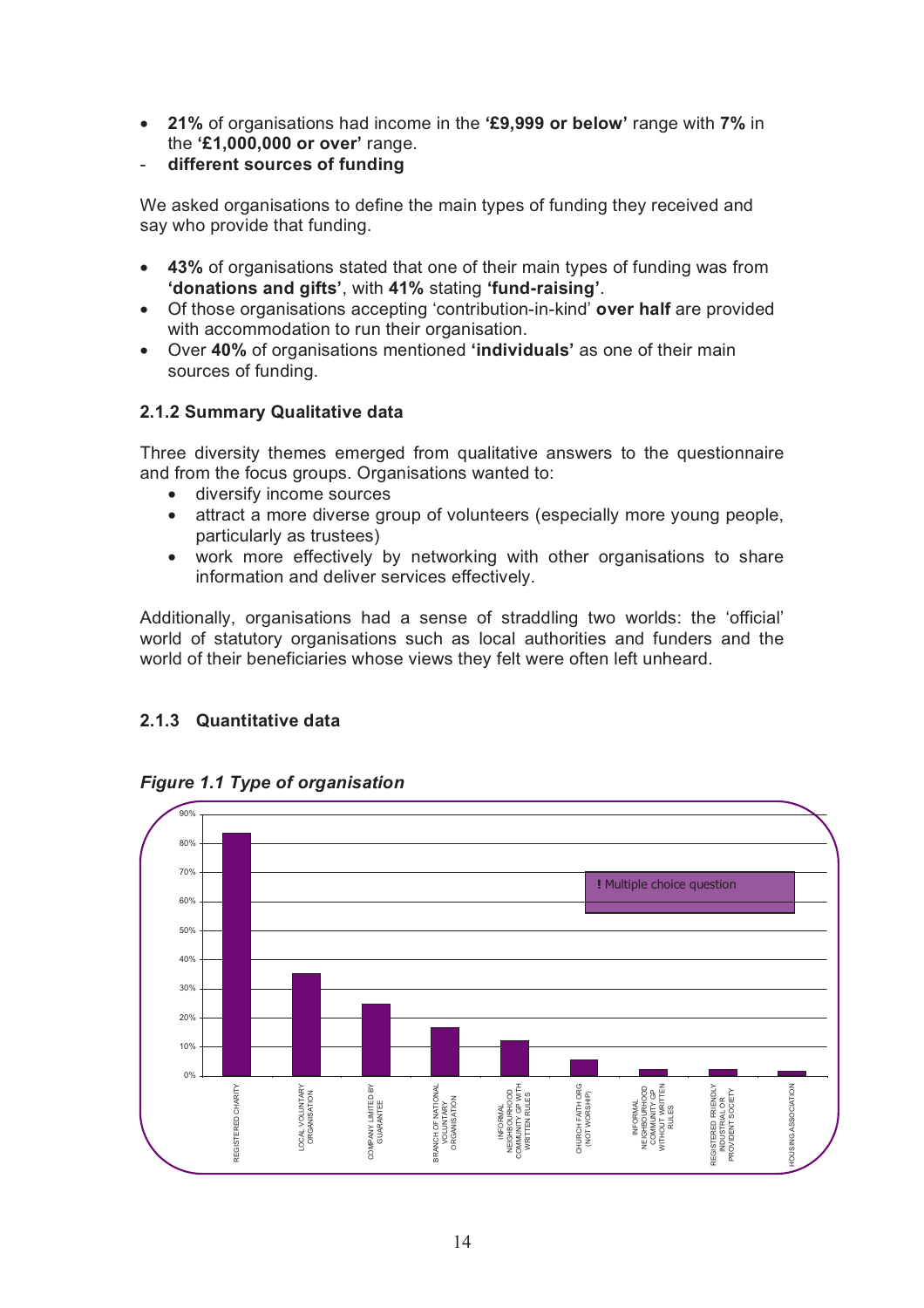- **21%** of organisations had income in the **'£9,999 or below'** range with **7%** in the **'£1,000,000 or over'** range.

- **different sources of funding**

We asked organisations to define the main types of funding they received and say who provide that funding.

- **43%** of organisations stated that one of their main types of funding was from **'donations and gifts'**, with **41%** stating **'fund-raising'**.
- Of those organisations accepting 'contribution-in-kind' **over half** are provided with accommodation to run their organisation.
- Over **40%** of organisations mentioned **'individuals'** as one of their main sources of funding.

### 2.1.2 Summary Qualitative data

Three diversity themes emerged from qualitative answers to the questionnaire and from the focus groups. Organisations wanted to:

- diversify income sources
- attract a more diverse group of volunteers (especially more young people, particularly as trustees)
- work more effectively by networking with other organisations to share information and deliver services effectively.

Additionally, organisations had a sense of straddling two worlds: the 'official' world of statutory organisations such as local authorities and funders and the world of their beneficiaries whose views they felt were often left unheard.

### 2.1.3 Quantitative data

***Figure 1.1 Type of organisation***

! Multiple choice question

| Type of organisation | % (approx.) |
|---|---|
| REGISTERED CHARITY | 83% |
| LOCAL VOLUNTARY ORGANISATION | 35% |
| COMPANY LIMITED BY GUARANTEE | 25% |
| BRANCH OF NATIONAL VOLUNTARY ORGANISATION | 17% |
| INFORMAL NEIGHBOURHOOD COMMUNITY GP WITH WRITTEN RULES | 12% |
| CHURCH FAITH ORG (NOT WORSHIP) | 5% |
| INFORMAL NEIGHBOURHOOD COMMUNITY GP WITHOUT WRITTEN RULES | 2% |
| REGISTERED FRIENDLY INDUSTRIAL OR PROVIDENT SOCIETY | 2% |
| HOUSING ASSOCIATION | 1% |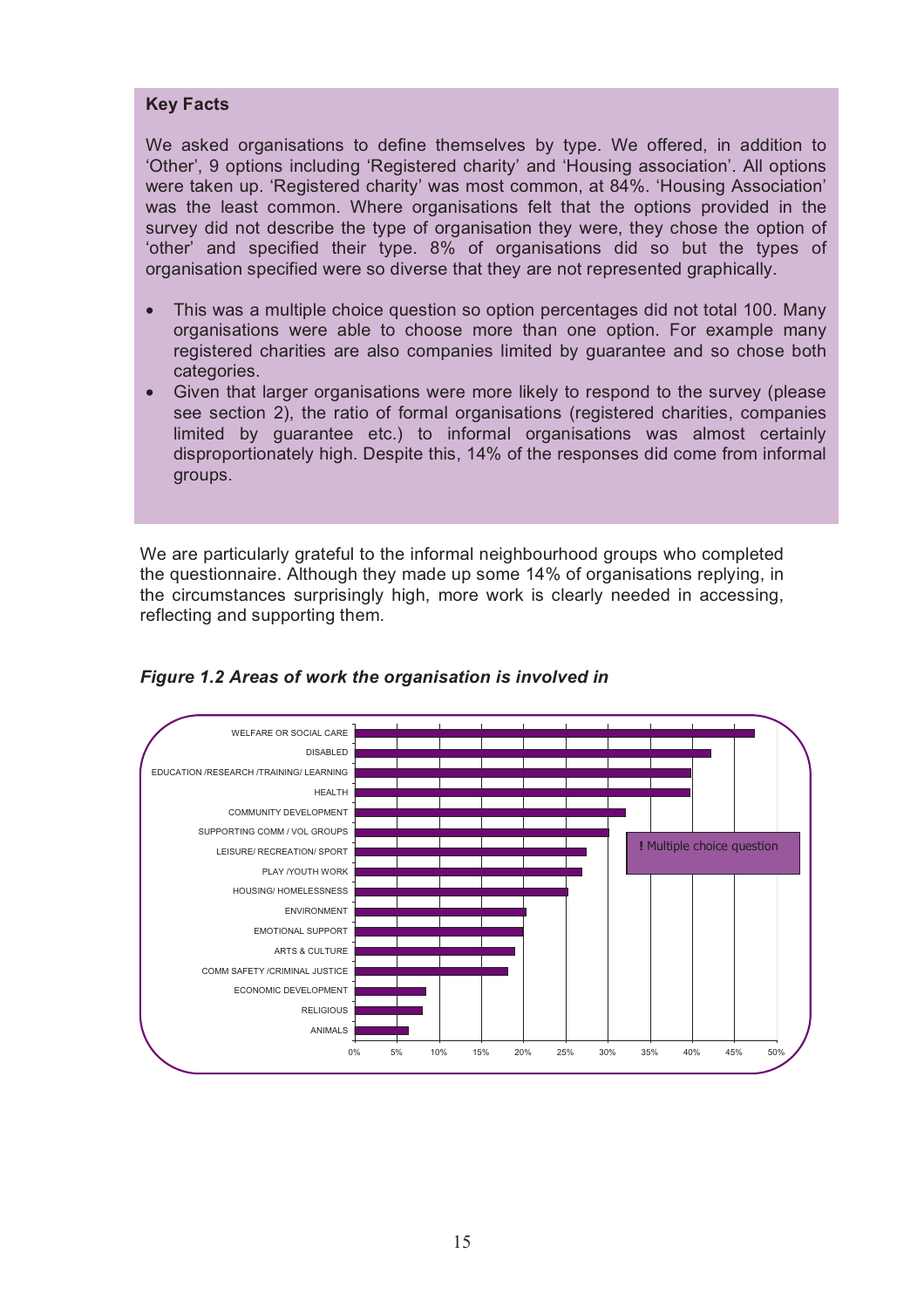**Key Facts**

We asked organisations to define themselves by type. We offered, in addition to 'Other', 9 options including 'Registered charity' and 'Housing association'. All options were taken up. 'Registered charity' was most common, at 84%. 'Housing Association' was the least common. Where organisations felt that the options provided in the survey did not describe the type of organisation they were, they chose the option of 'other' and specified their type. 8% of organisations did so but the types of organisation specified were so diverse that they are not represented graphically.

- This was a multiple choice question so option percentages did not total 100. Many organisations were able to choose more than one option. For example many registered charities are also companies limited by guarantee and so chose both categories.
- Given that larger organisations were more likely to respond to the survey (please see section 2), the ratio of formal organisations (registered charities, companies limited by guarantee etc.) to informal organisations was almost certainly disproportionately high. Despite this, 14% of the responses did come from informal groups.

We are particularly grateful to the informal neighbourhood groups who completed the questionnaire. Although they made up some 14% of organisations replying, in the circumstances surprisingly high, more work is clearly needed in accessing, reflecting and supporting them.

***Figure 1.2 Areas of work the organisation is involved in***

| Area of work |
|---|
| WELFARE OR SOCIAL CARE |
| DISABLED |
| EDUCATION /RESEARCH /TRAINING/ LEARNING |
| HEALTH |
| COMMUNITY DEVELOPMENT |
| SUPPORTING COMM / VOL GROUPS |
| LEISURE/ RECREATION/ SPORT |
| PLAY /YOUTH WORK |
| HOUSING/ HOMELESSNESS |
| ENVIRONMENT |
| EMOTIONAL SUPPORT |
| ARTS & CULTURE |
| COMM SAFETY /CRIMINAL JUSTICE |
| ECONOMIC DEVELOPMENT |
| RELIGIOUS |
| ANIMALS |

**!** Multiple choice question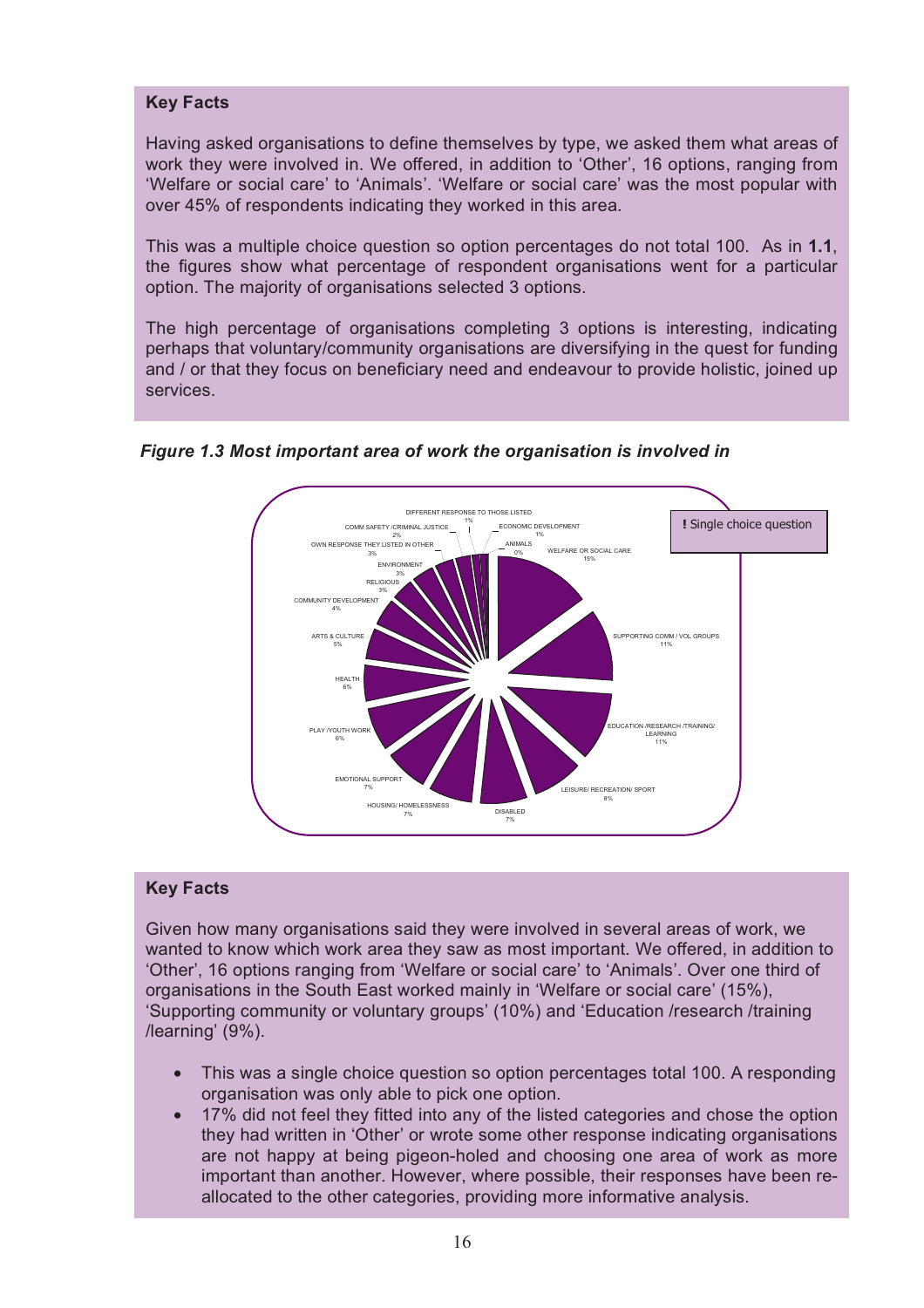**Key Facts**

Having asked organisations to define themselves by type, we asked them what areas of work they were involved in. We offered, in addition to 'Other', 16 options, ranging from 'Welfare or social care' to 'Animals'. 'Welfare or social care' was the most popular with over 45% of respondents indicating they worked in this area.

This was a multiple choice question so option percentages do not total 100. As in **1.1**, the figures show what percentage of respondent organisations went for a particular option. The majority of organisations selected 3 options.

The high percentage of organisations completing 3 options is interesting, indicating perhaps that voluntary/community organisations are diversifying in the quest for funding and / or that they focus on beneficiary need and endeavour to provide holistic, joined up services.

***Figure 1.3 Most important area of work the organisation is involved in***

**!** Single choice question

| Area of work | % |
|---|---|
| WELFARE OR SOCIAL CARE | 15% |
| SUPPORTING COMM / VOL GROUPS | 11% |
| EDUCATION /RESEARCH /TRAINING/ LEARNING | 11% |
| LEISURE/ RECREATION/ SPORT | 8% |
| DISABLED | 7% |
| HOUSING/ HOMELESSNESS | 7% |
| EMOTIONAL SUPPORT | 7% |
| PLAY /YOUTH WORK | 6% |
| HEALTH | 6% |
| ARTS & CULTURE | 5% |
| COMMUNITY DEVELOPMENT | 4% |
| RELIGIOUS | 3% |
| ENVIRONMENT | 3% |
| OWN RESPONSE THEY LISTED IN OTHER | 3% |
| COMM SAFETY /CRIMINAL JUSTICE | 2% |
| DIFFERENT RESPONSE TO THOSE LISTED | 1% |
| ECONOMIC DEVELOPMENT | 1% |
| ANIMALS | 0% |

**Key Facts**

Given how many organisations said they were involved in several areas of work, we wanted to know which work area they saw as most important. We offered, in addition to 'Other', 16 options ranging from 'Welfare or social care' to 'Animals'. Over one third of organisations in the South East worked mainly in 'Welfare or social care' (15%), 'Supporting community or voluntary groups' (10%) and 'Education /research /training /learning' (9%).

- This was a single choice question so option percentages total 100. A responding organisation was only able to pick one option.
- 17% did not feel they fitted into any of the listed categories and chose the option they had written in 'Other' or wrote some other response indicating organisations are not happy at being pigeon-holed and choosing one area of work as more important than another. However, where possible, their responses have been re-allocated to the other categories, providing more informative analysis.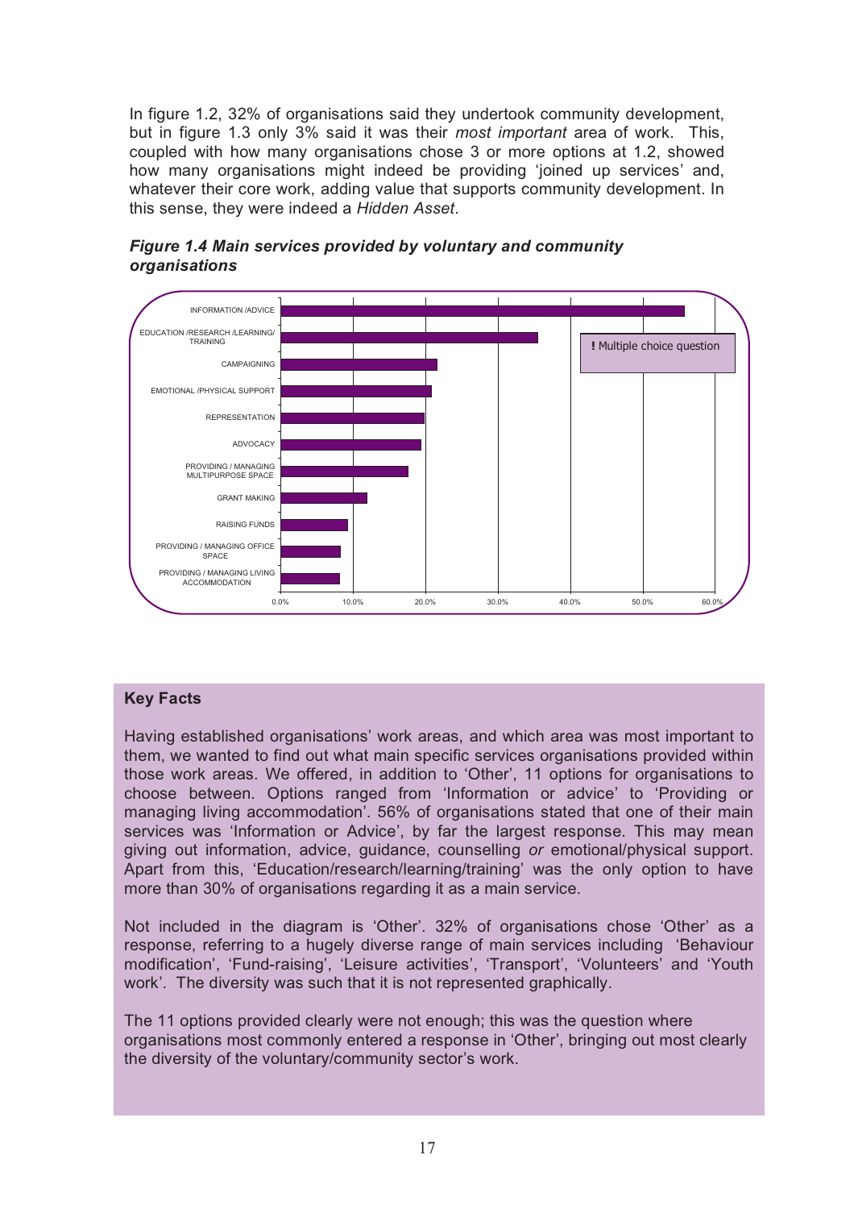In figure 1.2, 32% of organisations said they undertook community development, but in figure 1.3 only 3% said it was their *most important* area of work. This, coupled with how many organisations chose 3 or more options at 1.2, showed how many organisations might indeed be providing 'joined up services' and, whatever their core work, adding value that supports community development. In this sense, they were indeed a *Hidden Asset*.

***Figure 1.4 Main services provided by voluntary and community organisations***

| Service | Approx. % of organisations |
|---|---|
| INFORMATION /ADVICE | 56% |
| EDUCATION /RESEARCH /LEARNING/ TRAINING | 35.5% |
| CAMPAIGNING | 21.5% |
| EMOTIONAL /PHYSICAL SUPPORT | 21% |
| REPRESENTATION | 20% |
| ADVOCACY | 19.5% |
| PROVIDING / MANAGING MULTIPURPOSE SPACE | 17.5% |
| GRANT MAKING | 12% |
| RAISING FUNDS | 9% |
| PROVIDING / MANAGING OFFICE SPACE | 8% |
| PROVIDING / MANAGING LIVING ACCOMMODATION | 8% |

**!** Multiple choice question

**Key Facts**

Having established organisations' work areas, and which area was most important to them, we wanted to find out what main specific services organisations provided within those work areas. We offered, in addition to 'Other', 11 options for organisations to choose between. Options ranged from 'Information or advice' to 'Providing or managing living accommodation'. 56% of organisations stated that one of their main services was 'Information or Advice', by far the largest response. This may mean giving out information, advice, guidance, counselling *or* emotional/physical support. Apart from this, 'Education/research/learning/training' was the only option to have more than 30% of organisations regarding it as a main service.

Not included in the diagram is 'Other'. 32% of organisations chose 'Other' as a response, referring to a hugely diverse range of main services including 'Behaviour modification', 'Fund-raising', 'Leisure activities', 'Transport', 'Volunteers' and 'Youth work'. The diversity was such that it is not represented graphically.

The 11 options provided clearly were not enough; this was the question where organisations most commonly entered a response in 'Other', bringing out most clearly the diversity of the voluntary/community sector's work.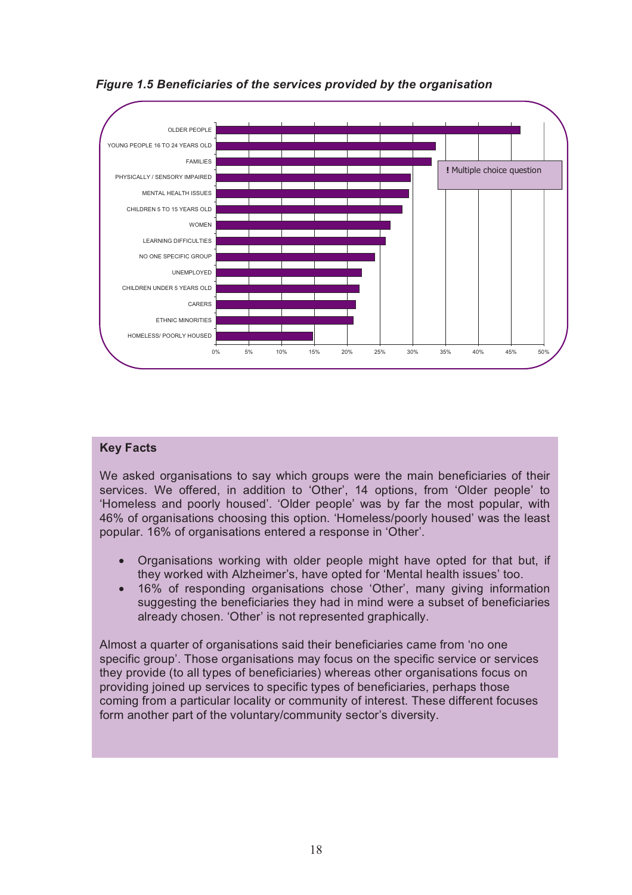*Figure 1.5 Beneficiaries of the services provided by the organisation*

| Beneficiary group | Approx. % |
|---|---|
| OLDER PEOPLE | 46% |
| YOUNG PEOPLE 16 TO 24 YEARS OLD | 33% |
| FAMILIES | 33% |
| PHYSICALLY / SENSORY IMPAIRED | 30% |
| MENTAL HEALTH ISSUES | 29% |
| CHILDREN 5 TO 15 YEARS OLD | 28% |
| WOMEN | 27% |
| LEARNING DIFFICULTIES | 26% |
| NO ONE SPECIFIC GROUP | 24% |
| UNEMPLOYED | 22% |
| CHILDREN UNDER 5 YEARS OLD | 22% |
| CARERS | 21% |
| ETHNIC MINORITIES | 21% |
| HOMELESS/ POORLY HOUSED | 15% |

**!** Multiple choice question

### Key Facts

We asked organisations to say which groups were the main beneficiaries of their services. We offered, in addition to 'Other', 14 options, from 'Older people' to 'Homeless and poorly housed'. 'Older people' was by far the most popular, with 46% of organisations choosing this option. 'Homeless/poorly housed' was the least popular. 16% of organisations entered a response in 'Other'.

- Organisations working with older people might have opted for that but, if they worked with Alzheimer's, have opted for 'Mental health issues' too.
- 16% of responding organisations chose 'Other', many giving information suggesting the beneficiaries they had in mind were a subset of beneficiaries already chosen. 'Other' is not represented graphically.

Almost a quarter of organisations said their beneficiaries came from 'no one specific group'. Those organisations may focus on the specific service or services they provide (to all types of beneficiaries) whereas other organisations focus on providing joined up services to specific types of beneficiaries, perhaps those coming from a particular locality or community of interest. These different focuses form another part of the voluntary/community sector's diversity.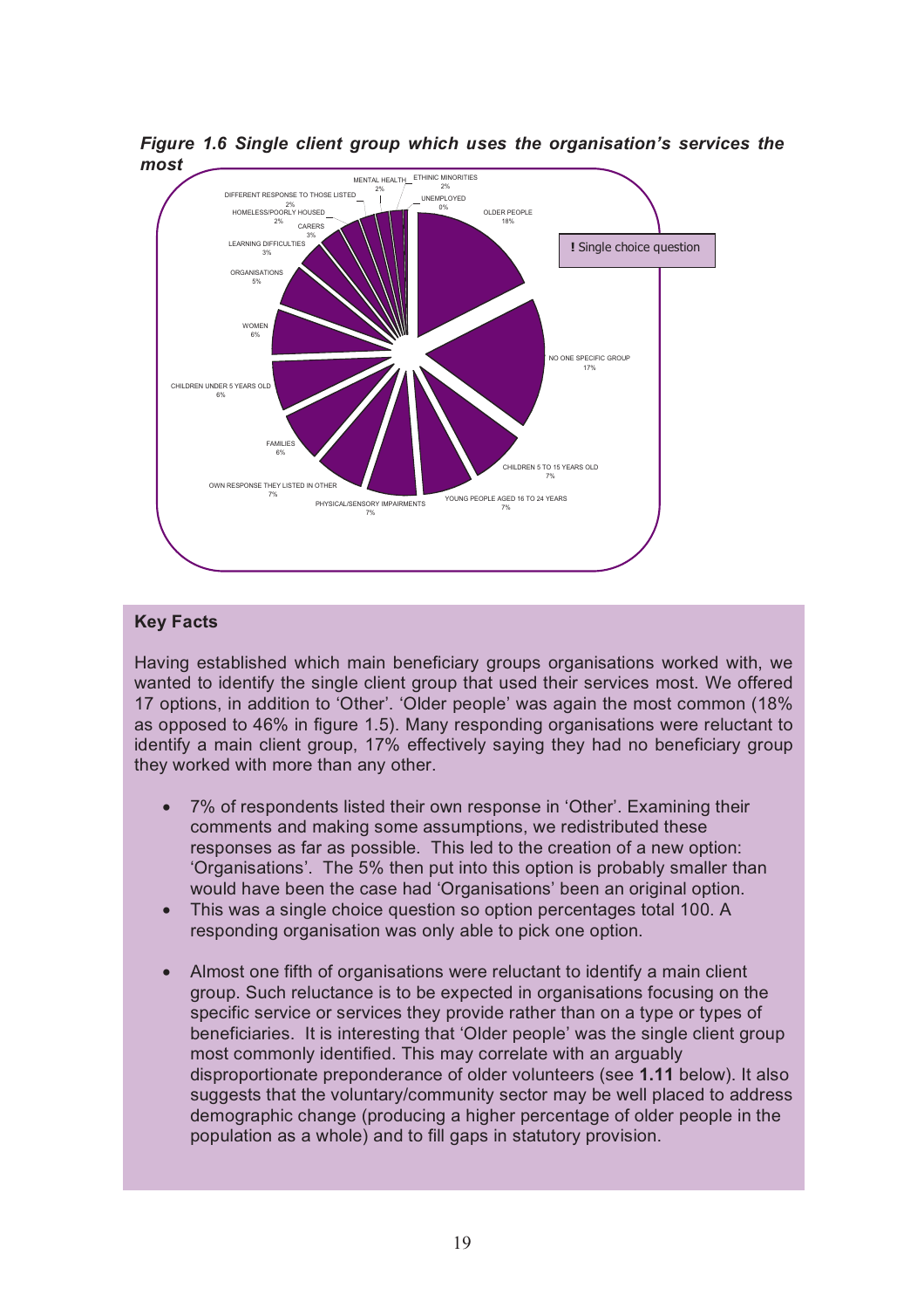***Figure 1.6 Single client group which uses the organisation's services the most***

| Client group | % |
|---|---|
| OLDER PEOPLE | 18% |
| NO ONE SPECIFIC GROUP | 17% |
| CHILDREN 5 TO 15 YEARS OLD | 7% |
| YOUNG PEOPLE AGED 16 TO 24 YEARS | 7% |
| PHYSICAL/SENSORY IMPAIRMENTS | 7% |
| OWN RESPONSE THEY LISTED IN OTHER | 7% |
| FAMILIES | 6% |
| CHILDREN UNDER 5 YEARS OLD | 6% |
| WOMEN | 6% |
| ORGANISATIONS | 5% |
| LEARNING DIFFICULTIES | 3% |
| CARERS | 3% |
| HOMELESS/POORLY HOUSED | 2% |
| DIFFERENT RESPONSE TO THOSE LISTED | 2% |
| MENTAL HEALTH | 2% |
| ETHINIC MINORITIES | 2% |
| UNEMPLOYED | 0% |

**!** Single choice question

**Key Facts**

Having established which main beneficiary groups organisations worked with, we wanted to identify the single client group that used their services most. We offered 17 options, in addition to 'Other'. 'Older people' was again the most common (18% as opposed to 46% in figure 1.5). Many responding organisations were reluctant to identify a main client group, 17% effectively saying they had no beneficiary group they worked with more than any other.

- 7% of respondents listed their own response in 'Other'. Examining their comments and making some assumptions, we redistributed these responses as far as possible. This led to the creation of a new option: 'Organisations'. The 5% then put into this option is probably smaller than would have been the case had 'Organisations' been an original option.
- This was a single choice question so option percentages total 100. A responding organisation was only able to pick one option.
- Almost one fifth of organisations were reluctant to identify a main client group. Such reluctance is to be expected in organisations focusing on the specific service or services they provide rather than on a type or types of beneficiaries. It is interesting that 'Older people' was the single client group most commonly identified. This may correlate with an arguably disproportionate preponderance of older volunteers (see **1.11** below). It also suggests that the voluntary/community sector may be well placed to address demographic change (producing a higher percentage of older people in the population as a whole) and to fill gaps in statutory provision.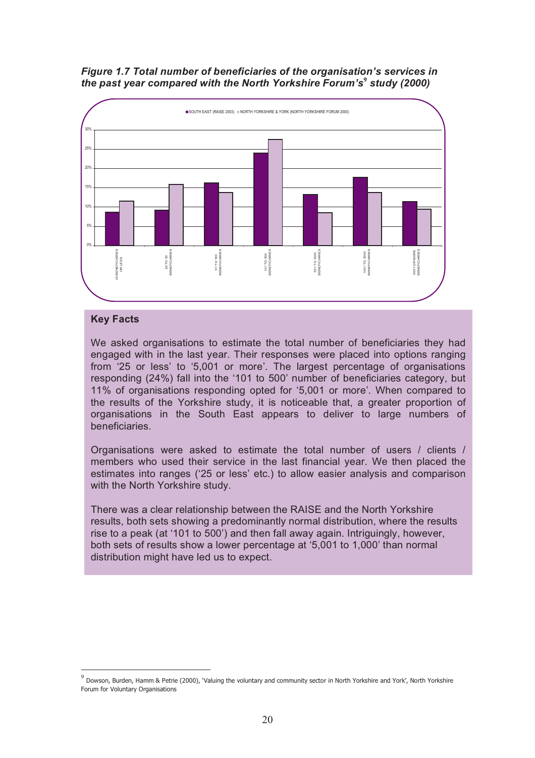***Figure 1.7 Total number of beneficiaries of the organisation's services in the past year compared with the North Yorkshire Forum's[9] study (2000)***

### Key Facts

We asked organisations to estimate the total number of beneficiaries they had engaged with in the last year. Their responses were placed into options ranging from '25 or less' to '5,001 or more'. The largest percentage of organisations responding (24%) fall into the '101 to 500' number of beneficiaries category, but 11% of organisations responding opted for '5,001 or more'. When compared to the results of the Yorkshire study, it is noticeable that, a greater proportion of organisations in the South East appears to deliver to large numbers of beneficiaries.

Organisations were asked to estimate the total number of users / clients / members who used their service in the last financial year. We then placed the estimates into ranges ('25 or less' etc.) to allow easier analysis and comparison with the North Yorkshire study.

There was a clear relationship between the RAISE and the North Yorkshire results, both sets showing a predominantly normal distribution, where the results rise to a peak (at '101 to 500') and then fall away again. Intriguingly, however, both sets of results show a lower percentage at '5,001 to 1,000' than normal distribution might have led us to expect.

[9] Dowson, Burden, Hamm & Petrie (2000), 'Valuing the voluntary and community sector in North Yorkshire and York', North Yorkshire Forum for Voluntary Organisations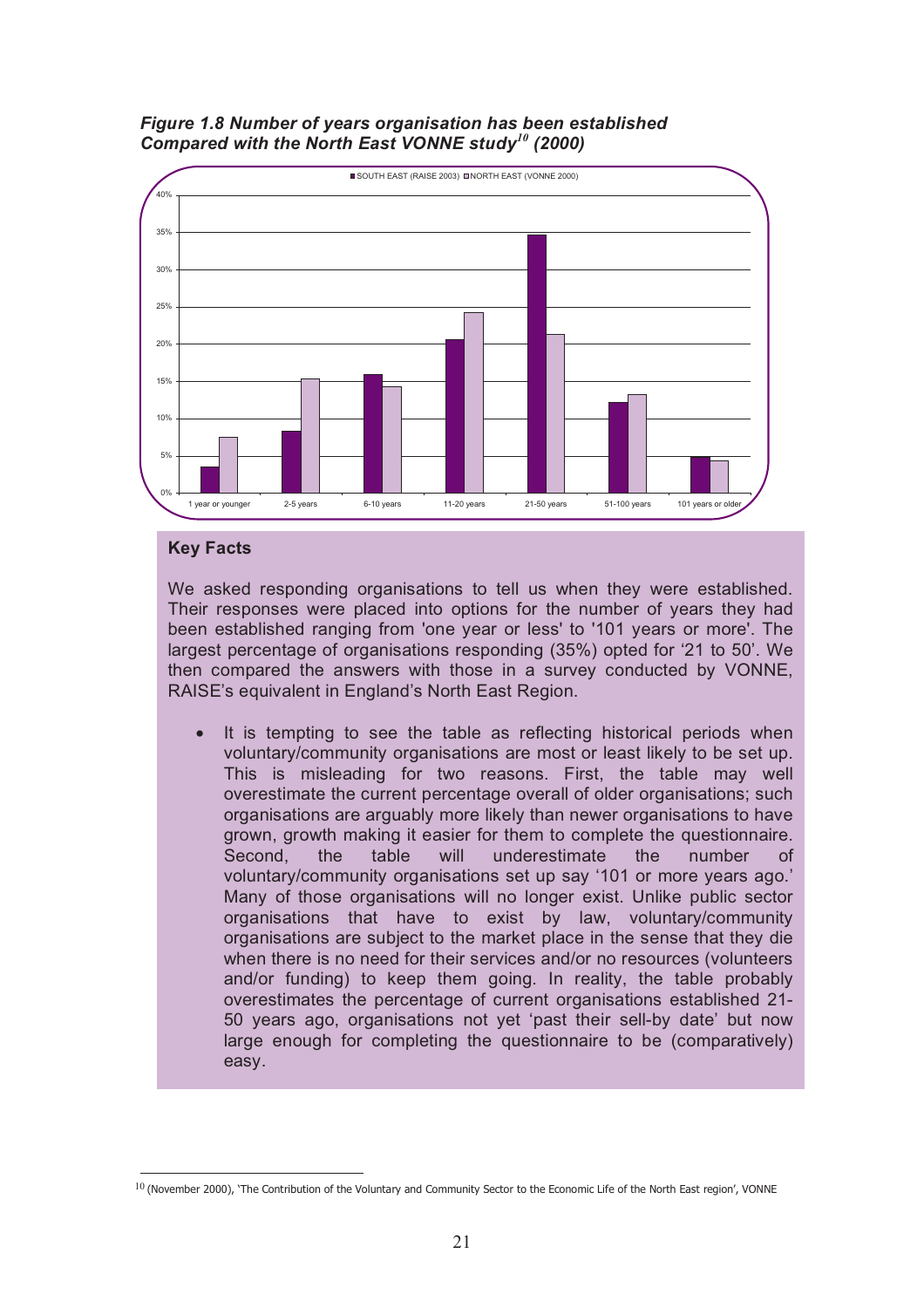***Figure 1.8 Number of years organisation has been established Compared with the North East VONNE study[10] (2000)***

## Key Facts

We asked responding organisations to tell us when they were established. Their responses were placed into options for the number of years they had been established ranging from 'one year or less' to '101 years or more'. The largest percentage of organisations responding (35%) opted for '21 to 50'. We then compared the answers with those in a survey conducted by VONNE, RAISE's equivalent in England's North East Region.

- It is tempting to see the table as reflecting historical periods when voluntary/community organisations are most or least likely to be set up. This is misleading for two reasons. First, the table may well overestimate the current percentage overall of older organisations; such organisations are arguably more likely than newer organisations to have grown, growth making it easier for them to complete the questionnaire. Second, the table will underestimate the number of voluntary/community organisations set up say '101 or more years ago.' Many of those organisations will no longer exist. Unlike public sector organisations that have to exist by law, voluntary/community organisations are subject to the market place in the sense that they die when there is no need for their services and/or no resources (volunteers and/or funding) to keep them going. In reality, the table probably overestimates the percentage of current organisations established 21-50 years ago, organisations not yet 'past their sell-by date' but now large enough for completing the questionnaire to be (comparatively) easy.

[10] (November 2000), 'The Contribution of the Voluntary and Community Sector to the Economic Life of the North East region', VONNE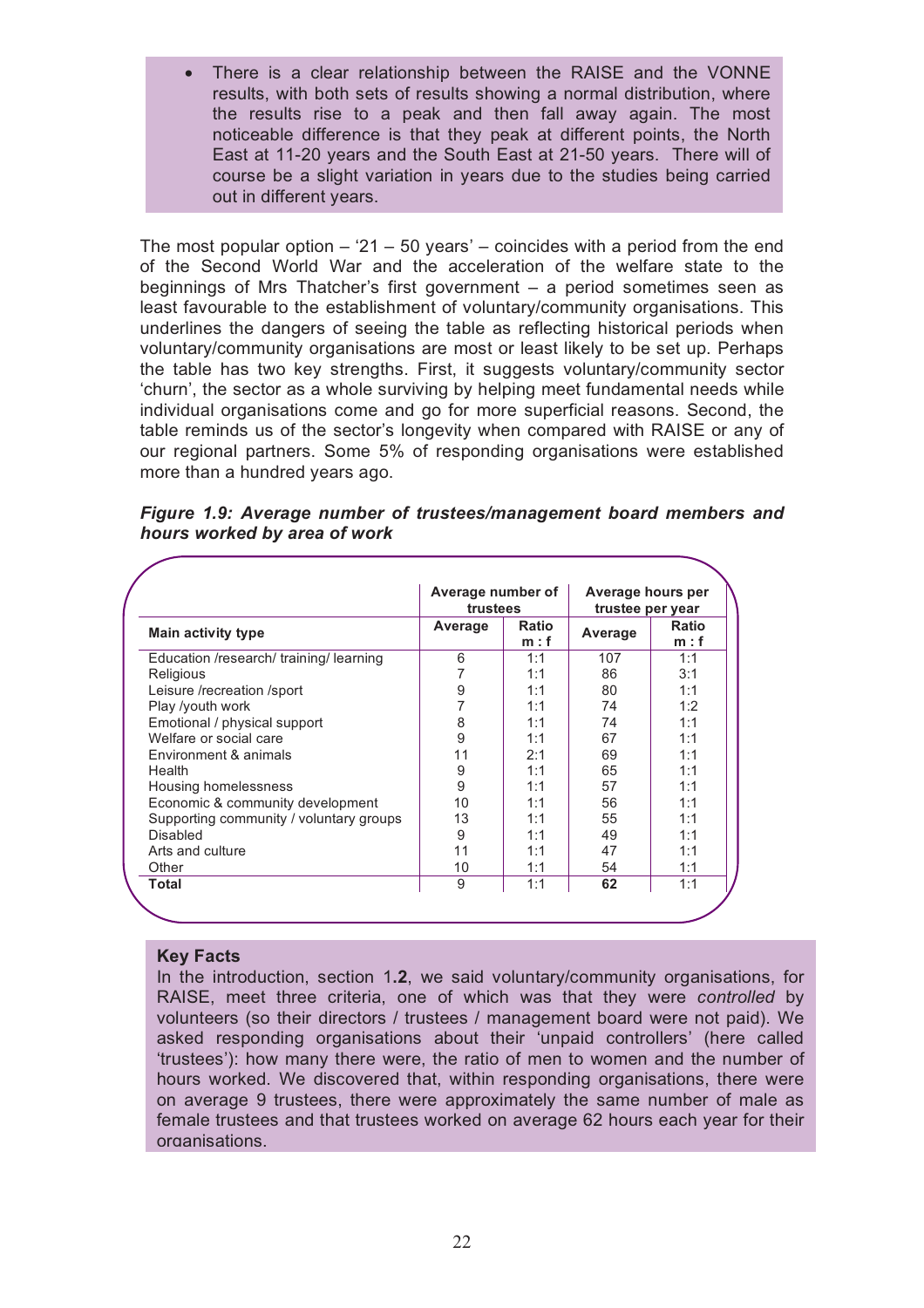- There is a clear relationship between the RAISE and the VONNE results, with both sets of results showing a normal distribution, where the results rise to a peak and then fall away again. The most noticeable difference is that they peak at different points, the North East at 11-20 years and the South East at 21-50 years. There will of course be a slight variation in years due to the studies being carried out in different years.

The most popular option – '21 – 50 years' – coincides with a period from the end of the Second World War and the acceleration of the welfare state to the beginnings of Mrs Thatcher's first government – a period sometimes seen as least favourable to the establishment of voluntary/community organisations. This underlines the dangers of seeing the table as reflecting historical periods when voluntary/community organisations are most or least likely to be set up. Perhaps the table has two key strengths. First, it suggests voluntary/community sector 'churn', the sector as a whole surviving by helping meet fundamental needs while individual organisations come and go for more superficial reasons. Second, the table reminds us of the sector's longevity when compared with RAISE or any of our regional partners. Some 5% of responding organisations were established more than a hundred years ago.

***Figure 1.9: Average number of trustees/management board members and hours worked by area of work***

| | Average number of trustees | | Average hours per trustee per year | |
|---|---|---|---|---|
| **Main activity type** | **Average** | **Ratio m : f** | **Average** | **Ratio m : f** |
| Education /research/ training/ learning | 6 | 1:1 | 107 | 1:1 |
| Religious | 7 | 1:1 | 86 | 3:1 |
| Leisure /recreation /sport | 9 | 1:1 | 80 | 1:1 |
| Play /youth work | 7 | 1:1 | 74 | 1:2 |
| Emotional / physical support | 8 | 1:1 | 74 | 1:1 |
| Welfare or social care | 9 | 1:1 | 67 | 1:1 |
| Environment & animals | 11 | 2:1 | 69 | 1:1 |
| Health | 9 | 1:1 | 65 | 1:1 |
| Housing homelessness | 9 | 1:1 | 57 | 1:1 |
| Economic & community development | 10 | 1:1 | 56 | 1:1 |
| Supporting community / voluntary groups | 13 | 1:1 | 55 | 1:1 |
| Disabled | 9 | 1:1 | 49 | 1:1 |
| Arts and culture | 11 | 1:1 | 47 | 1:1 |
| Other | 10 | 1:1 | 54 | 1:1 |
| **Total** | 9 | 1:1 | **62** | 1:1 |

**Key Facts**

In the introduction, section 1.**2**, we said voluntary/community organisations, for RAISE, meet three criteria, one of which was that they were *controlled* by volunteers (so their directors / trustees / management board were not paid). We asked responding organisations about their 'unpaid controllers' (here called 'trustees'): how many there were, the ratio of men to women and the number of hours worked. We discovered that, within responding organisations, there were on average 9 trustees, there were approximately the same number of male as female trustees and that trustees worked on average 62 hours each year for their organisations.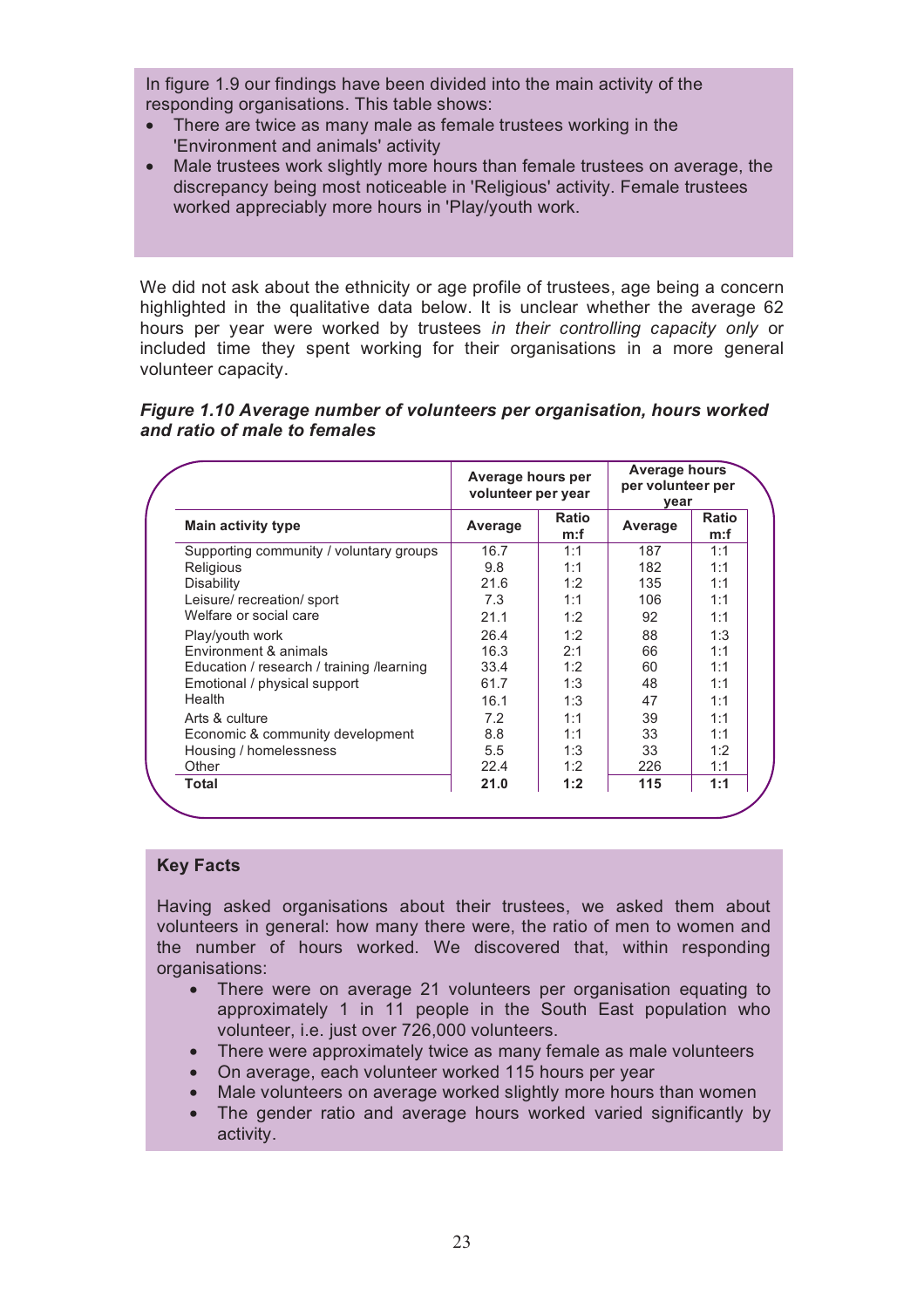In figure 1.9 our findings have been divided into the main activity of the responding organisations. This table shows:

- There are twice as many male as female trustees working in the 'Environment and animals' activity
- Male trustees work slightly more hours than female trustees on average, the discrepancy being most noticeable in 'Religious' activity. Female trustees worked appreciably more hours in 'Play/youth work.

We did not ask about the ethnicity or age profile of trustees, age being a concern highlighted in the qualitative data below. It is unclear whether the average 62 hours per year were worked by trustees *in their controlling capacity only* or included time they spent working for their organisations in a more general volunteer capacity.

***Figure 1.10 Average number of volunteers per organisation, hours worked and ratio of male to females***

| | Average hours per volunteer per year | | Average hours per volunteer per year | |
|---|---|---|---|---|
| **Main activity type** | **Average** | **Ratio m:f** | **Average** | **Ratio m:f** |
| Supporting community / voluntary groups | 16.7 | 1:1 | 187 | 1:1 |
| Religious | 9.8 | 1:1 | 182 | 1:1 |
| Disability | 21.6 | 1:2 | 135 | 1:1 |
| Leisure/ recreation/ sport | 7.3 | 1:1 | 106 | 1:1 |
| Welfare or social care | 21.1 | 1:2 | 92 | 1:1 |
| Play/youth work | 26.4 | 1:2 | 88 | 1:3 |
| Environment & animals | 16.3 | 2:1 | 66 | 1:1 |
| Education / research / training /learning | 33.4 | 1:2 | 60 | 1:1 |
| Emotional / physical support | 61.7 | 1:3 | 48 | 1:1 |
| Health | 16.1 | 1:3 | 47 | 1:1 |
| Arts & culture | 7.2 | 1:1 | 39 | 1:1 |
| Economic & community development | 8.8 | 1:1 | 33 | 1:1 |
| Housing / homelessness | 5.5 | 1:3 | 33 | 1:2 |
| Other | 22.4 | 1:2 | 226 | 1:1 |
| **Total** | **21.0** | **1:2** | **115** | **1:1** |

**Key Facts**

Having asked organisations about their trustees, we asked them about volunteers in general: how many there were, the ratio of men to women and the number of hours worked. We discovered that, within responding organisations:

- There were on average 21 volunteers per organisation equating to approximately 1 in 11 people in the South East population who volunteer, i.e. just over 726,000 volunteers.
- There were approximately twice as many female as male volunteers
- On average, each volunteer worked 115 hours per year
- Male volunteers on average worked slightly more hours than women
- The gender ratio and average hours worked varied significantly by activity.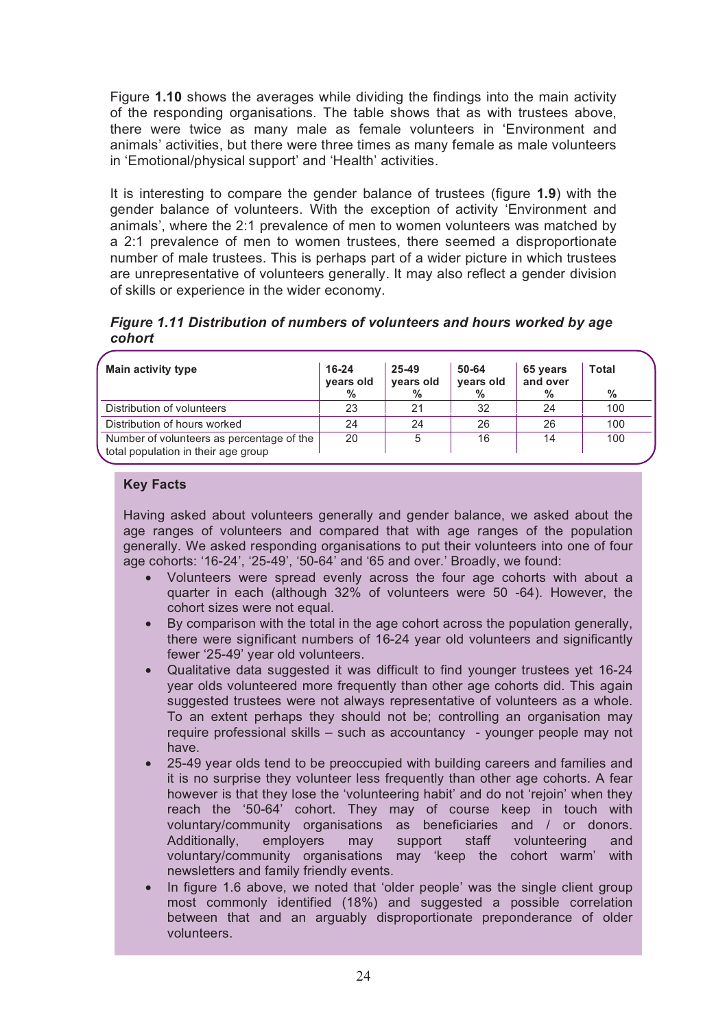Figure **1.10** shows the averages while dividing the findings into the main activity of the responding organisations. The table shows that as with trustees above, there were twice as many male as female volunteers in 'Environment and animals' activities, but there were three times as many female as male volunteers in 'Emotional/physical support' and 'Health' activities.

It is interesting to compare the gender balance of trustees (figure **1.9**) with the gender balance of volunteers. With the exception of activity 'Environment and animals', where the 2:1 prevalence of men to women volunteers was matched by a 2:1 prevalence of men to women trustees, there seemed a disproportionate number of male trustees. This is perhaps part of a wider picture in which trustees are unrepresentative of volunteers generally. It may also reflect a gender division of skills or experience in the wider economy.

***Figure 1.11 Distribution of numbers of volunteers and hours worked by age cohort***

| Main activity type | 16-24 years old % | 25-49 years old % | 50-64 years old % | 65 years and over % | Total % |
|---|---|---|---|---|---|
| Distribution of volunteers | 23 | 21 | 32 | 24 | 100 |
| Distribution of hours worked | 24 | 24 | 26 | 26 | 100 |
| Number of volunteers as percentage of the total population in their age group | 20 | 5 | 16 | 14 | 100 |

**Key Facts**

Having asked about volunteers generally and gender balance, we asked about the age ranges of volunteers and compared that with age ranges of the population generally. We asked responding organisations to put their volunteers into one of four age cohorts: '16-24', '25-49', '50-64' and '65 and over.' Broadly, we found:

- Volunteers were spread evenly across the four age cohorts with about a quarter in each (although 32% of volunteers were 50 -64). However, the cohort sizes were not equal.
- By comparison with the total in the age cohort across the population generally, there were significant numbers of 16-24 year old volunteers and significantly fewer '25-49' year old volunteers.
- Qualitative data suggested it was difficult to find younger trustees yet 16-24 year olds volunteered more frequently than other age cohorts did. This again suggested trustees were not always representative of volunteers as a whole. To an extent perhaps they should not be; controlling an organisation may require professional skills – such as accountancy - younger people may not have.
- 25-49 year olds tend to be preoccupied with building careers and families and it is no surprise they volunteer less frequently than other age cohorts. A fear however is that they lose the 'volunteering habit' and do not 'rejoin' when they reach the '50-64' cohort. They may of course keep in touch with voluntary/community organisations as beneficiaries and / or donors. Additionally, employers may support staff volunteering and voluntary/community organisations may 'keep the cohort warm' with newsletters and family friendly events.
- In figure 1.6 above, we noted that 'older people' was the single client group most commonly identified (18%) and suggested a possible correlation between that and an arguably disproportionate preponderance of older volunteers.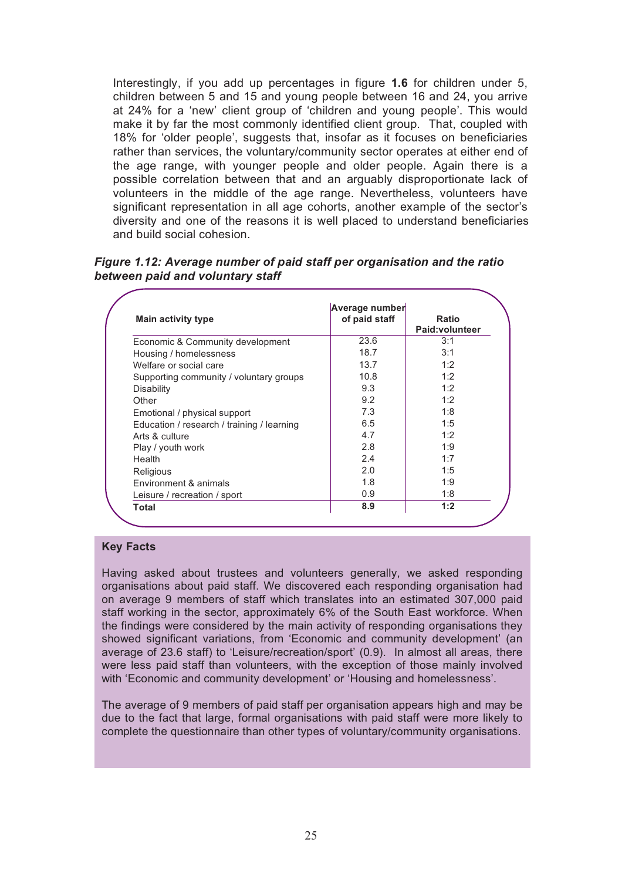Interestingly, if you add up percentages in figure **1.6** for children under 5, children between 5 and 15 and young people between 16 and 24, you arrive at 24% for a 'new' client group of 'children and young people'. This would make it by far the most commonly identified client group. That, coupled with 18% for 'older people', suggests that, insofar as it focuses on beneficiaries rather than services, the voluntary/community sector operates at either end of the age range, with younger people and older people. Again there is a possible correlation between that and an arguably disproportionate lack of volunteers in the middle of the age range. Nevertheless, volunteers have significant representation in all age cohorts, another example of the sector's diversity and one of the reasons it is well placed to understand beneficiaries and build social cohesion.

***Figure 1.12: Average number of paid staff per organisation and the ratio between paid and voluntary staff***

| Main activity type | Average number of paid staff | Ratio Paid:volunteer |
|---|---|---|
| Economic & Community development | 23.6 | 3:1 |
| Housing / homelessness | 18.7 | 3:1 |
| Welfare or social care | 13.7 | 1:2 |
| Supporting community / voluntary groups | 10.8 | 1:2 |
| Disability | 9.3 | 1:2 |
| Other | 9.2 | 1:2 |
| Emotional / physical support | 7.3 | 1:8 |
| Education / research / training / learning | 6.5 | 1:5 |
| Arts & culture | 4.7 | 1:2 |
| Play / youth work | 2.8 | 1:9 |
| Health | 2.4 | 1:7 |
| Religious | 2.0 | 1:5 |
| Environment & animals | 1.8 | 1:9 |
| Leisure / recreation / sport | 0.9 | 1:8 |
| **Total** | **8.9** | **1:2** |

**Key Facts**

Having asked about trustees and volunteers generally, we asked responding organisations about paid staff. We discovered each responding organisation had on average 9 members of staff which translates into an estimated 307,000 paid staff working in the sector, approximately 6% of the South East workforce. When the findings were considered by the main activity of responding organisations they showed significant variations, from 'Economic and community development' (an average of 23.6 staff) to 'Leisure/recreation/sport' (0.9). In almost all areas, there were less paid staff than volunteers, with the exception of those mainly involved with 'Economic and community development' or 'Housing and homelessness'.

The average of 9 members of paid staff per organisation appears high and may be due to the fact that large, formal organisations with paid staff were more likely to complete the questionnaire than other types of voluntary/community organisations.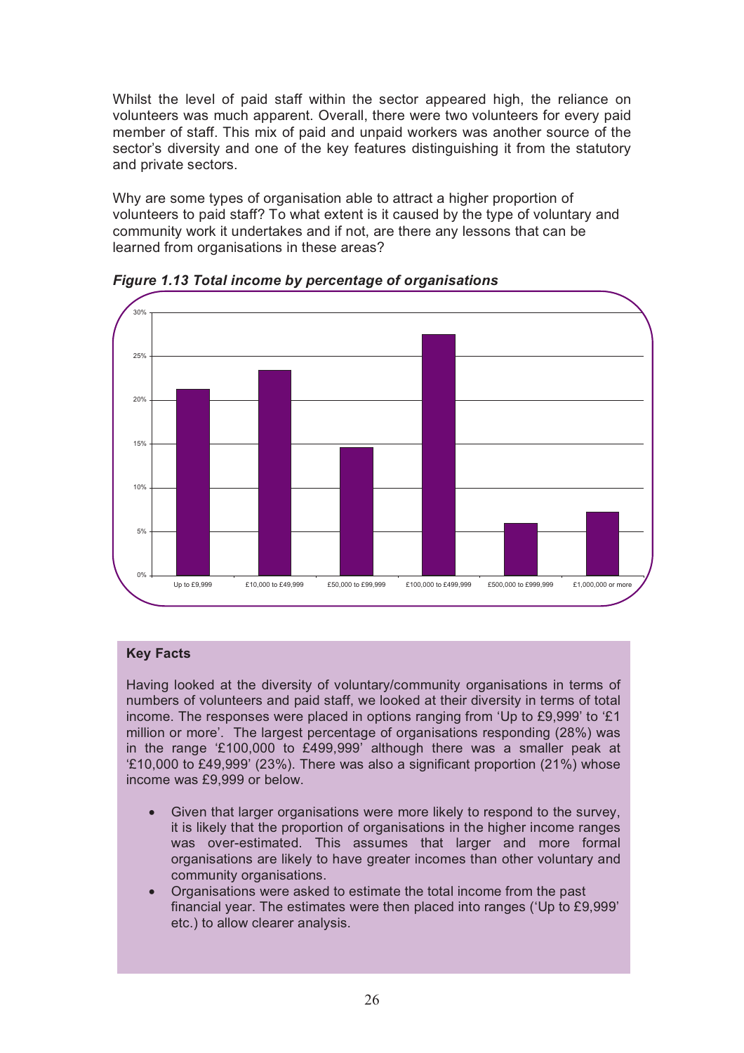Whilst the level of paid staff within the sector appeared high, the reliance on volunteers was much apparent. Overall, there were two volunteers for every paid member of staff. This mix of paid and unpaid workers was another source of the sector's diversity and one of the key features distinguishing it from the statutory and private sectors.

Why are some types of organisation able to attract a higher proportion of volunteers to paid staff? To what extent is it caused by the type of voluntary and community work it undertakes and if not, are there any lessons that can be learned from organisations in these areas?

***Figure 1.13 Total income by percentage of organisations***

| Total income | Percentage of organisations |
|---|---|
| Up to £9,999 | 21% |
| £10,000 to £49,999 | 23% |
| £50,000 to £99,999 | 15% |
| £100,000 to £499,999 | 28% |
| £500,000 to £999,999 | 6% |
| £1,000,000 or more | 7% |

**Key Facts**

Having looked at the diversity of voluntary/community organisations in terms of numbers of volunteers and paid staff, we looked at their diversity in terms of total income. The responses were placed in options ranging from 'Up to £9,999' to '£1 million or more'. The largest percentage of organisations responding (28%) was in the range '£100,000 to £499,999' although there was a smaller peak at '£10,000 to £49,999' (23%). There was also a significant proportion (21%) whose income was £9,999 or below.

- Given that larger organisations were more likely to respond to the survey, it is likely that the proportion of organisations in the higher income ranges was over-estimated. This assumes that larger and more formal organisations are likely to have greater incomes than other voluntary and community organisations.
- Organisations were asked to estimate the total income from the past financial year. The estimates were then placed into ranges ('Up to £9,999' etc.) to allow clearer analysis.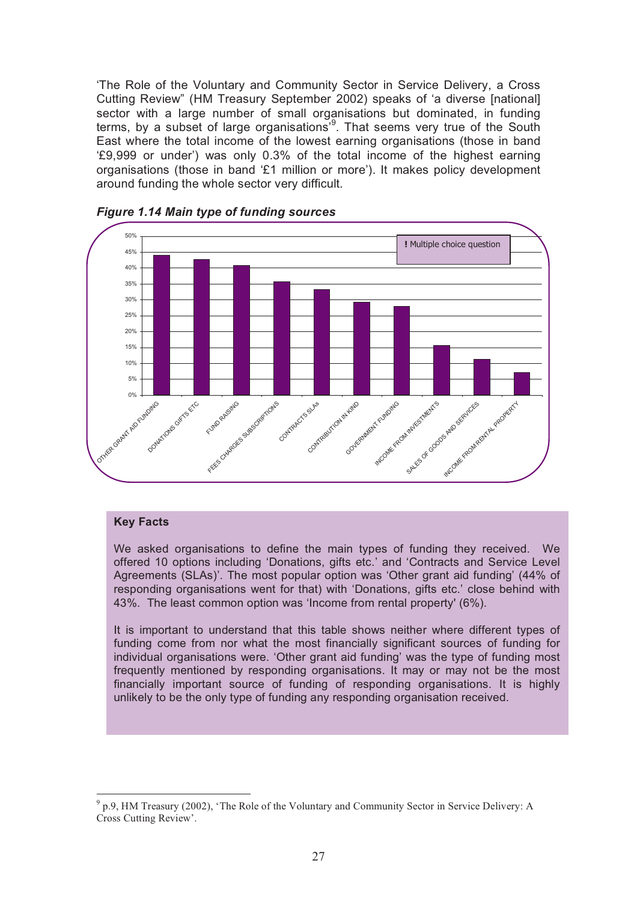'The Role of the Voluntary and Community Sector in Service Delivery, a Cross Cutting Review" (HM Treasury September 2002) speaks of 'a diverse [national] sector with a large number of small organisations but dominated, in funding terms, by a subset of large organisations'[9]. That seems very true of the South East where the total income of the lowest earning organisations (those in band '£9,999 or under') was only 0.3% of the total income of the highest earning organisations (those in band '£1 million or more'). It makes policy development around funding the whole sector very difficult.

***Figure 1.14 Main type of funding sources***

| Funding source | Approx. % |
|---|---|
| OTHER GRANT AID FUNDING | 44% |
| DONATIONS GIFTS ETC | 43% |
| FUND RAISING | 41% |
| FEES CHARGES SUBSCRIPTIONS | 36% |
| CONTRACTS SLAs | 33% |
| CONTRIBUTION IN KIND | 29% |
| GOVERNMENT FUNDING | 28% |
| INCOME FROM INVESTMENTS | 16% |
| SALES OF GOODS AND SERVICES | 11% |
| INCOME FROM RENTAL PROPERTY | 7% |

**!** Multiple choice question

**Key Facts**

We asked organisations to define the main types of funding they received. We offered 10 options including 'Donations, gifts etc.' and 'Contracts and Service Level Agreements (SLAs)'. The most popular option was 'Other grant aid funding' (44% of responding organisations went for that) with 'Donations, gifts etc.' close behind with 43%. The least common option was 'Income from rental property' (6%).

It is important to understand that this table shows neither where different types of funding come from nor what the most financially significant sources of funding for individual organisations were. 'Other grant aid funding' was the type of funding most frequently mentioned by responding organisations. It may or may not be the most financially important source of funding of responding organisations. It is highly unlikely to be the only type of funding any responding organisation received.

[9] p.9, HM Treasury (2002), 'The Role of the Voluntary and Community Sector in Service Delivery: A Cross Cutting Review'.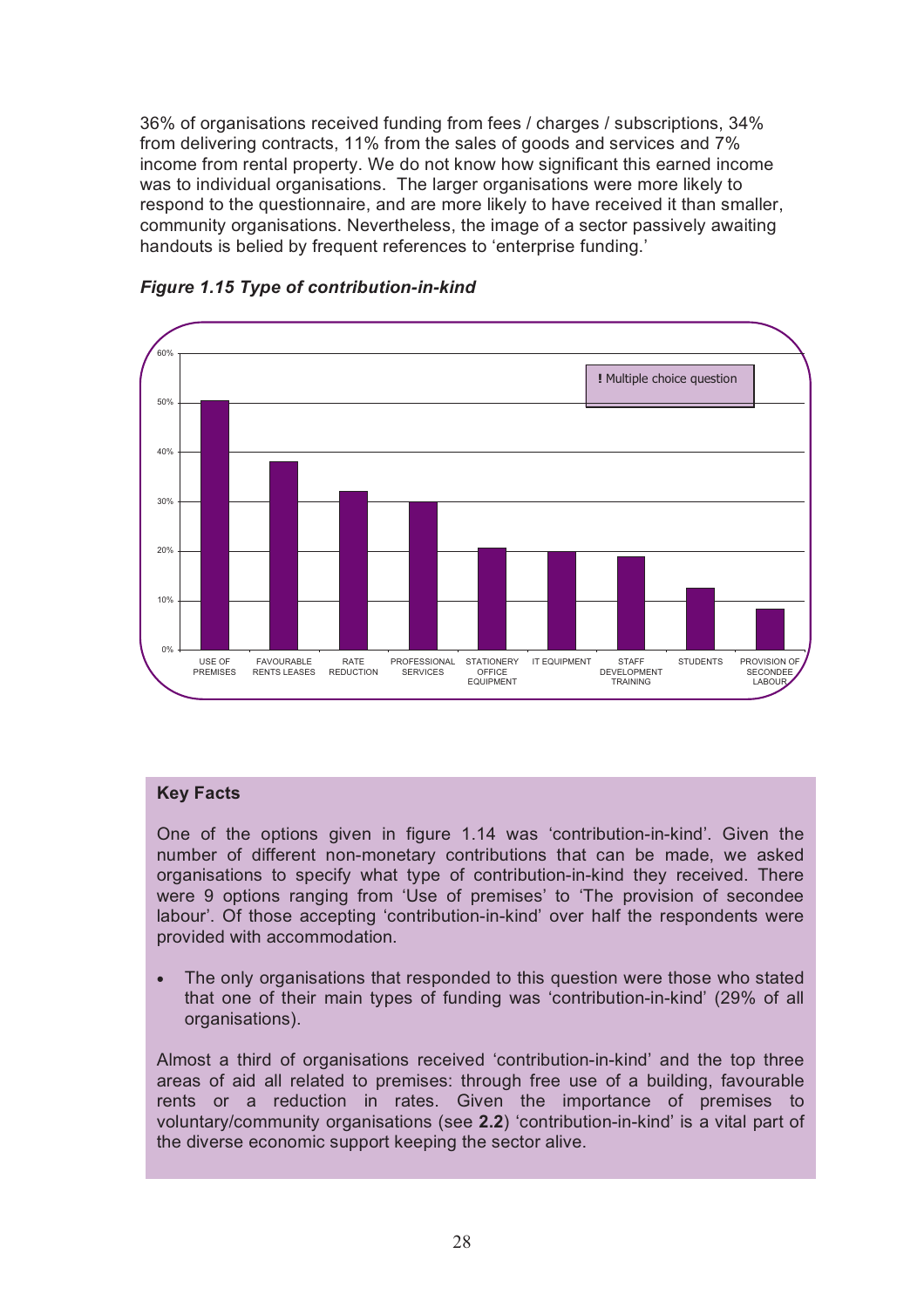36% of organisations received funding from fees / charges / subscriptions, 34% from delivering contracts, 11% from the sales of goods and services and 7% income from rental property. We do not know how significant this earned income was to individual organisations. The larger organisations were more likely to respond to the questionnaire, and are more likely to have received it than smaller, community organisations. Nevertheless, the image of a sector passively awaiting handouts is belied by frequent references to 'enterprise funding.'

***Figure 1.15 Type of contribution-in-kind***

**! Multiple choice question**

| Type | % |
|---|---|
| USE OF PREMISES | 50% |
| FAVOURABLE RENTS LEASES | 38% |
| RATE REDUCTION | 32% |
| PROFESSIONAL SERVICES | 30% |
| STATIONERY OFFICE EQUIPMENT | 21% |
| IT EQUIPMENT | 20% |
| STAFF DEVELOPMENT TRAINING | 19% |
| STUDENTS | 12% |
| PROVISION OF SECONDEE LABOUR | 8% |

### Key Facts

One of the options given in figure 1.14 was 'contribution-in-kind'. Given the number of different non-monetary contributions that can be made, we asked organisations to specify what type of contribution-in-kind they received. There were 9 options ranging from 'Use of premises' to 'The provision of secondee labour'. Of those accepting 'contribution-in-kind' over half the respondents were provided with accommodation.

- The only organisations that responded to this question were those who stated that one of their main types of funding was 'contribution-in-kind' (29% of all organisations).

Almost a third of organisations received 'contribution-in-kind' and the top three areas of aid all related to premises: through free use of a building, favourable rents or a reduction in rates. Given the importance of premises to voluntary/community organisations (see **2.2**) 'contribution-in-kind' is a vital part of the diverse economic support keeping the sector alive.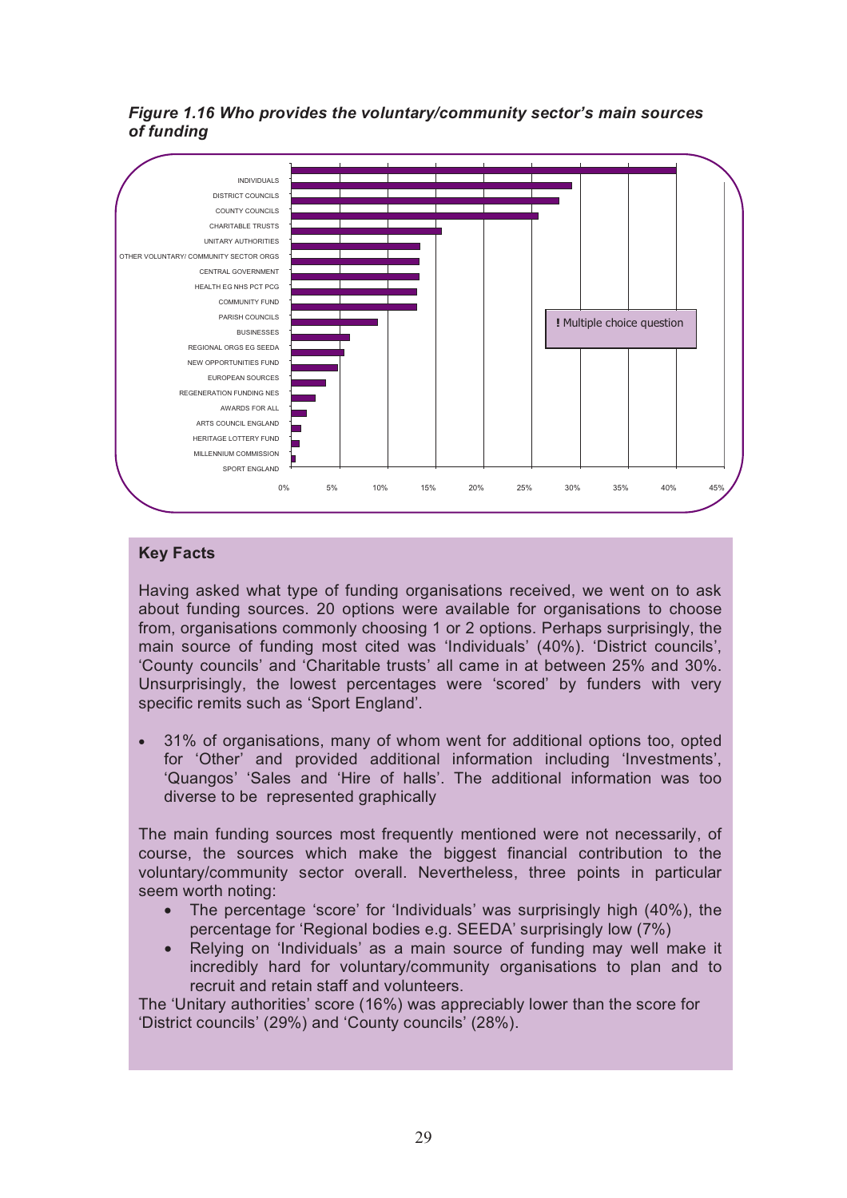*Figure 1.16 Who provides the voluntary/community sector's main sources of funding*

| Source | Percentage (approx.) |
|---|---|
| INDIVIDUALS | 40% |
| DISTRICT COUNCILS | 29% |
| COUNTY COUNCILS | 28% |
| CHARITABLE TRUSTS | 26% |
| UNITARY AUTHORITIES | 16% |
| OTHER VOLUNTARY/ COMMUNITY SECTOR ORGS | 13% |
| CENTRAL GOVERNMENT | 13% |
| HEALTH EG NHS PCT PCG | 13% |
| COMMUNITY FUND | 13% |
| PARISH COUNCILS | 13% |
| BUSINESSES | 9% |
| REGIONAL ORGS EG SEEDA | 6% |
| NEW OPPORTUNITIES FUND | 5% |
| EUROPEAN SOURCES | 5% |
| REGENERATION FUNDING NES | 4% |
| AWARDS FOR ALL | 3% |
| ARTS COUNCIL ENGLAND | 2% |
| HERITAGE LOTTERY FUND | 1% |
| MILLENNIUM COMMISSION | 1% |
| SPORT ENGLAND | 0.5% |

**!** Multiple choice question

**Key Facts**

Having asked what type of funding organisations received, we went on to ask about funding sources. 20 options were available for organisations to choose from, organisations commonly choosing 1 or 2 options. Perhaps surprisingly, the main source of funding most cited was 'Individuals' (40%). 'District councils', 'County councils' and 'Charitable trusts' all came in at between 25% and 30%. Unsurprisingly, the lowest percentages were 'scored' by funders with very specific remits such as 'Sport England'.

- 31% of organisations, many of whom went for additional options too, opted for 'Other' and provided additional information including 'Investments', 'Quangos' 'Sales and 'Hire of halls'. The additional information was too diverse to be represented graphically

The main funding sources most frequently mentioned were not necessarily, of course, the sources which make the biggest financial contribution to the voluntary/community sector overall. Nevertheless, three points in particular seem worth noting:

- The percentage 'score' for 'Individuals' was surprisingly high (40%), the percentage for 'Regional bodies e.g. SEEDA' surprisingly low (7%)
- Relying on 'Individuals' as a main source of funding may well make it incredibly hard for voluntary/community organisations to plan and to recruit and retain staff and volunteers.

The 'Unitary authorities' score (16%) was appreciably lower than the score for 'District councils' (29%) and 'County councils' (28%).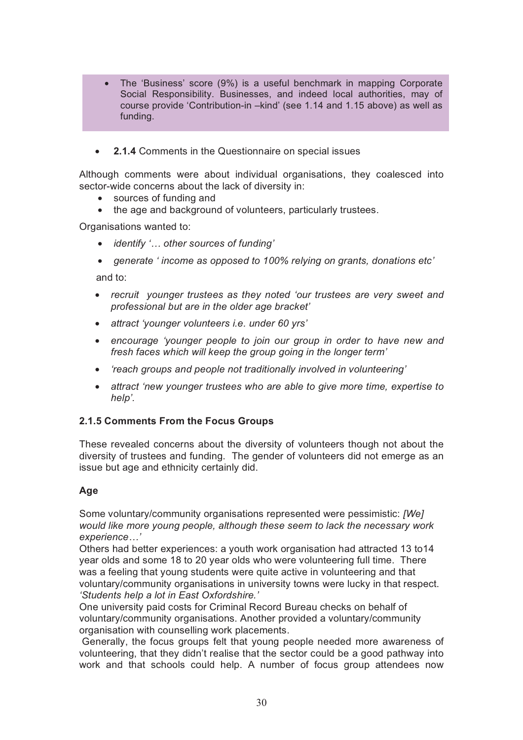- The 'Business' score (9%) is a useful benchmark in mapping Corporate Social Responsibility. Businesses, and indeed local authorities, may of course provide 'Contribution-in –kind' (see 1.14 and 1.15 above) as well as funding.

- **2.1.4** Comments in the Questionnaire on special issues

Although comments were about individual organisations, they coalesced into sector-wide concerns about the lack of diversity in:

- sources of funding and
- the age and background of volunteers, particularly trustees.

Organisations wanted to:

- *identify '… other sources of funding'*
- *generate ' income as opposed to 100% relying on grants, donations etc'*

and to:

- *recruit younger trustees as they noted 'our trustees are very sweet and professional but are in the older age bracket'*
- *attract 'younger volunteers i.e. under 60 yrs'*
- *encourage 'younger people to join our group in order to have new and fresh faces which will keep the group going in the longer term'*
- *'reach groups and people not traditionally involved in volunteering'*
- *attract 'new younger trustees who are able to give more time, expertise to help'.*

### 2.1.5 Comments From the Focus Groups

These revealed concerns about the diversity of volunteers though not about the diversity of trustees and funding. The gender of volunteers did not emerge as an issue but age and ethnicity certainly did.

#### Age

Some voluntary/community organisations represented were pessimistic: *[We] would like more young people, although these seem to lack the necessary work experience…'*

Others had better experiences: a youth work organisation had attracted 13 to14 year olds and some 18 to 20 year olds who were volunteering full time. There was a feeling that young students were quite active in volunteering and that voluntary/community organisations in university towns were lucky in that respect. *'Students help a lot in East Oxfordshire.'*

One university paid costs for Criminal Record Bureau checks on behalf of voluntary/community organisations. Another provided a voluntary/community organisation with counselling work placements.

Generally, the focus groups felt that young people needed more awareness of volunteering, that they didn't realise that the sector could be a good pathway into work and that schools could help. A number of focus group attendees now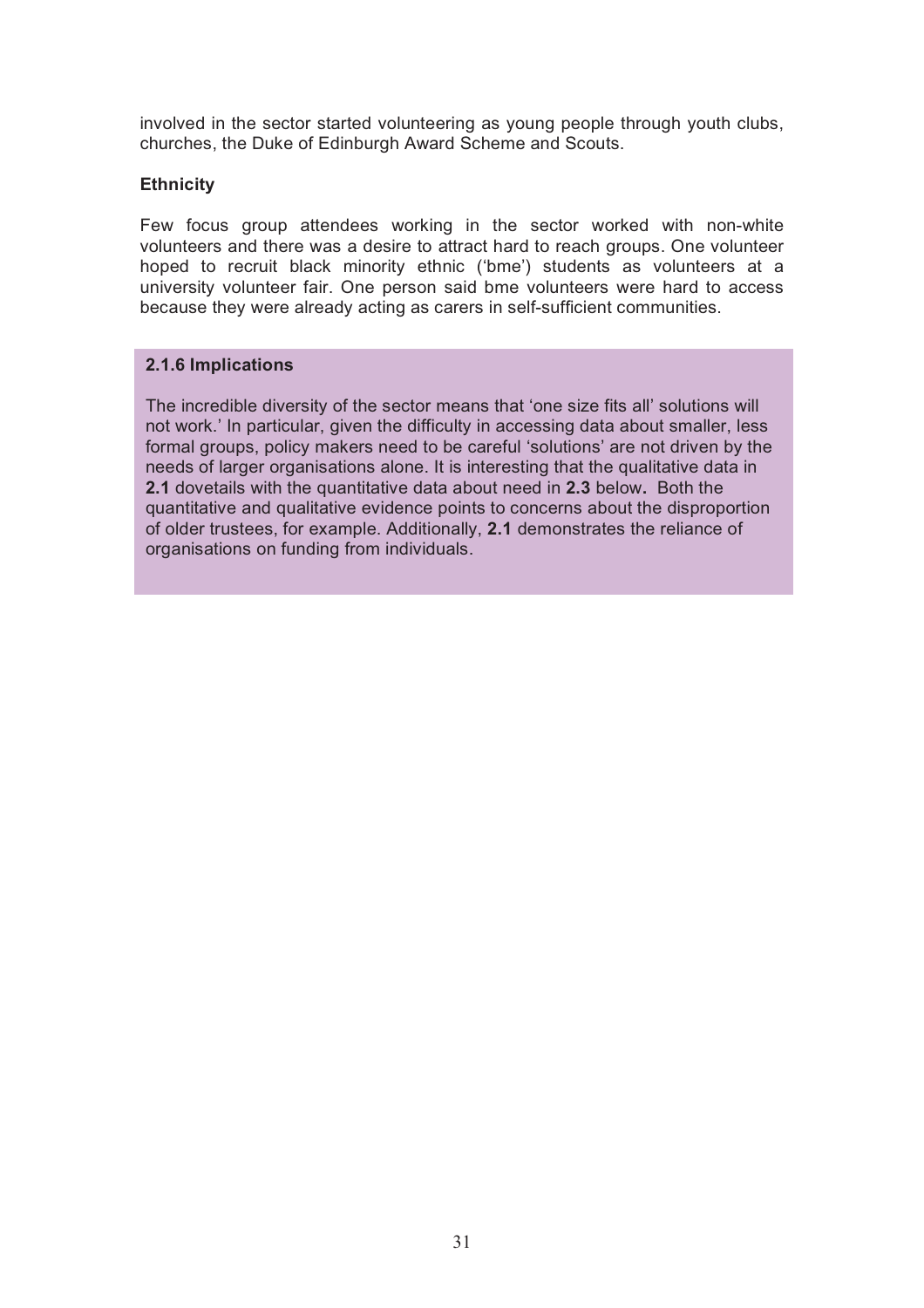involved in the sector started volunteering as young people through youth clubs, churches, the Duke of Edinburgh Award Scheme and Scouts.

**Ethnicity**

Few focus group attendees working in the sector worked with non-white volunteers and there was a desire to attract hard to reach groups. One volunteer hoped to recruit black minority ethnic ('bme') students as volunteers at a university volunteer fair. One person said bme volunteers were hard to access because they were already acting as carers in self-sufficient communities.

**2.1.6 Implications**

The incredible diversity of the sector means that 'one size fits all' solutions will not work.' In particular, given the difficulty in accessing data about smaller, less formal groups, policy makers need to be careful 'solutions' are not driven by the needs of larger organisations alone. It is interesting that the qualitative data in **2.1** dovetails with the quantitative data about need in **2.3** below**.** Both the quantitative and qualitative evidence points to concerns about the disproportion of older trustees, for example. Additionally, **2.1** demonstrates the reliance of organisations on funding from individuals.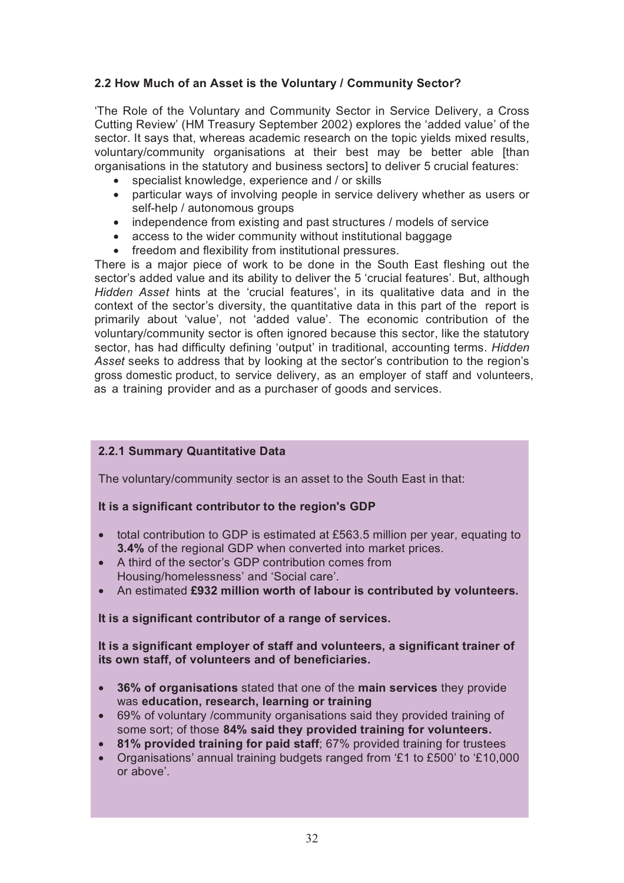### 2.2 How Much of an Asset is the Voluntary / Community Sector?

'The Role of the Voluntary and Community Sector in Service Delivery, a Cross Cutting Review' (HM Treasury September 2002) explores the 'added value' of the sector. It says that, whereas academic research on the topic yields mixed results, voluntary/community organisations at their best may be better able [than organisations in the statutory and business sectors] to deliver 5 crucial features:

- specialist knowledge, experience and / or skills
- particular ways of involving people in service delivery whether as users or self-help / autonomous groups
- independence from existing and past structures / models of service
- access to the wider community without institutional baggage
- freedom and flexibility from institutional pressures.

There is a major piece of work to be done in the South East fleshing out the sector's added value and its ability to deliver the 5 'crucial features'. But, although *Hidden Asset* hints at the 'crucial features', in its qualitative data and in the context of the sector's diversity, the quantitative data in this part of the report is primarily about 'value', not 'added value'. The economic contribution of the voluntary/community sector is often ignored because this sector, like the statutory sector, has had difficulty defining 'output' in traditional, accounting terms. *Hidden Asset* seeks to address that by looking at the sector's contribution to the region's gross domestic product, to service delivery, as an employer of staff and volunteers, as a training provider and as a purchaser of goods and services.

#### 2.2.1 Summary Quantitative Data

The voluntary/community sector is an asset to the South East in that:

**It is a significant contributor to the region's GDP**

- total contribution to GDP is estimated at £563.5 million per year, equating to **3.4%** of the regional GDP when converted into market prices.
- A third of the sector's GDP contribution comes from Housing/homelessness' and 'Social care'.
- An estimated **£932 million worth of labour is contributed by volunteers.**

**It is a significant contributor of a range of services.**

**It is a significant employer of staff and volunteers, a significant trainer of its own staff, of volunteers and of beneficiaries.**

- **36% of organisations** stated that one of the **main services** they provide was **education, research, learning or training**
- 69% of voluntary /community organisations said they provided training of some sort; of those **84% said they provided training for volunteers.**
- **81% provided training for paid staff**; 67% provided training for trustees
- Organisations' annual training budgets ranged from '£1 to £500' to '£10,000 or above'.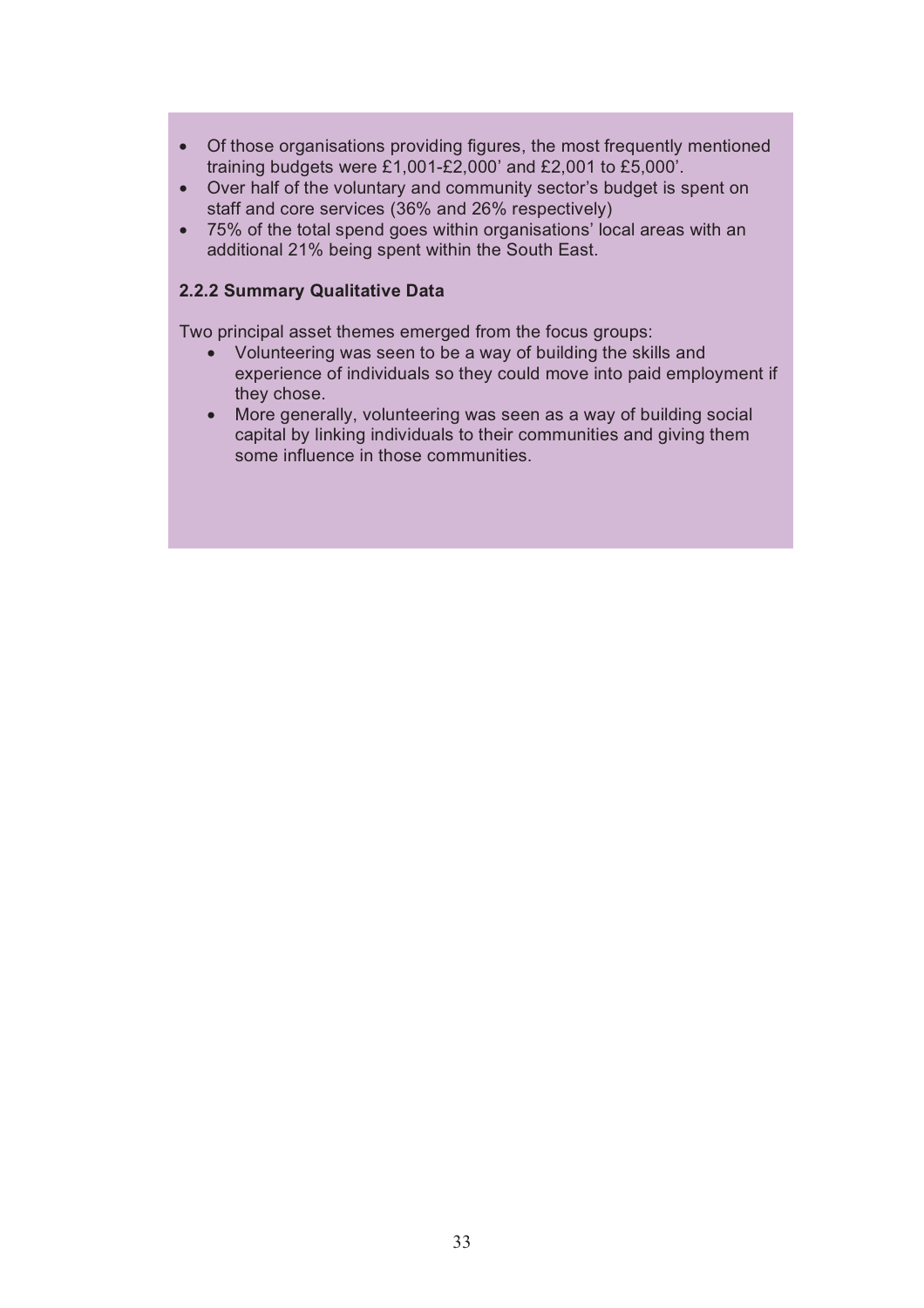- Of those organisations providing figures, the most frequently mentioned training budgets were £1,001-£2,000' and £2,001 to £5,000'.
- Over half of the voluntary and community sector's budget is spent on staff and core services (36% and 26% respectively)
- 75% of the total spend goes within organisations' local areas with an additional 21% being spent within the South East.

**2.2.2 Summary Qualitative Data**

Two principal asset themes emerged from the focus groups:

- Volunteering was seen to be a way of building the skills and experience of individuals so they could move into paid employment if they chose.
- More generally, volunteering was seen as a way of building social capital by linking individuals to their communities and giving them some influence in those communities.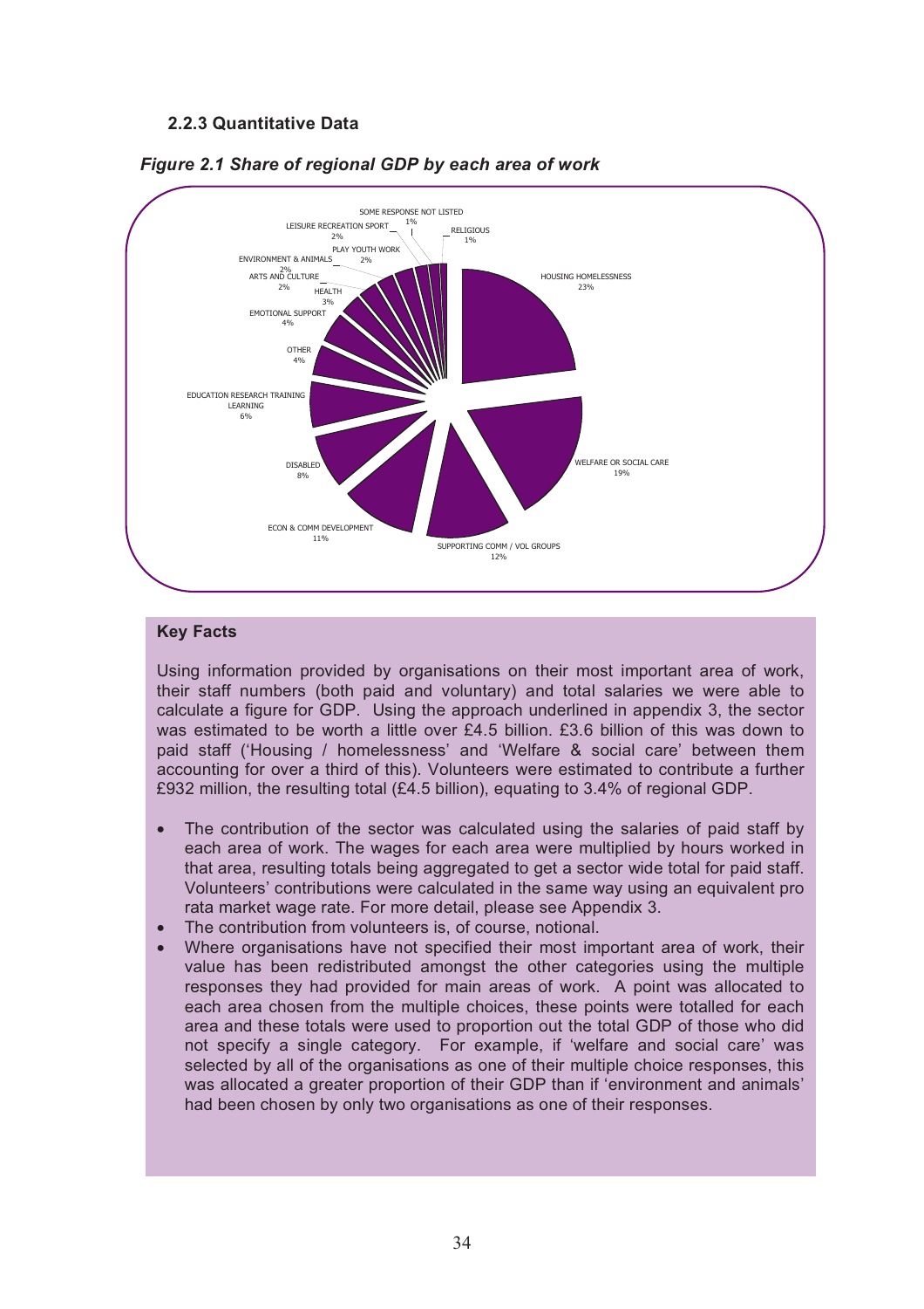### 2.2.3 Quantitative Data

*Figure 2.1 Share of regional GDP by each area of work*

| Area of work | Share |
|---|---|
| HOUSING HOMELESSNESS | 23% |
| WELFARE OR SOCIAL CARE | 19% |
| SUPPORTING COMM / VOL GROUPS | 12% |
| ECON & COMM DEVELOPMENT | 11% |
| DISABLED | 8% |
| EDUCATION RESEARCH TRAINING LEARNING | 6% |
| OTHER | 4% |
| EMOTIONAL SUPPORT | 4% |
| HEALTH | 3% |
| ARTS AND CULTURE | 2% |
| ENVIRONMENT & ANIMALS | 2% |
| PLAY YOUTH WORK | 2% |
| LEISURE RECREATION SPORT | 2% |
| SOME RESPONSE NOT LISTED | 1% |
| RELIGIOUS | 1% |

**Key Facts**

Using information provided by organisations on their most important area of work, their staff numbers (both paid and voluntary) and total salaries we were able to calculate a figure for GDP. Using the approach underlined in appendix 3, the sector was estimated to be worth a little over £4.5 billion. £3.6 billion of this was down to paid staff ('Housing / homelessness' and 'Welfare & social care' between them accounting for over a third of this). Volunteers were estimated to contribute a further £932 million, the resulting total (£4.5 billion), equating to 3.4% of regional GDP.

- The contribution of the sector was calculated using the salaries of paid staff by each area of work. The wages for each area were multiplied by hours worked in that area, resulting totals being aggregated to get a sector wide total for paid staff. Volunteers' contributions were calculated in the same way using an equivalent pro rata market wage rate. For more detail, please see Appendix 3.
- The contribution from volunteers is, of course, notional.
- Where organisations have not specified their most important area of work, their value has been redistributed amongst the other categories using the multiple responses they had provided for main areas of work. A point was allocated to each area chosen from the multiple choices, these points were totalled for each area and these totals were used to proportion out the total GDP of those who did not specify a single category. For example, if 'welfare and social care' was selected by all of the organisations as one of their multiple choice responses, this was allocated a greater proportion of their GDP than if 'environment and animals' had been chosen by only two organisations as one of their responses.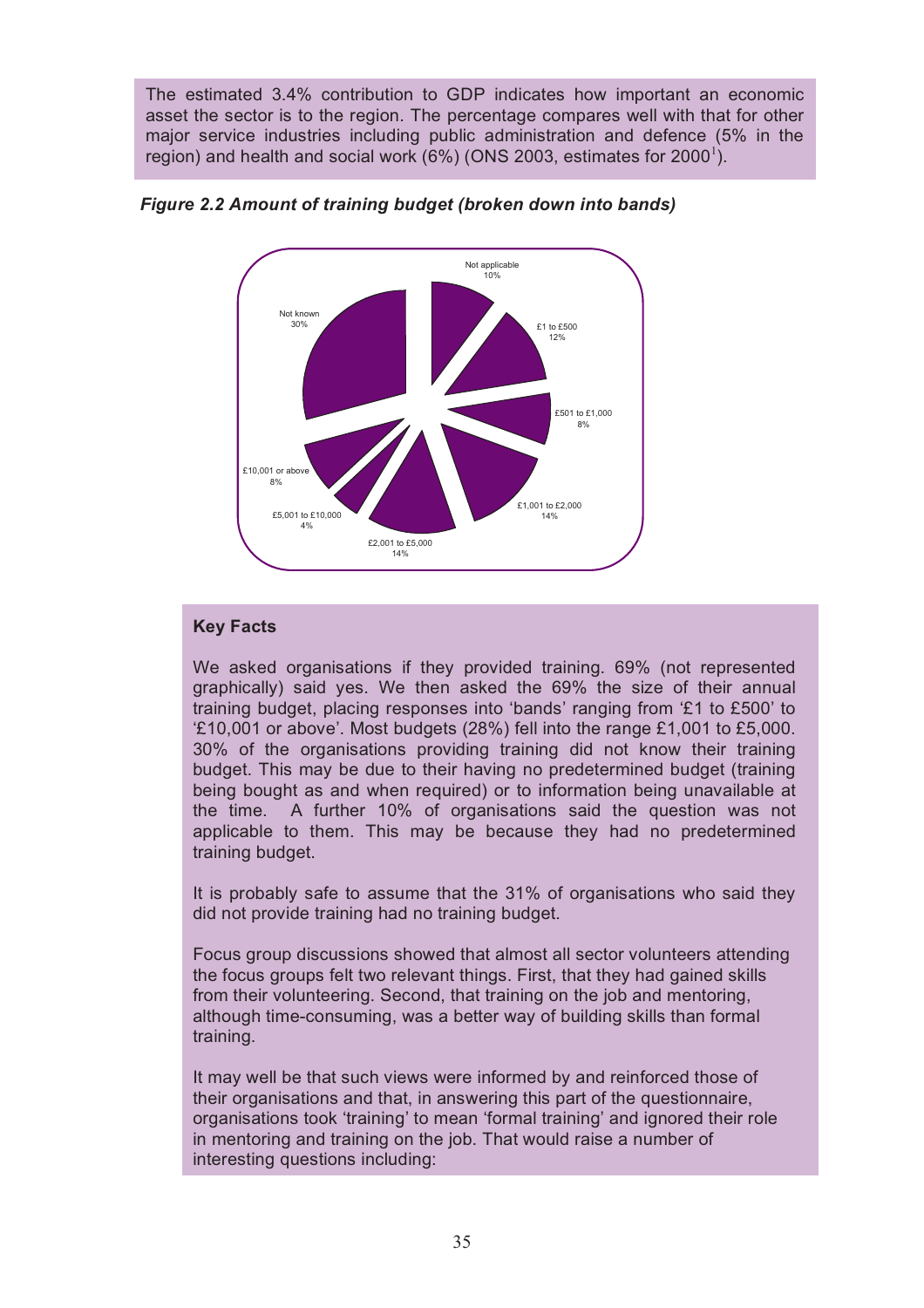The estimated 3.4% contribution to GDP indicates how important an economic asset the sector is to the region. The percentage compares well with that for other major service industries including public administration and defence (5% in the region) and health and social work (6%) (ONS 2003, estimates for 2000[1]).

***Figure 2.2 Amount of training budget (broken down into bands)***

| Band | Percentage |
|---|---|
| Not applicable | 10% |
| £1 to £500 | 12% |
| £501 to £1,000 | 8% |
| £1,001 to £2,000 | 14% |
| £2,001 to £5,000 | 14% |
| £5,001 to £10,000 | 4% |
| £10,001 or above | 8% |
| Not known | 30% |

**Key Facts**

We asked organisations if they provided training. 69% (not represented graphically) said yes. We then asked the 69% the size of their annual training budget, placing responses into 'bands' ranging from '£1 to £500' to '£10,001 or above'. Most budgets (28%) fell into the range £1,001 to £5,000. 30% of the organisations providing training did not know their training budget. This may be due to their having no predetermined budget (training being bought as and when required) or to information being unavailable at the time. A further 10% of organisations said the question was not applicable to them. This may be because they had no predetermined training budget.

It is probably safe to assume that the 31% of organisations who said they did not provide training had no training budget.

Focus group discussions showed that almost all sector volunteers attending the focus groups felt two relevant things. First, that they had gained skills from their volunteering. Second, that training on the job and mentoring, although time-consuming, was a better way of building skills than formal training.

It may well be that such views were informed by and reinforced those of their organisations and that, in answering this part of the questionnaire, organisations took 'training' to mean 'formal training' and ignored their role in mentoring and training on the job. That would raise a number of interesting questions including: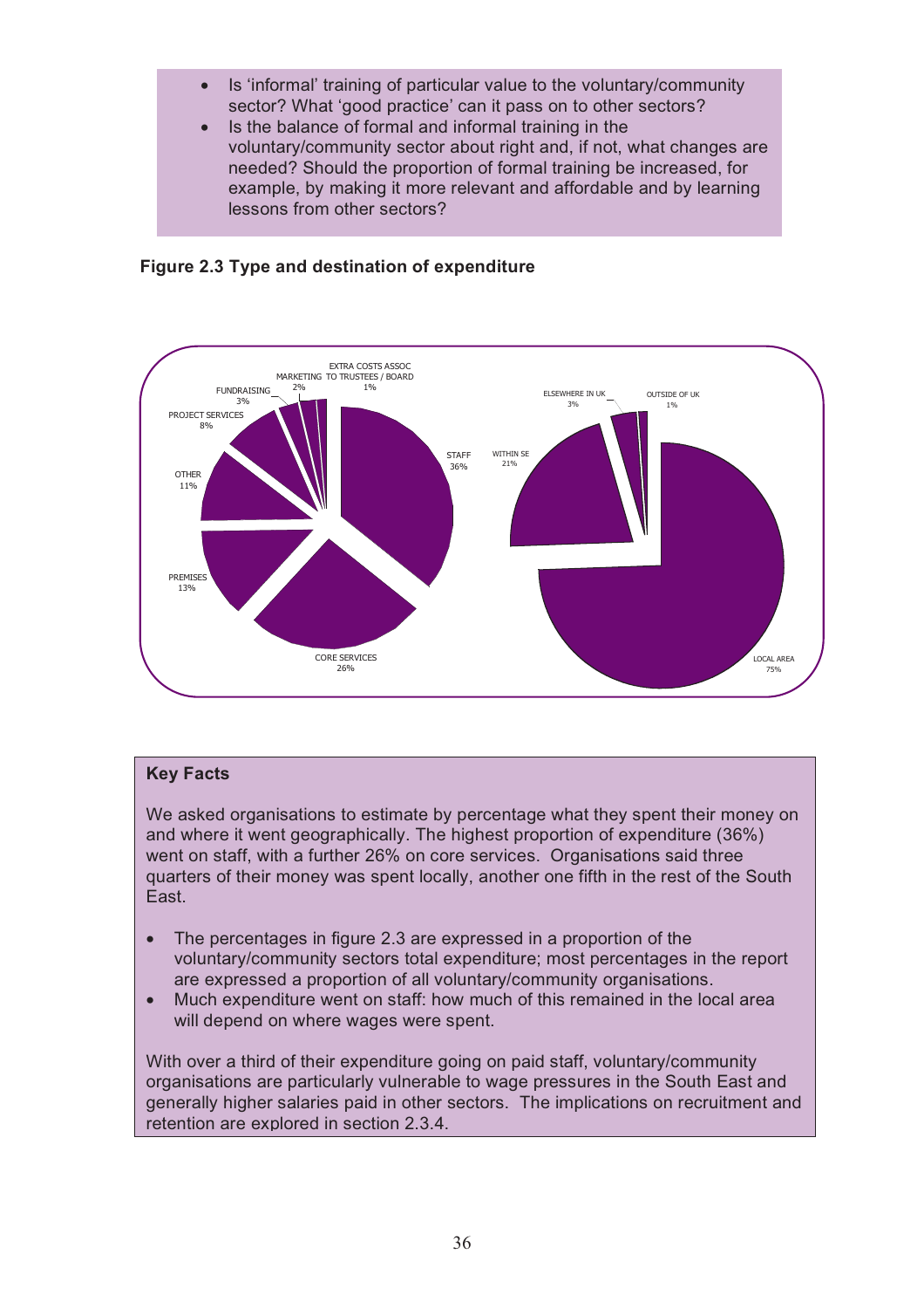- Is 'informal' training of particular value to the voluntary/community sector? What 'good practice' can it pass on to other sectors?
- Is the balance of formal and informal training in the voluntary/community sector about right and, if not, what changes are needed? Should the proportion of formal training be increased, for example, by making it more relevant and affordable and by learning lessons from other sectors?

**Figure 2.3 Type and destination of expenditure**

| Type of expenditure | % |
|---|---|
| STAFF | 36% |
| CORE SERVICES | 26% |
| PREMISES | 13% |
| OTHER | 11% |
| PROJECT SERVICES | 8% |
| FUNDRAISING | 3% |
| MARKETING | 2% |
| EXTRA COSTS ASSOC TO TRUSTEES / BOARD | 1% |

| Destination of expenditure | % |
|---|---|
| LOCAL AREA | 75% |
| WITHIN SE | 21% |
| ELSEWHERE IN UK | 3% |
| OUTSIDE OF UK | 1% |

**Key Facts**

We asked organisations to estimate by percentage what they spent their money on and where it went geographically. The highest proportion of expenditure (36%) went on staff, with a further 26% on core services. Organisations said three quarters of their money was spent locally, another one fifth in the rest of the South East.

- The percentages in figure 2.3 are expressed in a proportion of the voluntary/community sectors total expenditure; most percentages in the report are expressed a proportion of all voluntary/community organisations.
- Much expenditure went on staff: how much of this remained in the local area will depend on where wages were spent.

With over a third of their expenditure going on paid staff, voluntary/community organisations are particularly vulnerable to wage pressures in the South East and generally higher salaries paid in other sectors. The implications on recruitment and retention are explored in section 2.3.4.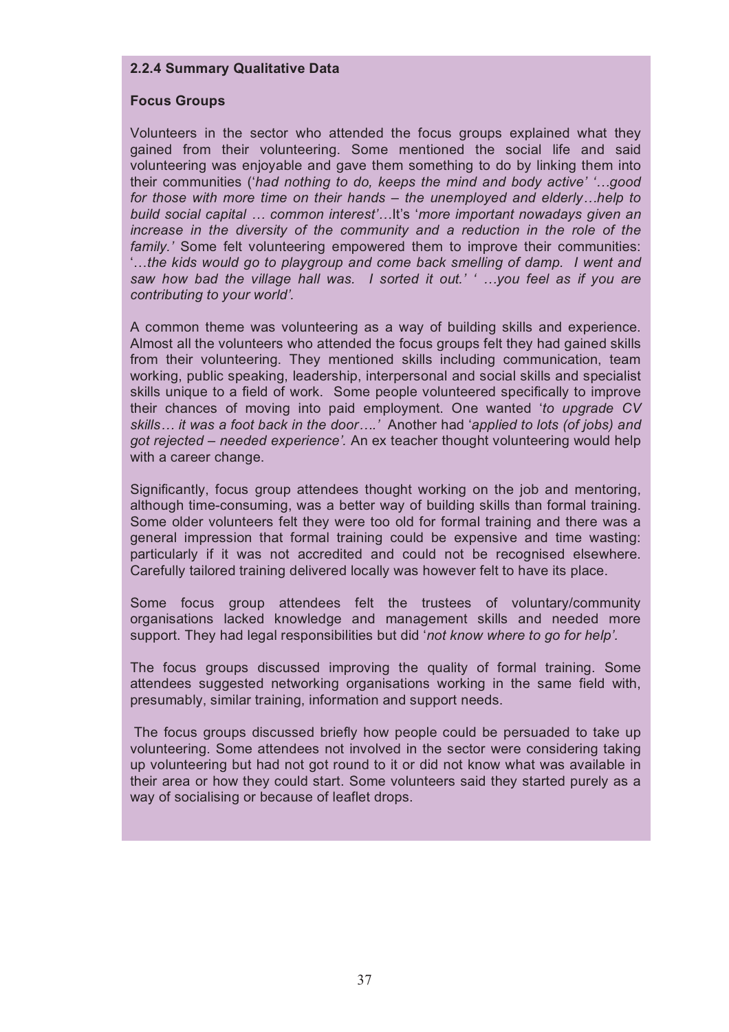### 2.2.4 Summary Qualitative Data

#### Focus Groups

Volunteers in the sector who attended the focus groups explained what they gained from their volunteering. Some mentioned the social life and said volunteering was enjoyable and gave them something to do by linking them into their communities ('*had nothing to do, keeps the mind and body active' '…good for those with more time on their hands – the unemployed and elderly…help to build social capital … common interest'*…It's '*more important nowadays given an increase in the diversity of the community and a reduction in the role of the family.'* Some felt volunteering empowered them to improve their communities: '*…the kids would go to playgroup and come back smelling of damp. I went and saw how bad the village hall was. I sorted it out.' ' …you feel as if you are contributing to your world'.*

A common theme was volunteering as a way of building skills and experience. Almost all the volunteers who attended the focus groups felt they had gained skills from their volunteering. They mentioned skills including communication, team working, public speaking, leadership, interpersonal and social skills and specialist skills unique to a field of work. Some people volunteered specifically to improve their chances of moving into paid employment. One wanted '*to upgrade CV skills… it was a foot back in the door….'* Another had '*applied to lots (of jobs) and got rejected – needed experience'.* An ex teacher thought volunteering would help with a career change.

Significantly, focus group attendees thought working on the job and mentoring, although time-consuming, was a better way of building skills than formal training. Some older volunteers felt they were too old for formal training and there was a general impression that formal training could be expensive and time wasting: particularly if it was not accredited and could not be recognised elsewhere. Carefully tailored training delivered locally was however felt to have its place.

Some focus group attendees felt the trustees of voluntary/community organisations lacked knowledge and management skills and needed more support. They had legal responsibilities but did '*not know where to go for help'.*

The focus groups discussed improving the quality of formal training. Some attendees suggested networking organisations working in the same field with, presumably, similar training, information and support needs.

The focus groups discussed briefly how people could be persuaded to take up volunteering. Some attendees not involved in the sector were considering taking up volunteering but had not got round to it or did not know what was available in their area or how they could start. Some volunteers said they started purely as a way of socialising or because of leaflet drops.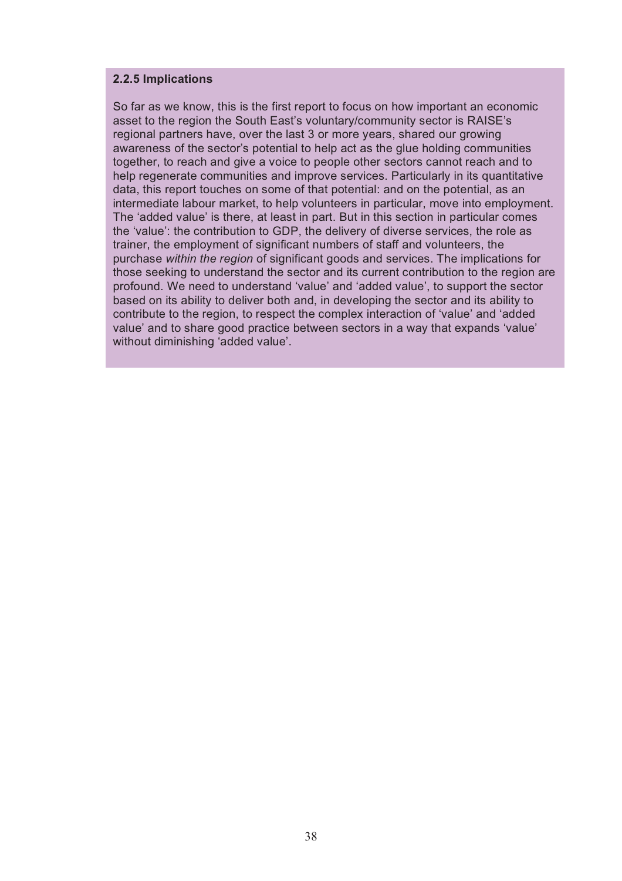### 2.2.5 Implications

So far as we know, this is the first report to focus on how important an economic asset to the region the South East's voluntary/community sector is RAISE's regional partners have, over the last 3 or more years, shared our growing awareness of the sector's potential to help act as the glue holding communities together, to reach and give a voice to people other sectors cannot reach and to help regenerate communities and improve services. Particularly in its quantitative data, this report touches on some of that potential: and on the potential, as an intermediate labour market, to help volunteers in particular, move into employment. The 'added value' is there, at least in part. But in this section in particular comes the 'value': the contribution to GDP, the delivery of diverse services, the role as trainer, the employment of significant numbers of staff and volunteers, the purchase *within the region* of significant goods and services. The implications for those seeking to understand the sector and its current contribution to the region are profound. We need to understand 'value' and 'added value', to support the sector based on its ability to deliver both and, in developing the sector and its ability to contribute to the region, to respect the complex interaction of 'value' and 'added value' and to share good practice between sectors in a way that expands 'value' without diminishing 'added value'.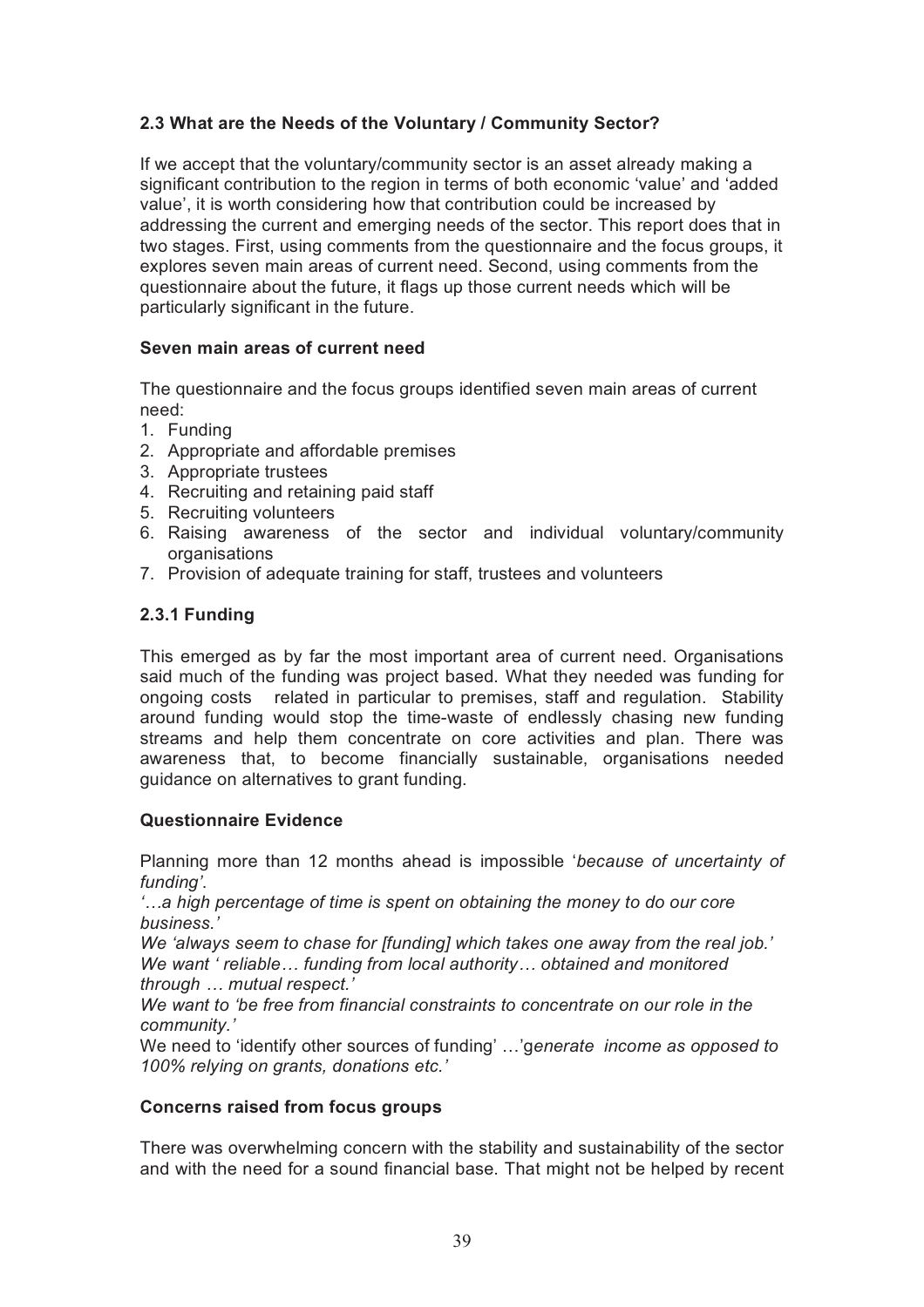### 2.3 What are the Needs of the Voluntary / Community Sector?

If we accept that the voluntary/community sector is an asset already making a significant contribution to the region in terms of both economic 'value' and 'added value', it is worth considering how that contribution could be increased by addressing the current and emerging needs of the sector. This report does that in two stages. First, using comments from the questionnaire and the focus groups, it explores seven main areas of current need. Second, using comments from the questionnaire about the future, it flags up those current needs which will be particularly significant in the future.

**Seven main areas of current need**

The questionnaire and the focus groups identified seven main areas of current need:

1. Funding
2. Appropriate and affordable premises
3. Appropriate trustees
4. Recruiting and retaining paid staff
5. Recruiting volunteers
6. Raising awareness of the sector and individual voluntary/community organisations
7. Provision of adequate training for staff, trustees and volunteers

#### 2.3.1 Funding

This emerged as by far the most important area of current need. Organisations said much of the funding was project based. What they needed was funding for ongoing costs related in particular to premises, staff and regulation. Stability around funding would stop the time-waste of endlessly chasing new funding streams and help them concentrate on core activities and plan. There was awareness that, to become financially sustainable, organisations needed guidance on alternatives to grant funding.

**Questionnaire Evidence**

Planning more than 12 months ahead is impossible '*because of uncertainty of funding'*.

*'…a high percentage of time is spent on obtaining the money to do our core business.'*

*We 'always seem to chase for [funding] which takes one away from the real job.'*

*We want ' reliable… funding from local authority… obtained and monitored through … mutual respect.'*

*We want to 'be free from financial constraints to concentrate on our role in the community.'*

We need to 'identify other sources of funding' …'g*enerate income as opposed to 100% relying on grants, donations etc.'*

**Concerns raised from focus groups**

There was overwhelming concern with the stability and sustainability of the sector and with the need for a sound financial base. That might not be helped by recent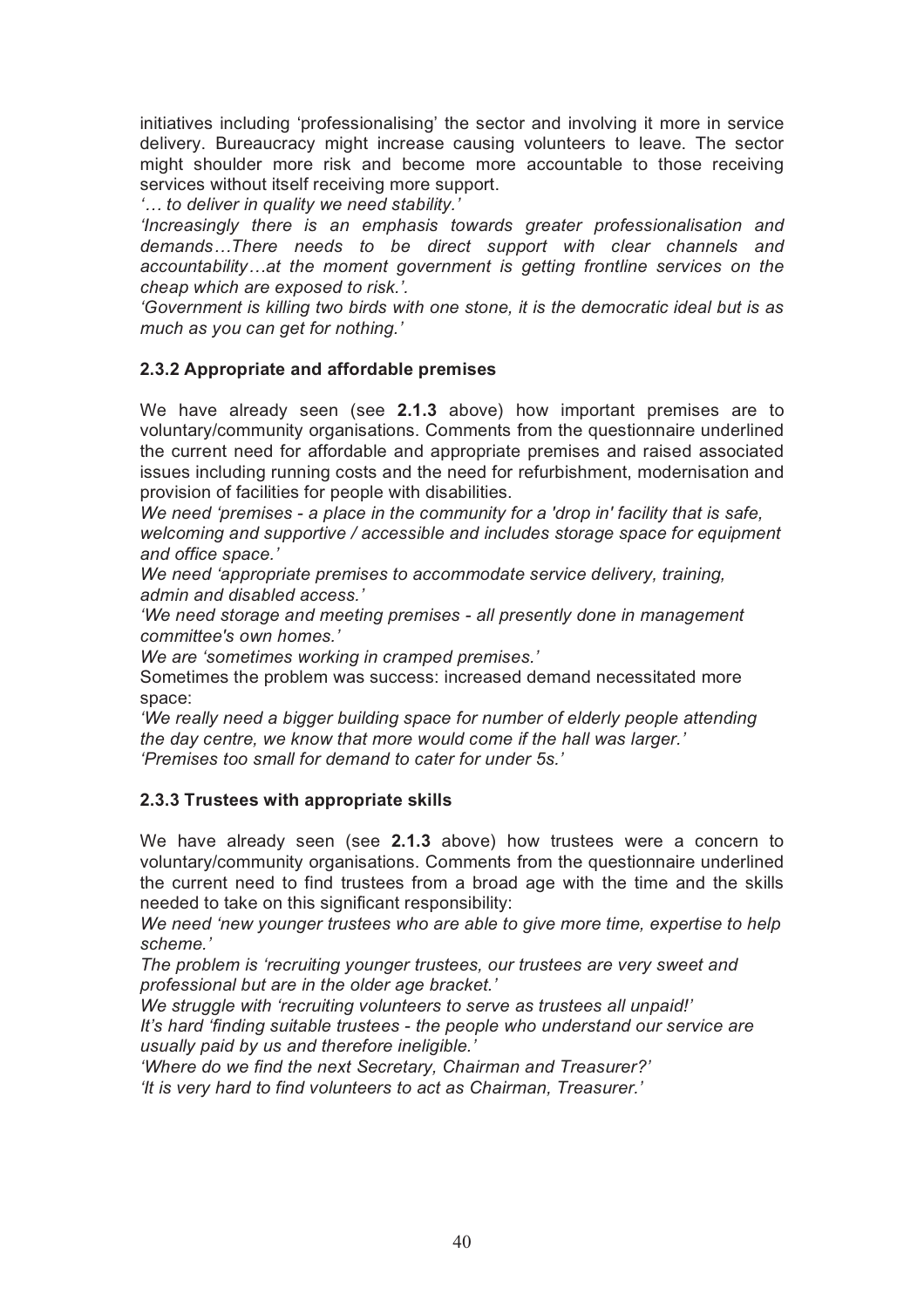initiatives including 'professionalising' the sector and involving it more in service delivery. Bureaucracy might increase causing volunteers to leave. The sector might shoulder more risk and become more accountable to those receiving services without itself receiving more support.

*'… to deliver in quality we need stability.'*

*'Increasingly there is an emphasis towards greater professionalisation and demands…There needs to be direct support with clear channels and accountability…at the moment government is getting frontline services on the cheap which are exposed to risk.'.*

*'Government is killing two birds with one stone, it is the democratic ideal but is as much as you can get for nothing.'*

### 2.3.2 Appropriate and affordable premises

We have already seen (see **2.1.3** above) how important premises are to voluntary/community organisations. Comments from the questionnaire underlined the current need for affordable and appropriate premises and raised associated issues including running costs and the need for refurbishment, modernisation and provision of facilities for people with disabilities.

*We need 'premises - a place in the community for a 'drop in' facility that is safe, welcoming and supportive / accessible and includes storage space for equipment and office space.'*

*We need 'appropriate premises to accommodate service delivery, training, admin and disabled access.'*

*'We need storage and meeting premises - all presently done in management committee's own homes.'*

*We are 'sometimes working in cramped premises.'*

Sometimes the problem was success: increased demand necessitated more space:

*'We really need a bigger building space for number of elderly people attending the day centre, we know that more would come if the hall was larger.'*

*'Premises too small for demand to cater for under 5s.'*

### 2.3.3 Trustees with appropriate skills

We have already seen (see **2.1.3** above) how trustees were a concern to voluntary/community organisations. Comments from the questionnaire underlined the current need to find trustees from a broad age with the time and the skills needed to take on this significant responsibility:

*We need 'new younger trustees who are able to give more time, expertise to help scheme.'*

*The problem is 'recruiting younger trustees, our trustees are very sweet and professional but are in the older age bracket.'*

*We struggle with 'recruiting volunteers to serve as trustees all unpaid!'*

*It's hard 'finding suitable trustees - the people who understand our service are usually paid by us and therefore ineligible.'*

*'Where do we find the next Secretary, Chairman and Treasurer?'*

*'It is very hard to find volunteers to act as Chairman, Treasurer.'*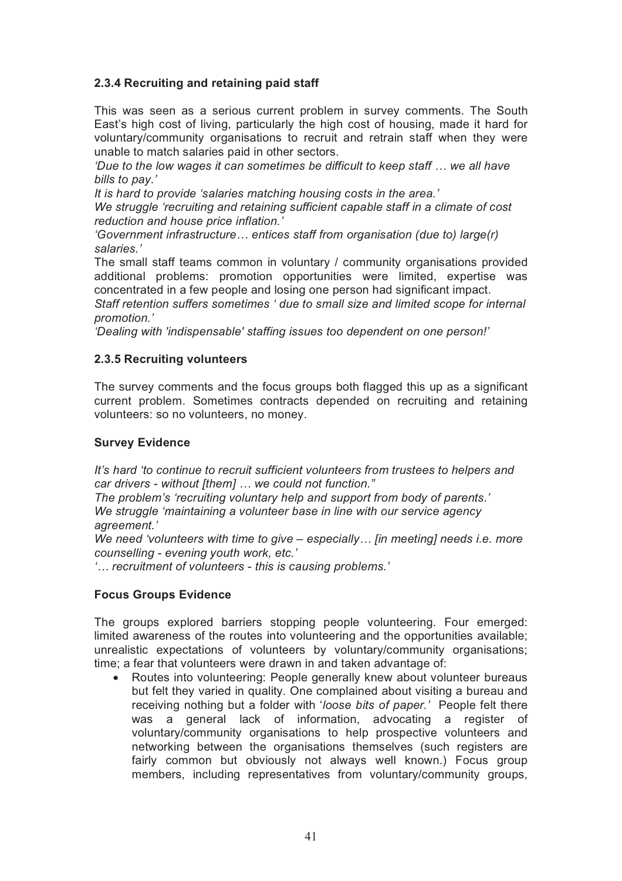### 2.3.4 Recruiting and retaining paid staff

This was seen as a serious current problem in survey comments. The South East's high cost of living, particularly the high cost of housing, made it hard for voluntary/community organisations to recruit and retrain staff when they were unable to match salaries paid in other sectors.

*'Due to the low wages it can sometimes be difficult to keep staff … we all have bills to pay.'*

*It is hard to provide 'salaries matching housing costs in the area.'*

*We struggle 'recruiting and retaining sufficient capable staff in a climate of cost reduction and house price inflation.'*

*'Government infrastructure… entices staff from organisation (due to) large(r) salaries.'*

The small staff teams common in voluntary / community organisations provided additional problems: promotion opportunities were limited, expertise was concentrated in a few people and losing one person had significant impact.

*Staff retention suffers sometimes ' due to small size and limited scope for internal promotion.'*

*'Dealing with 'indispensable' staffing issues too dependent on one person!'*

### 2.3.5 Recruiting volunteers

The survey comments and the focus groups both flagged this up as a significant current problem. Sometimes contracts depended on recruiting and retaining volunteers: so no volunteers, no money.

**Survey Evidence**

*It's hard 'to continue to recruit sufficient volunteers from trustees to helpers and car drivers - without [them] … we could not function."*

*The problem's 'recruiting voluntary help and support from body of parents.'*

*We struggle 'maintaining a volunteer base in line with our service agency agreement.'*

*We need 'volunteers with time to give – especially… [in meeting] needs i.e. more counselling - evening youth work, etc.'*

*'… recruitment of volunteers - this is causing problems.'*

**Focus Groups Evidence**

The groups explored barriers stopping people volunteering. Four emerged: limited awareness of the routes into volunteering and the opportunities available; unrealistic expectations of volunteers by voluntary/community organisations; time; a fear that volunteers were drawn in and taken advantage of:

- Routes into volunteering: People generally knew about volunteer bureaus but felt they varied in quality. One complained about visiting a bureau and receiving nothing but a folder with '*loose bits of paper.*' People felt there was a general lack of information, advocating a register of voluntary/community organisations to help prospective volunteers and networking between the organisations themselves (such registers are fairly common but obviously not always well known.) Focus group members, including representatives from voluntary/community groups,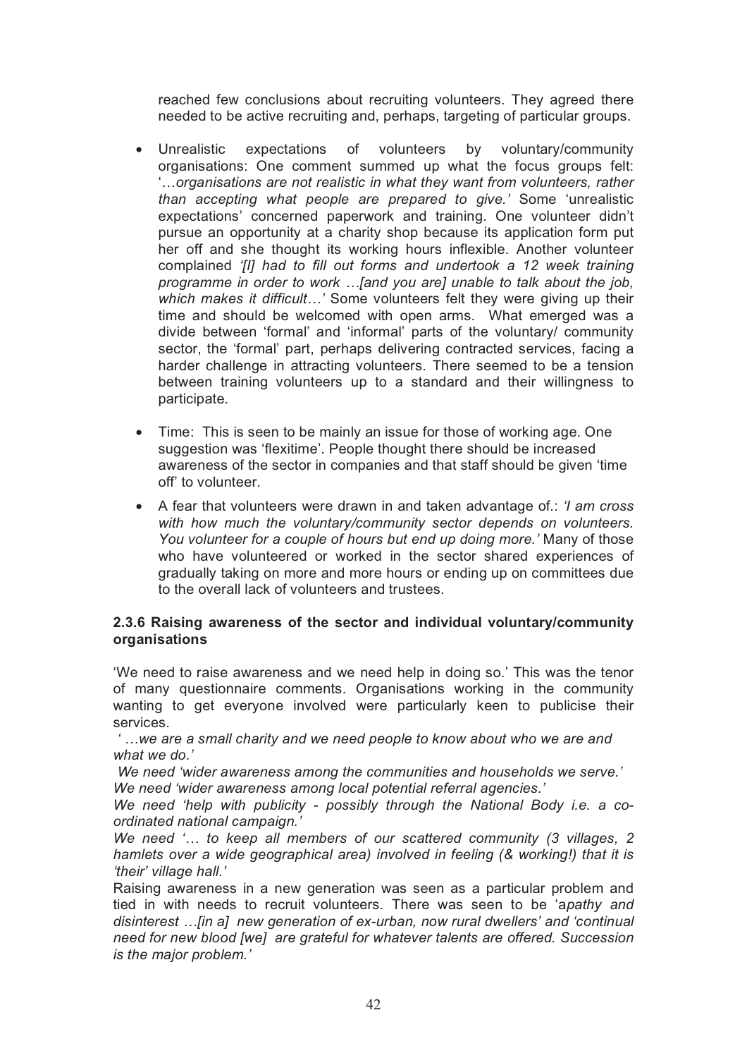reached few conclusions about recruiting volunteers. They agreed there needed to be active recruiting and, perhaps, targeting of particular groups.

- Unrealistic expectations of volunteers by voluntary/community organisations: One comment summed up what the focus groups felt: '*…organisations are not realistic in what they want from volunteers, rather than accepting what people are prepared to give.'* Some 'unrealistic expectations' concerned paperwork and training. One volunteer didn't pursue an opportunity at a charity shop because its application form put her off and she thought its working hours inflexible. Another volunteer complained *'[I] had to fill out forms and undertook a 12 week training programme in order to work …[and you are] unable to talk about the job, which makes it difficult…'* Some volunteers felt they were giving up their time and should be welcomed with open arms. What emerged was a divide between 'formal' and 'informal' parts of the voluntary/ community sector, the 'formal' part, perhaps delivering contracted services, facing a harder challenge in attracting volunteers. There seemed to be a tension between training volunteers up to a standard and their willingness to participate.

- Time: This is seen to be mainly an issue for those of working age. One suggestion was 'flexitime'. People thought there should be increased awareness of the sector in companies and that staff should be given 'time off' to volunteer.

- A fear that volunteers were drawn in and taken advantage of.: *'I am cross with how much the voluntary/community sector depends on volunteers. You volunteer for a couple of hours but end up doing more.'* Many of those who have volunteered or worked in the sector shared experiences of gradually taking on more and more hours or ending up on committees due to the overall lack of volunteers and trustees.

### 2.3.6 Raising awareness of the sector and individual voluntary/community organisations

'We need to raise awareness and we need help in doing so.' This was the tenor of many questionnaire comments. Organisations working in the community wanting to get everyone involved were particularly keen to publicise their services.

*' …we are a small charity and we need people to know about who we are and what we do.'*

*We need 'wider awareness among the communities and households we serve.'*

*We need 'wider awareness among local potential referral agencies.'*

*We need 'help with publicity - possibly through the National Body i.e. a co-ordinated national campaign.'*

*We need '… to keep all members of our scattered community (3 villages, 2 hamlets over a wide geographical area) involved in feeling (& working!) that it is 'their' village hall.'*

Raising awareness in a new generation was seen as a particular problem and tied in with needs to recruit volunteers. There was seen to be 'a*pathy and disinterest …[in a] new generation of ex-urban, now rural dwellers'* and *'continual need for new blood [we] are grateful for whatever talents are offered. Succession is the major problem.'*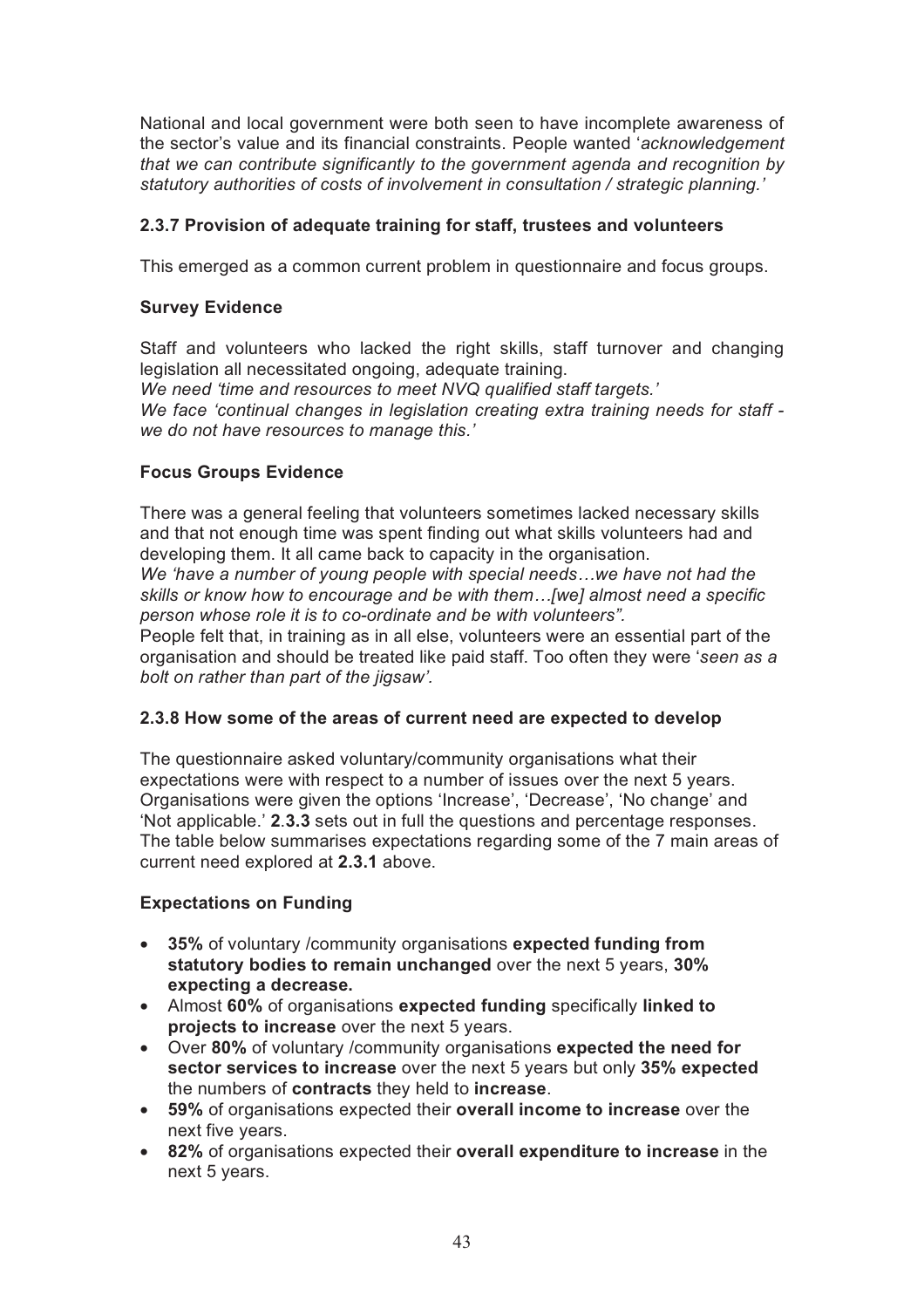National and local government were both seen to have incomplete awareness of the sector's value and its financial constraints. People wanted '*acknowledgement that we can contribute significantly to the government agenda and recognition by statutory authorities of costs of involvement in consultation / strategic planning.'*

### 2.3.7 Provision of adequate training for staff, trustees and volunteers

This emerged as a common current problem in questionnaire and focus groups.

#### Survey Evidence

Staff and volunteers who lacked the right skills, staff turnover and changing legislation all necessitated ongoing, adequate training.
*We need 'time and resources to meet NVQ qualified staff targets.'*
*We face 'continual changes in legislation creating extra training needs for staff - we do not have resources to manage this.'*

#### Focus Groups Evidence

There was a general feeling that volunteers sometimes lacked necessary skills and that not enough time was spent finding out what skills volunteers had and developing them. It all came back to capacity in the organisation.
*We 'have a number of young people with special needs…we have not had the skills or know how to encourage and be with them…[we] almost need a specific person whose role it is to co-ordinate and be with volunteers".*
People felt that, in training as in all else, volunteers were an essential part of the organisation and should be treated like paid staff. Too often they were '*seen as a bolt on rather than part of the jigsaw'*.

### 2.3.8 How some of the areas of current need are expected to develop

The questionnaire asked voluntary/community organisations what their expectations were with respect to a number of issues over the next 5 years. Organisations were given the options 'Increase', 'Decrease', 'No change' and 'Not applicable.' **2.3.3** sets out in full the questions and percentage responses. The table below summarises expectations regarding some of the 7 main areas of current need explored at **2.3.1** above.

#### Expectations on Funding

- **35%** of voluntary /community organisations **expected funding from statutory bodies to remain unchanged** over the next 5 years, **30% expecting a decrease.**
- Almost **60%** of organisations **expected funding** specifically **linked to projects to increase** over the next 5 years.
- Over **80%** of voluntary /community organisations **expected the need for sector services to increase** over the next 5 years but only **35% expected** the numbers of **contracts** they held to **increase**.
- **59%** of organisations expected their **overall income to increase** over the next five years.
- **82%** of organisations expected their **overall expenditure to increase** in the next 5 years.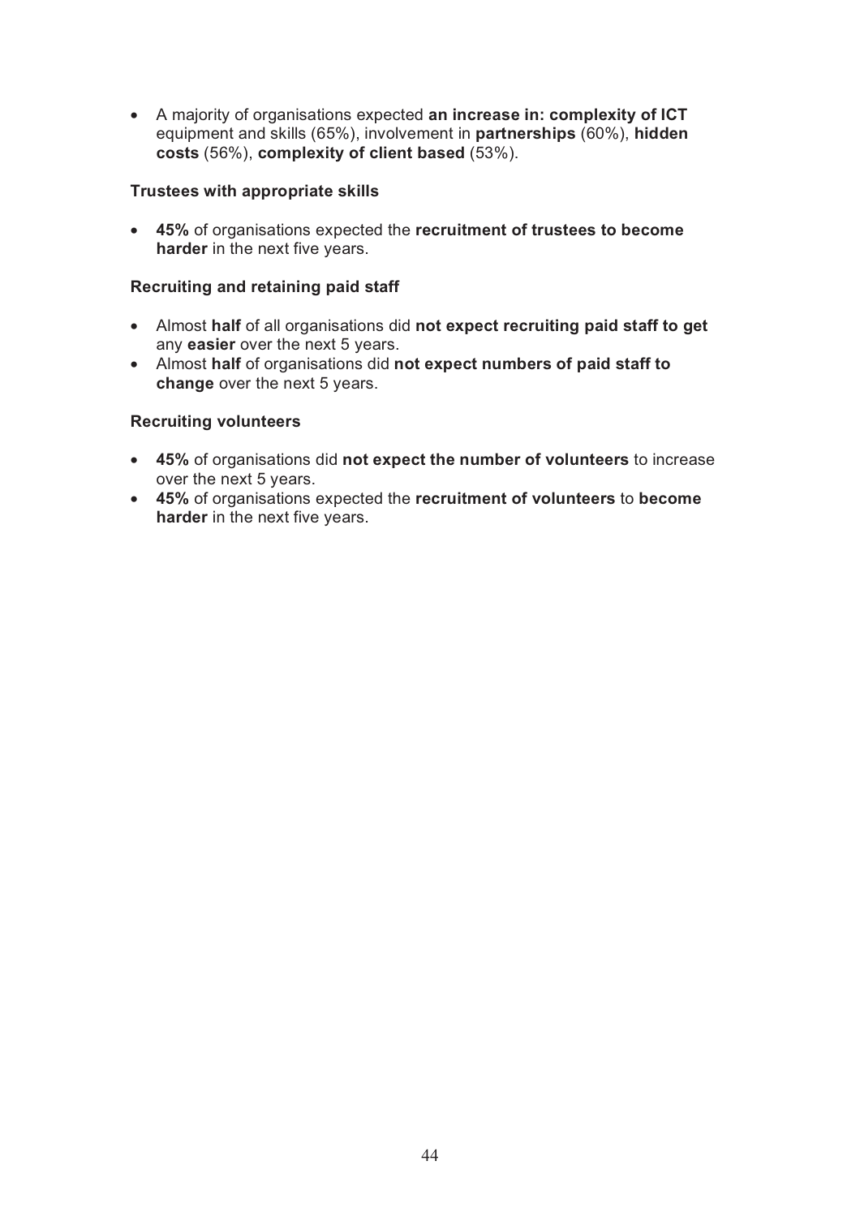- A majority of organisations expected **an increase in: complexity of ICT** equipment and skills (65%), involvement in **partnerships** (60%), **hidden costs** (56%), **complexity of client based** (53%).

**Trustees with appropriate skills**

- **45%** of organisations expected the **recruitment of trustees to become harder** in the next five years.

**Recruiting and retaining paid staff**

- Almost **half** of all organisations did **not expect recruiting paid staff to get** any **easier** over the next 5 years.
- Almost **half** of organisations did **not expect numbers of paid staff to change** over the next 5 years.

**Recruiting volunteers**

- **45%** of organisations did **not expect the number of volunteers** to increase over the next 5 years.
- **45%** of organisations expected the **recruitment of volunteers** to **become harder** in the next five years.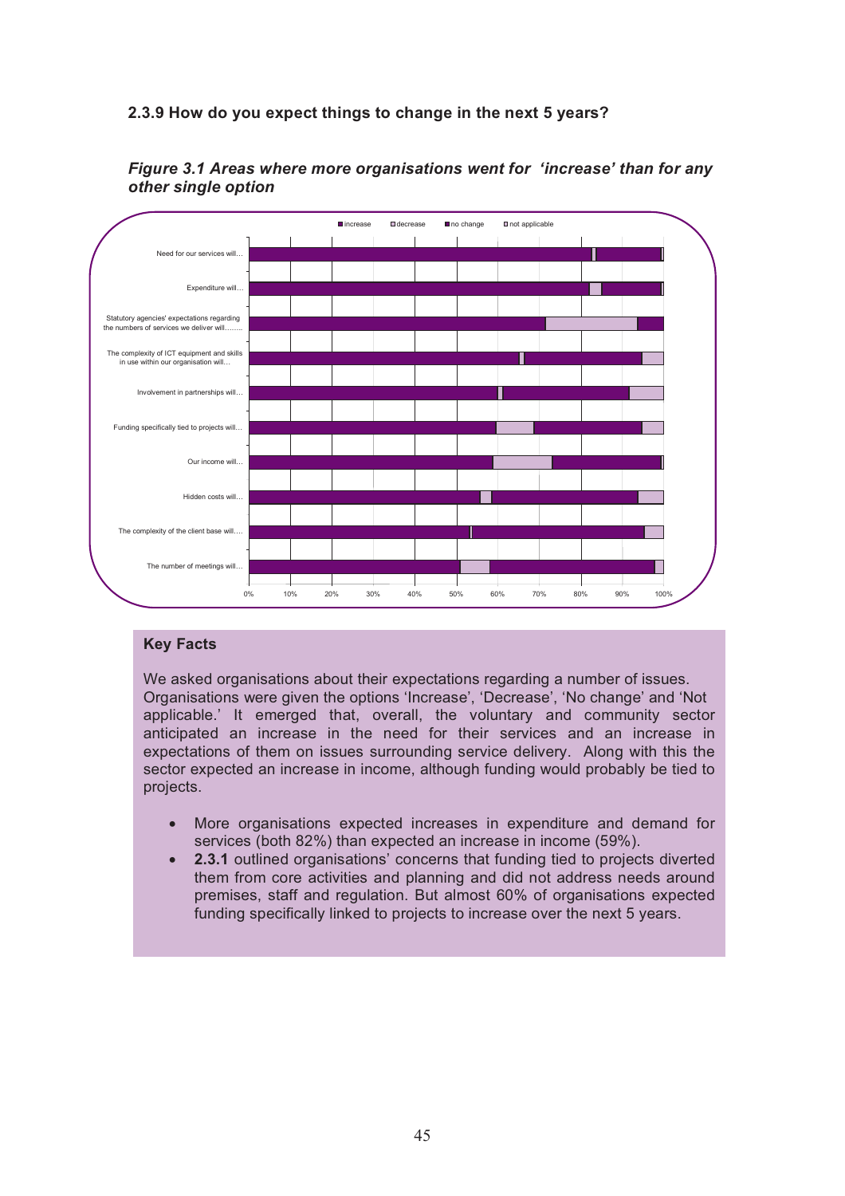### 2.3.9 How do you expect things to change in the next 5 years?

***Figure 3.1 Areas where more organisations went for 'increase' than for any other single option***

■ increase □ decrease ■ no change □ not applicable

Need for our services will...

Expenditure will...

Statutory agencies' expectations regarding the numbers of services we deliver will........

The complexity of ICT equipment and skills in use within our organisation will...

Involvement in partnerships will...

Funding specifically tied to projects will...

Our income will...

Hidden costs will...

The complexity of the client base will....

The number of meetings will...

0% 10% 20% 30% 40% 50% 60% 70% 80% 90% 100%

**Key Facts**

We asked organisations about their expectations regarding a number of issues. Organisations were given the options 'Increase', 'Decrease', 'No change' and 'Not applicable.' It emerged that, overall, the voluntary and community sector anticipated an increase in the need for their services and an increase in expectations of them on issues surrounding service delivery. Along with this the sector expected an increase in income, although funding would probably be tied to projects.

- More organisations expected increases in expenditure and demand for services (both 82%) than expected an increase in income (59%).
- **2.3.1** outlined organisations' concerns that funding tied to projects diverted them from core activities and planning and did not address needs around premises, staff and regulation. But almost 60% of organisations expected funding specifically linked to projects to increase over the next 5 years.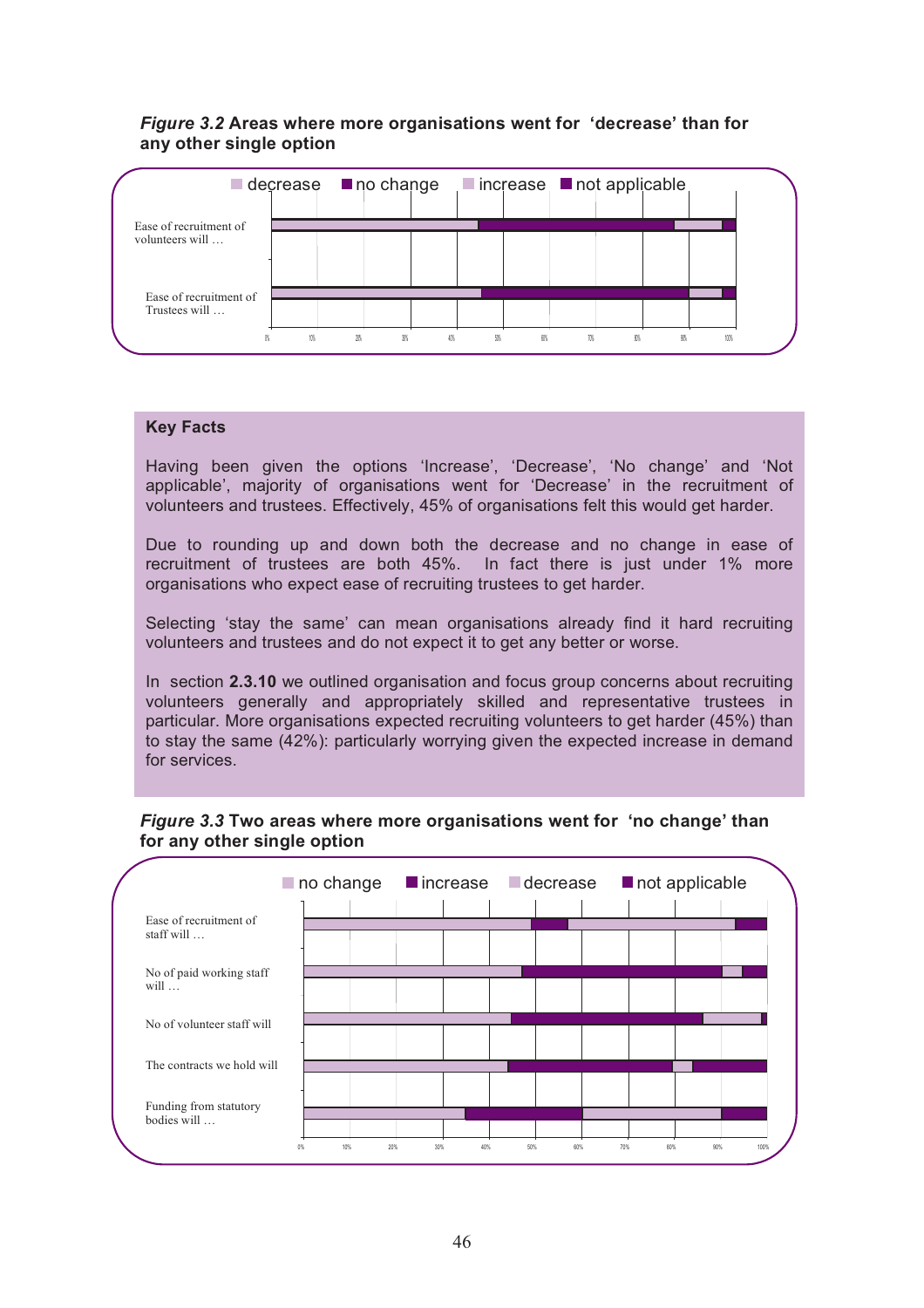***Figure 3.2*** **Areas where more organisations went for 'decrease' than for any other single option**

**Key Facts**

Having been given the options 'Increase', 'Decrease', 'No change' and 'Not applicable', majority of organisations went for 'Decrease' in the recruitment of volunteers and trustees. Effectively, 45% of organisations felt this would get harder.

Due to rounding up and down both the decrease and no change in ease of recruitment of trustees are both 45%. In fact there is just under 1% more organisations who expect ease of recruiting trustees to get harder.

Selecting 'stay the same' can mean organisations already find it hard recruiting volunteers and trustees and do not expect it to get any better or worse.

In section **2.3.10** we outlined organisation and focus group concerns about recruiting volunteers generally and appropriately skilled and representative trustees in particular. More organisations expected recruiting volunteers to get harder (45%) than to stay the same (42%): particularly worrying given the expected increase in demand for services.

***Figure 3.3*** **Two areas where more organisations went for 'no change' than for any other single option**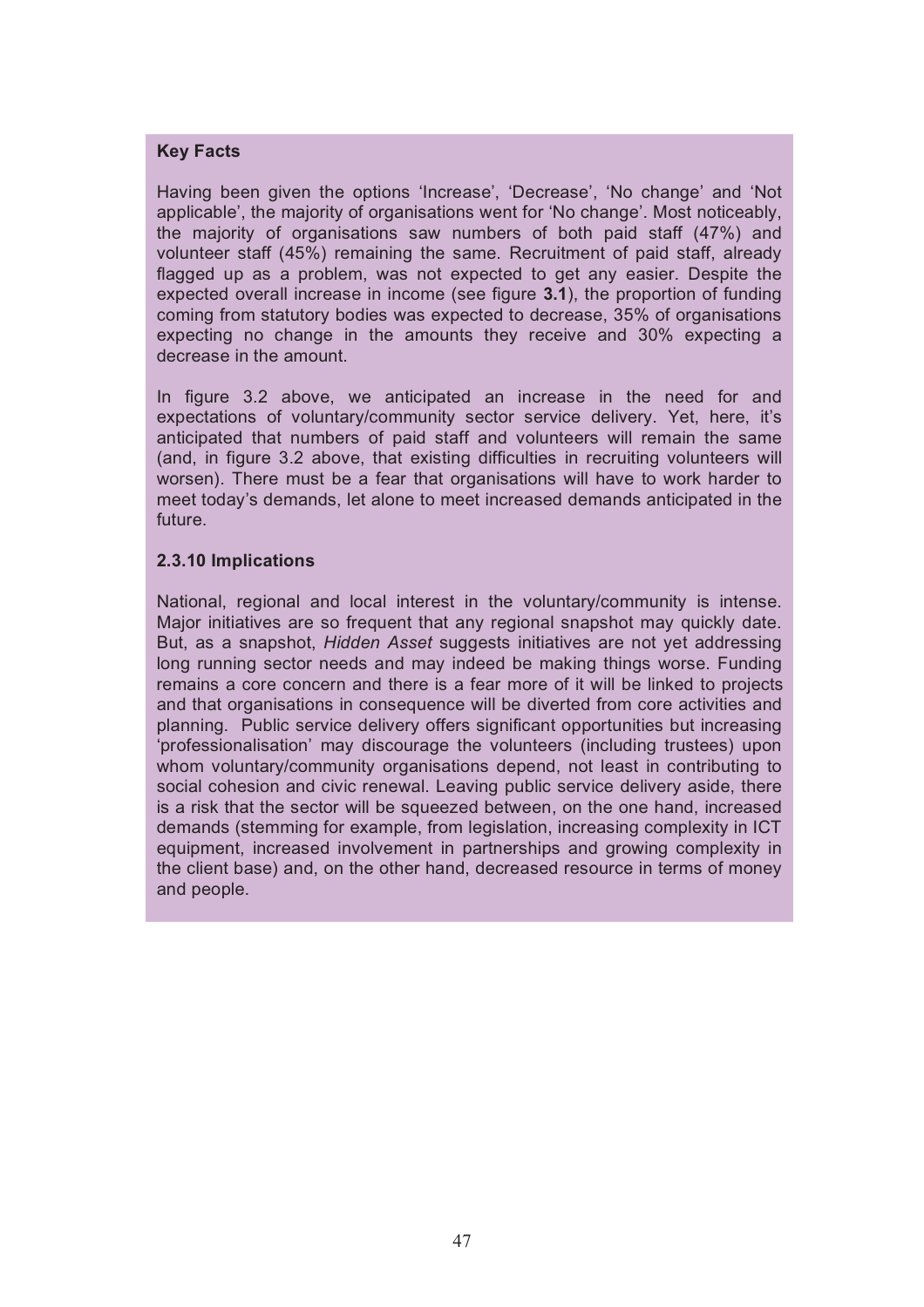**Key Facts**

Having been given the options 'Increase', 'Decrease', 'No change' and 'Not applicable', the majority of organisations went for 'No change'. Most noticeably, the majority of organisations saw numbers of both paid staff (47%) and volunteer staff (45%) remaining the same. Recruitment of paid staff, already flagged up as a problem, was not expected to get any easier. Despite the expected overall increase in income (see figure **3.1**), the proportion of funding coming from statutory bodies was expected to decrease, 35% of organisations expecting no change in the amounts they receive and 30% expecting a decrease in the amount.

In figure 3.2 above, we anticipated an increase in the need for and expectations of voluntary/community sector service delivery. Yet, here, it's anticipated that numbers of paid staff and volunteers will remain the same (and, in figure 3.2 above, that existing difficulties in recruiting volunteers will worsen). There must be a fear that organisations will have to work harder to meet today's demands, let alone to meet increased demands anticipated in the future.

**2.3.10 Implications**

National, regional and local interest in the voluntary/community is intense. Major initiatives are so frequent that any regional snapshot may quickly date. But, as a snapshot, *Hidden Asset* suggests initiatives are not yet addressing long running sector needs and may indeed be making things worse. Funding remains a core concern and there is a fear more of it will be linked to projects and that organisations in consequence will be diverted from core activities and planning. Public service delivery offers significant opportunities but increasing 'professionalisation' may discourage the volunteers (including trustees) upon whom voluntary/community organisations depend, not least in contributing to social cohesion and civic renewal. Leaving public service delivery aside, there is a risk that the sector will be squeezed between, on the one hand, increased demands (stemming for example, from legislation, increasing complexity in ICT equipment, increased involvement in partnerships and growing complexity in the client base) and, on the other hand, decreased resource in terms of money and people.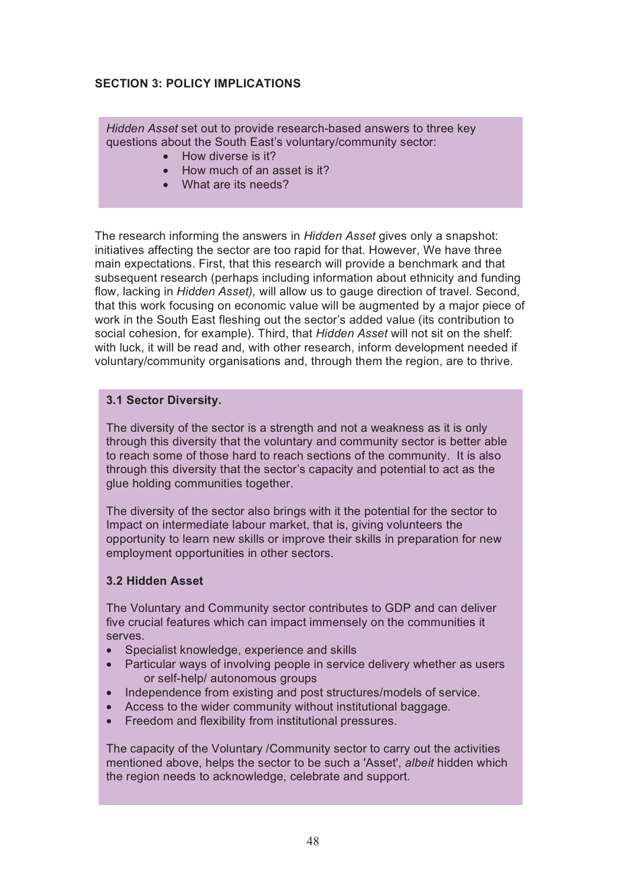## SECTION 3: POLICY IMPLICATIONS

*Hidden Asset* set out to provide research-based answers to three key questions about the South East's voluntary/community sector:

- How diverse is it?
- How much of an asset is it?
- What are its needs?

The research informing the answers in *Hidden Asset* gives only a snapshot: initiatives affecting the sector are too rapid for that. However, We have three main expectations. First, that this research will provide a benchmark and that subsequent research (perhaps including information about ethnicity and funding flow, lacking in *Hidden Asset),* will allow us to gauge direction of travel. Second, that this work focusing on economic value will be augmented by a major piece of work in the South East fleshing out the sector's added value (its contribution to social cohesion, for example). Third, that *Hidden Asset* will not sit on the shelf: with luck, it will be read and, with other research, inform development needed if voluntary/community organisations and, through them the region, are to thrive.

### 3.1 Sector Diversity.

The diversity of the sector is a strength and not a weakness as it is only through this diversity that the voluntary and community sector is better able to reach some of those hard to reach sections of the community. It is also through this diversity that the sector's capacity and potential to act as the glue holding communities together.

The diversity of the sector also brings with it the potential for the sector to Impact on intermediate labour market, that is, giving volunteers the opportunity to learn new skills or improve their skills in preparation for new employment opportunities in other sectors.

### 3.2 Hidden Asset

The Voluntary and Community sector contributes to GDP and can deliver five crucial features which can impact immensely on the communities it serves.

- Specialist knowledge, experience and skills
- Particular ways of involving people in service delivery whether as users or self-help/ autonomous groups
- Independence from existing and post structures/models of service.
- Access to the wider community without institutional baggage.
- Freedom and flexibility from institutional pressures.

The capacity of the Voluntary /Community sector to carry out the activities mentioned above, helps the sector to be such a 'Asset', *albeit* hidden which the region needs to acknowledge, celebrate and support.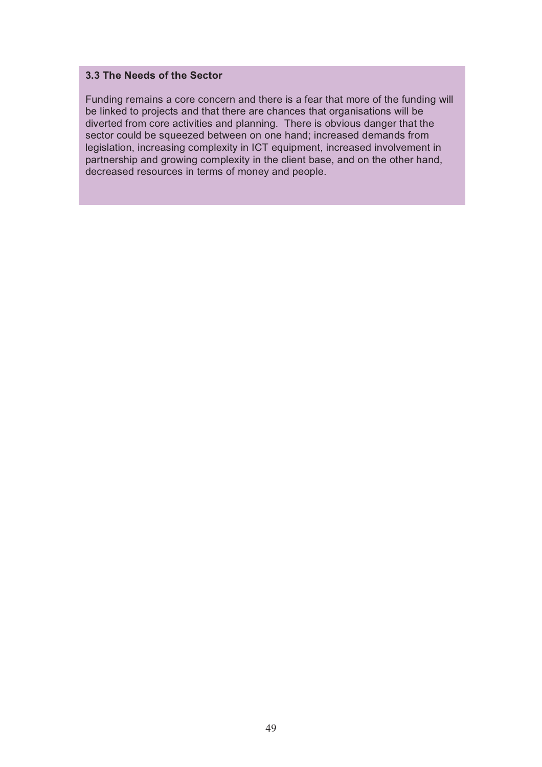### 3.3 The Needs of the Sector

Funding remains a core concern and there is a fear that more of the funding will be linked to projects and that there are chances that organisations will be diverted from core activities and planning.  There is obvious danger that the sector could be squeezed between on one hand; increased demands from legislation, increasing complexity in ICT equipment, increased involvement in partnership and growing complexity in the client base, and on the other hand, decreased resources in terms of money and people.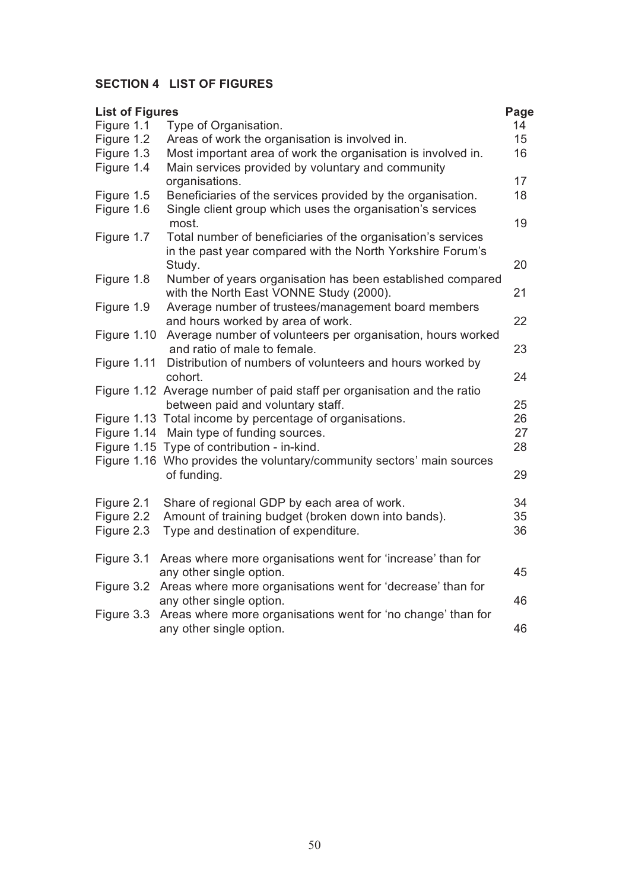## SECTION 4 LIST OF FIGURES

| List of Figures | | Page |
|---|---|---|
| Figure 1.1 | Type of Organisation. | 14 |
| Figure 1.2 | Areas of work the organisation is involved in. | 15 |
| Figure 1.3 | Most important area of work the organisation is involved in. | 16 |
| Figure 1.4 | Main services provided by voluntary and community organisations. | 17 |
| Figure 1.5 | Beneficiaries of the services provided by the organisation. | 18 |
| Figure 1.6 | Single client group which uses the organisation's services most. | 19 |
| Figure 1.7 | Total number of beneficiaries of the organisation's services in the past year compared with the North Yorkshire Forum's Study. | 20 |
| Figure 1.8 | Number of years organisation has been established compared with the North East VONNE Study (2000). | 21 |
| Figure 1.9 | Average number of trustees/management board members and hours worked by area of work. | 22 |
| Figure 1.10 | Average number of volunteers per organisation, hours worked and ratio of male to female. | 23 |
| Figure 1.11 | Distribution of numbers of volunteers and hours worked by cohort. | 24 |
| Figure 1.12 | Average number of paid staff per organisation and the ratio between paid and voluntary staff. | 25 |
| Figure 1.13 | Total income by percentage of organisations. | 26 |
| Figure 1.14 | Main type of funding sources. | 27 |
| Figure 1.15 | Type of contribution - in-kind. | 28 |
| Figure 1.16 | Who provides the voluntary/community sectors' main sources of funding. | 29 |
| Figure 2.1 | Share of regional GDP by each area of work. | 34 |
| Figure 2.2 | Amount of training budget (broken down into bands). | 35 |
| Figure 2.3 | Type and destination of expenditure. | 36 |
| Figure 3.1 | Areas where more organisations went for 'increase' than for any other single option. | 45 |
| Figure 3.2 | Areas where more organisations went for 'decrease' than for any other single option. | 46 |
| Figure 3.3 | Areas where more organisations went for 'no change' than for any other single option. | 46 |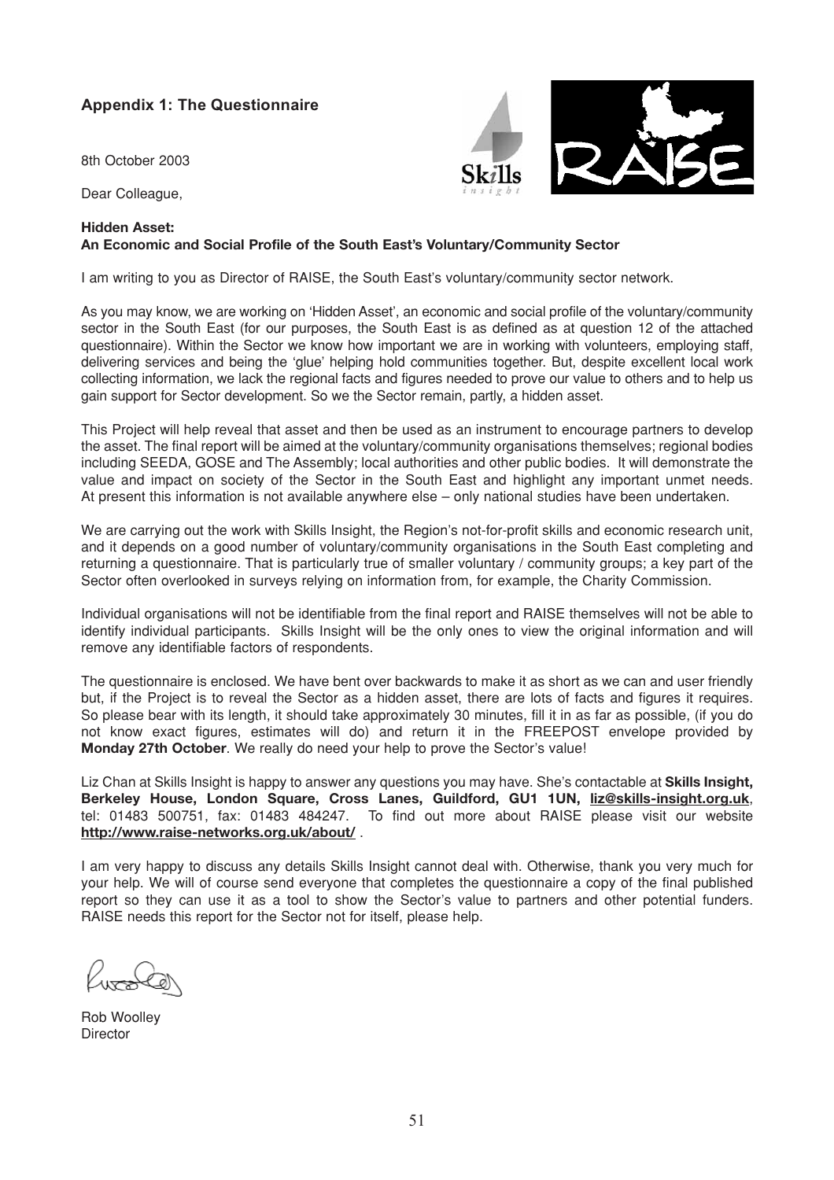## Appendix 1: The Questionnaire

8th October 2003

Dear Colleague,

**Hidden Asset:**
**An Economic and Social Profile of the South East's Voluntary/Community Sector**

I am writing to you as Director of RAISE, the South East's voluntary/community sector network.

As you may know, we are working on 'Hidden Asset', an economic and social profile of the voluntary/community sector in the South East (for our purposes, the South East is as defined as at question 12 of the attached questionnaire). Within the Sector we know how important we are in working with volunteers, employing staff, delivering services and being the 'glue' helping hold communities together. But, despite excellent local work collecting information, we lack the regional facts and figures needed to prove our value to others and to help us gain support for Sector development. So we the Sector remain, partly, a hidden asset.

This Project will help reveal that asset and then be used as an instrument to encourage partners to develop the asset. The final report will be aimed at the voluntary/community organisations themselves; regional bodies including SEEDA, GOSE and The Assembly; local authorities and other public bodies. It will demonstrate the value and impact on society of the Sector in the South East and highlight any important unmet needs. At present this information is not available anywhere else – only national studies have been undertaken.

We are carrying out the work with Skills Insight, the Region's not-for-profit skills and economic research unit, and it depends on a good number of voluntary/community organisations in the South East completing and returning a questionnaire. That is particularly true of smaller voluntary / community groups; a key part of the Sector often overlooked in surveys relying on information from, for example, the Charity Commission.

Individual organisations will not be identifiable from the final report and RAISE themselves will not be able to identify individual participants. Skills Insight will be the only ones to view the original information and will remove any identifiable factors of respondents.

The questionnaire is enclosed. We have bent over backwards to make it as short as we can and user friendly but, if the Project is to reveal the Sector as a hidden asset, there are lots of facts and figures it requires. So please bear with its length, it should take approximately 30 minutes, fill it in as far as possible, (if you do not know exact figures, estimates will do) and return it in the FREEPOST envelope provided by **Monday 27th October**. We really do need your help to prove the Sector's value!

Liz Chan at Skills Insight is happy to answer any questions you may have. She's contactable at **Skills Insight, Berkeley House, London Square, Cross Lanes, Guildford, GU1 1UN, liz@skills-insight.org.uk**, tel: 01483 500751, fax: 01483 484247. To find out more about RAISE please visit our website **http://www.raise-networks.org.uk/about/** .

I am very happy to discuss any details Skills Insight cannot deal with. Otherwise, thank you very much for your help. We will of course send everyone that completes the questionnaire a copy of the final published report so they can use it as a tool to show the Sector's value to partners and other potential funders. RAISE needs this report for the Sector not for itself, please help.

Rob Woolley
Director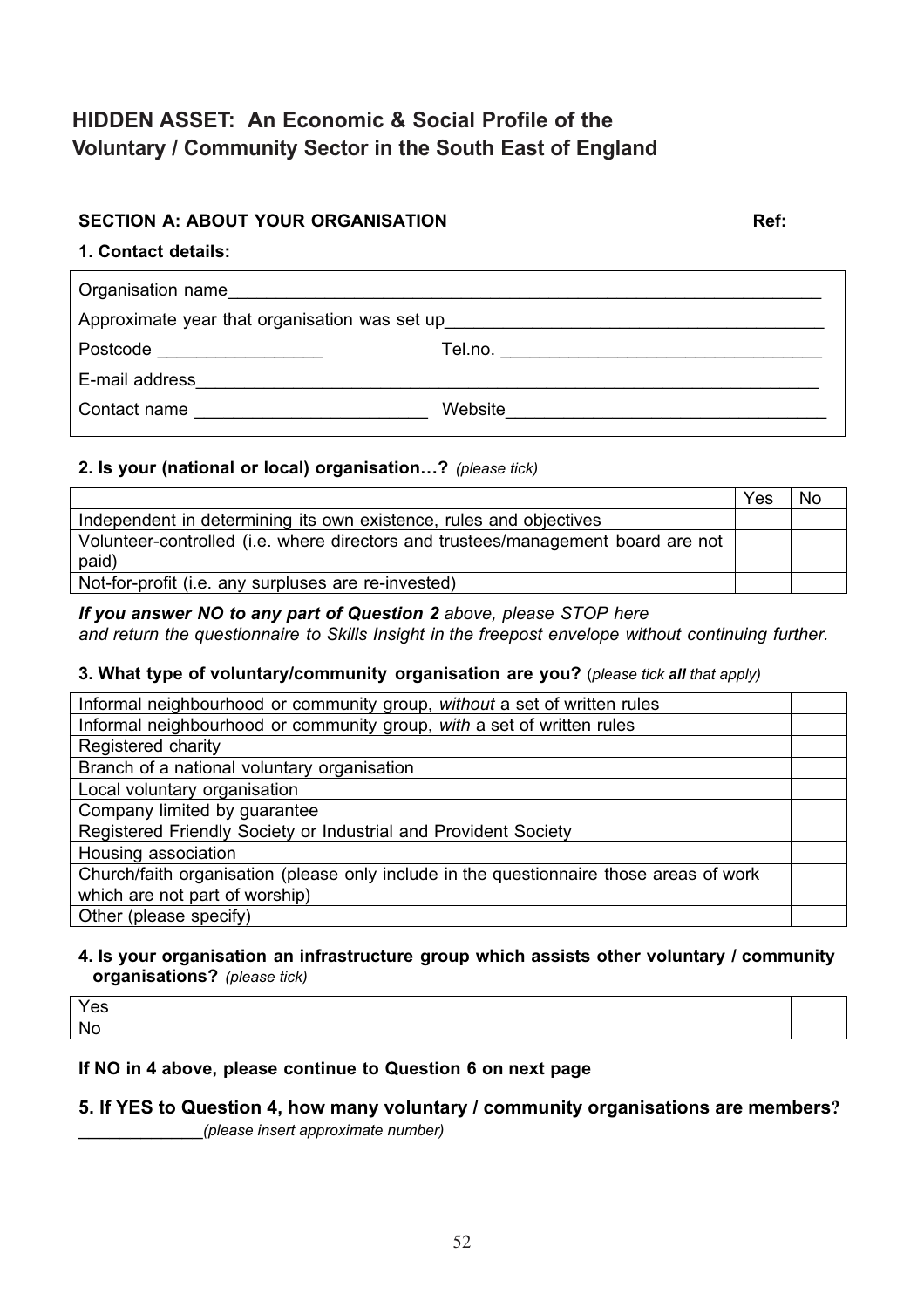# HIDDEN ASSET: An Economic & Social Profile of the Voluntary / Community Sector in the South East of England

**SECTION A: ABOUT YOUR ORGANISATION** **Ref:**

**1. Contact details:**

Organisation name_______________________________________________

Approximate year that organisation was set up___________________________

Postcode ________________ Tel.no. _______________________________

E-mail address_________________________________________________

Contact name _______________________ Website___________________________

**2. Is your (national or local) organisation…?** *(please tick)*

| | Yes | No |
|---|---|---|
| Independent in determining its own existence, rules and objectives | | |
| Volunteer-controlled (i.e. where directors and trustees/management board are not paid) | | |
| Not-for-profit (i.e. any surpluses are re-invested) | | |

***If you answer NO to any part of Question 2*** *above, please STOP here and return the questionnaire to Skills Insight in the freepost envelope without continuing further.*

**3. What type of voluntary/community organisation are you?** (*please tick **all** that apply)*

| | |
|---|---|
| Informal neighbourhood or community group, *without* a set of written rules | |
| Informal neighbourhood or community group, *with* a set of written rules | |
| Registered charity | |
| Branch of a national voluntary organisation | |
| Local voluntary organisation | |
| Company limited by guarantee | |
| Registered Friendly Society or Industrial and Provident Society | |
| Housing association | |
| Church/faith organisation (please only include in the questionnaire those areas of work which are not part of worship) | |
| Other (please specify) | |

**4. Is your organisation an infrastructure group which assists other voluntary / community organisations?** *(please tick)*

| | |
|---|---|
| Yes | |
| No | |

**If NO in 4 above, please continue to Question 6 on next page**

**5. If YES to Question 4, how many voluntary / community organisations are members?**

_____________*(please insert approximate number)*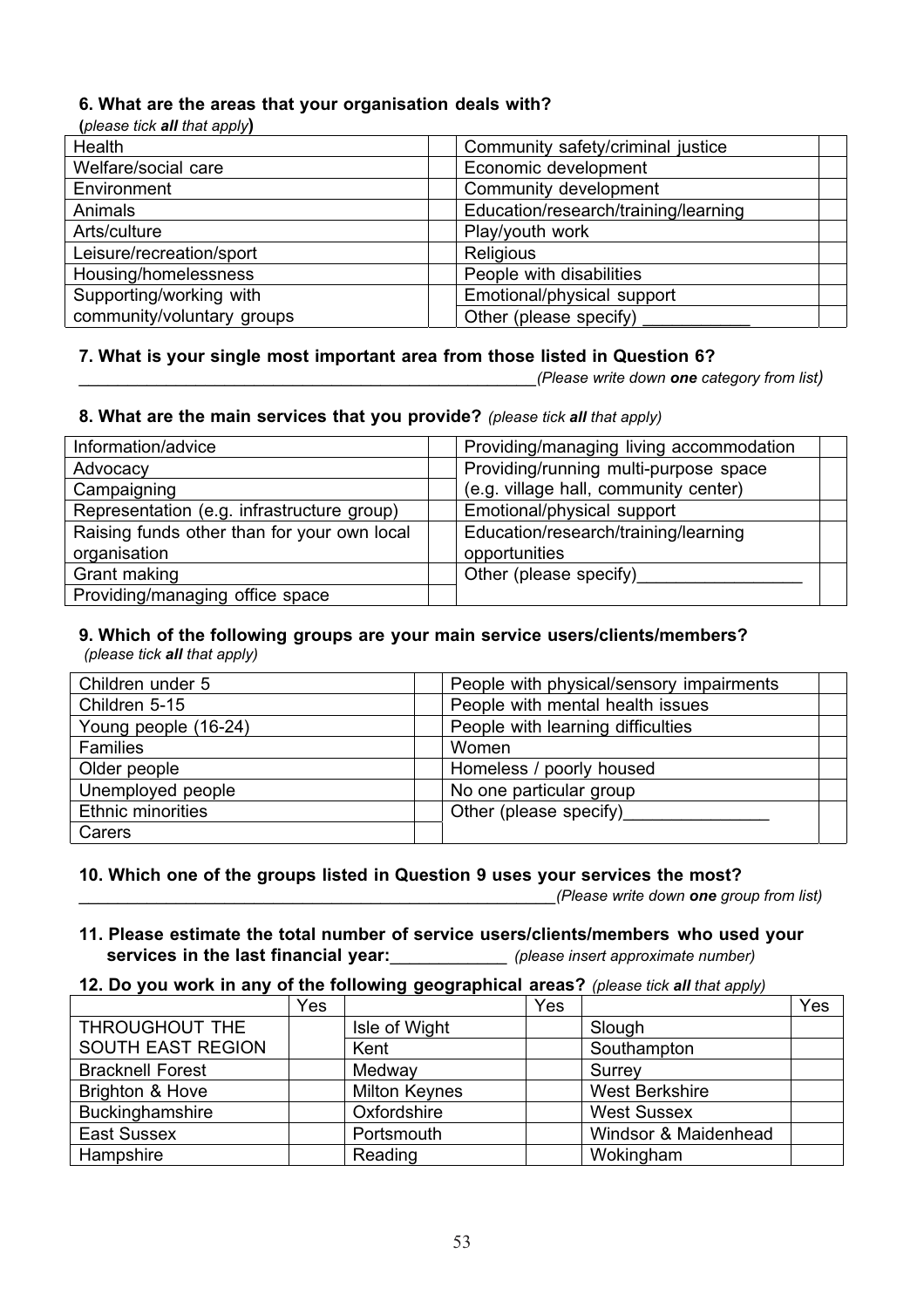**6. What are the areas that your organisation deals with?**
*(please tick **all** that apply)*

| | | | |
|---|---|---|---|
| Health | | Community safety/criminal justice | |
| Welfare/social care | | Economic development | |
| Environment | | Community development | |
| Animals | | Education/research/training/learning | |
| Arts/culture | | Play/youth work | |
| Leisure/recreation/sport | | Religious | |
| Housing/homelessness | | People with disabilities | |
| Supporting/working with community/voluntary groups | | Emotional/physical support | |
| | | Other (please specify) ___________ | |

**7. What is your single most important area from those listed in Question 6?**

_______________________________________________*(Please write down **one** category from list)*

**8. What are the main services that you provide?** *(please tick **all** that apply)*

| | | | |
|---|---|---|---|
| Information/advice | | Providing/managing living accommodation | |
| Advocacy | | Providing/running multi-purpose space (e.g. village hall, community center) | |
| Campaigning | | | |
| Representation (e.g. infrastructure group) | | Emotional/physical support | |
| Raising funds other than for your own local organisation | | Education/research/training/learning opportunities | |
| Grant making | | Other (please specify)_________________ | |
| Providing/managing office space | | | |

**9. Which of the following groups are your main service users/clients/members?**
*(please tick **all** that apply)*

| | | | |
|---|---|---|---|
| Children under 5 | | People with physical/sensory impairments | |
| Children 5-15 | | People with mental health issues | |
| Young people (16-24) | | People with learning difficulties | |
| Families | | Women | |
| Older people | | Homeless / poorly housed | |
| Unemployed people | | No one particular group | |
| Ethnic minorities | | Other (please specify)_______________ | |
| Carers | | | |

**10. Which one of the groups listed in Question 9 uses your services the most?**

__________________________________________________*(Please write down **one** group from list)*

**11. Please estimate the total number of service users/clients/members who used your services in the last financial year:**____________ *(please insert approximate number)*

**12. Do you work in any of the following geographical areas?** *(please tick **all** that apply)*

| | Yes | | Yes | | Yes |
|---|---|---|---|---|---|
| THROUGHOUT THE SOUTH EAST REGION | | Isle of Wight | | Slough | |
| | | Kent | | Southampton | |
| Bracknell Forest | | Medway | | Surrey | |
| Brighton & Hove | | Milton Keynes | | West Berkshire | |
| Buckinghamshire | | Oxfordshire | | West Sussex | |
| East Sussex | | Portsmouth | | Windsor & Maidenhead | |
| Hampshire | | Reading | | Wokingham | |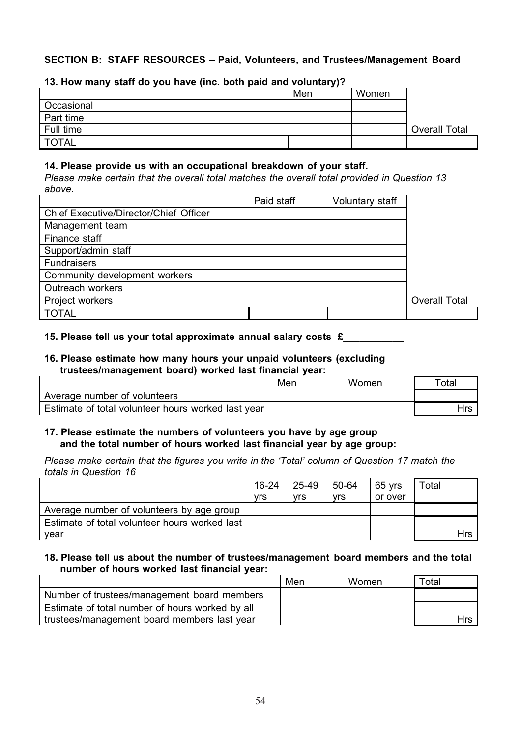**SECTION B: STAFF RESOURCES – Paid, Volunteers, and Trustees/Management Board**

**13. How many staff do you have (inc. both paid and voluntary)?**

| | Men | Women | |
|---|---|---|---|
| Occasional | | | |
| Part time | | | |
| Full time | | | Overall Total |
| TOTAL | | | |

**14. Please provide us with an occupational breakdown of your staff.**

*Please make certain that the overall total matches the overall total provided in Question 13 above.*

| | Paid staff | Voluntary staff | |
|---|---|---|---|
| Chief Executive/Director/Chief Officer | | | |
| Management team | | | |
| Finance staff | | | |
| Support/admin staff | | | |
| Fundraisers | | | |
| Community development workers | | | |
| Outreach workers | | | |
| Project workers | | | Overall Total |
| TOTAL | | | |

**15. Please tell us your total approximate annual salary costs £\_\_\_\_\_\_\_\_\_\_\_**

**16. Please estimate how many hours your unpaid volunteers (excluding trustees/management board) worked last financial year:**

| | Men | Women | Total |
|---|---|---|---|
| Average number of volunteers | | | |
| Estimate of total volunteer hours worked last year | | | Hrs |

**17. Please estimate the numbers of volunteers you have by age group and the total number of hours worked last financial year by age group:**

*Please make certain that the figures you write in the 'Total' column of Question 17 match the totals in Question 16*

| | 16-24 yrs | 25-49 yrs | 50-64 yrs | 65 yrs or over | Total |
|---|---|---|---|---|---|
| Average number of volunteers by age group | | | | | |
| Estimate of total volunteer hours worked last year | | | | | Hrs |

**18. Please tell us about the number of trustees/management board members and the total number of hours worked last financial year:**

| | Men | Women | Total |
|---|---|---|---|
| Number of trustees/management board members | | | |
| Estimate of total number of hours worked by all trustees/management board members last year | | | Hrs |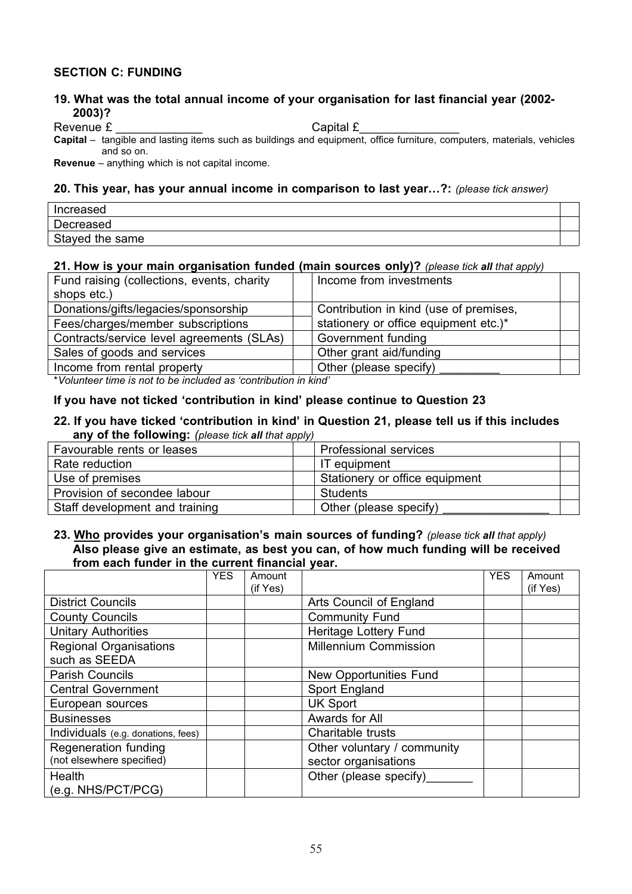## SECTION C: FUNDING

**19. What was the total annual income of your organisation for last financial year (2002-2003)?**

Revenue £ _____________ Capital £_______________

**Capital** – tangible and lasting items such as buildings and equipment, office furniture, computers, materials, vehicles and so on.

**Revenue** – anything which is not capital income.

**20. This year, has your annual income in comparison to last year…?:** *(please tick answer)*

| | |
|---|---|
| Increased | |
| Decreased | |
| Stayed the same | |

**21. How is your main organisation funded (main sources only)?** *(please tick **all** that apply)*

| | | | |
|---|---|---|---|
| Fund raising (collections, events, charity shops etc.) | | Income from investments | |
| Donations/gifts/legacies/sponsorship | | Contribution in kind (use of premises, stationery or office equipment etc.)* | |
| Fees/charges/member subscriptions | | | |
| Contracts/service level agreements (SLAs) | | Government funding | |
| Sales of goods and services | | Other grant aid/funding | |
| Income from rental property | | Other (please specify) _________ | |

\**Volunteer time is not to be included as 'contribution in kind'*

**If you have not ticked 'contribution in kind' please continue to Question 23**

**22. If you have ticked 'contribution in kind' in Question 21, please tell us if this includes any of the following:** *(please tick **all** that apply)*

| | | | |
|---|---|---|---|
| Favourable rents or leases | | Professional services | |
| Rate reduction | | IT equipment | |
| Use of premises | | Stationery or office equipment | |
| Provision of secondee labour | | Students | |
| Staff development and training | | Other (please specify) ________________ | |

**23. <u>Who</u> provides your organisation's main sources of funding?** *(please tick **all** that apply)* **Also please give an estimate, as best you can, of how much funding will be received from each funder in the current financial year.**

| | YES | Amount (if Yes) | | YES | Amount (if Yes) |
|---|---|---|---|---|---|
| District Councils | | | Arts Council of England | | |
| County Councils | | | Community Fund | | |
| Unitary Authorities | | | Heritage Lottery Fund | | |
| Regional Organisations such as SEEDA | | | Millennium Commission | | |
| Parish Councils | | | New Opportunities Fund | | |
| Central Government | | | Sport England | | |
| European sources | | | UK Sport | | |
| Businesses | | | Awards for All | | |
| Individuals (e.g. donations, fees) | | | Charitable trusts | | |
| Regeneration funding (not elsewhere specified) | | | Other voluntary / community sector organisations | | |
| Health (e.g. NHS/PCT/PCG) | | | Other (please specify)_______ | | |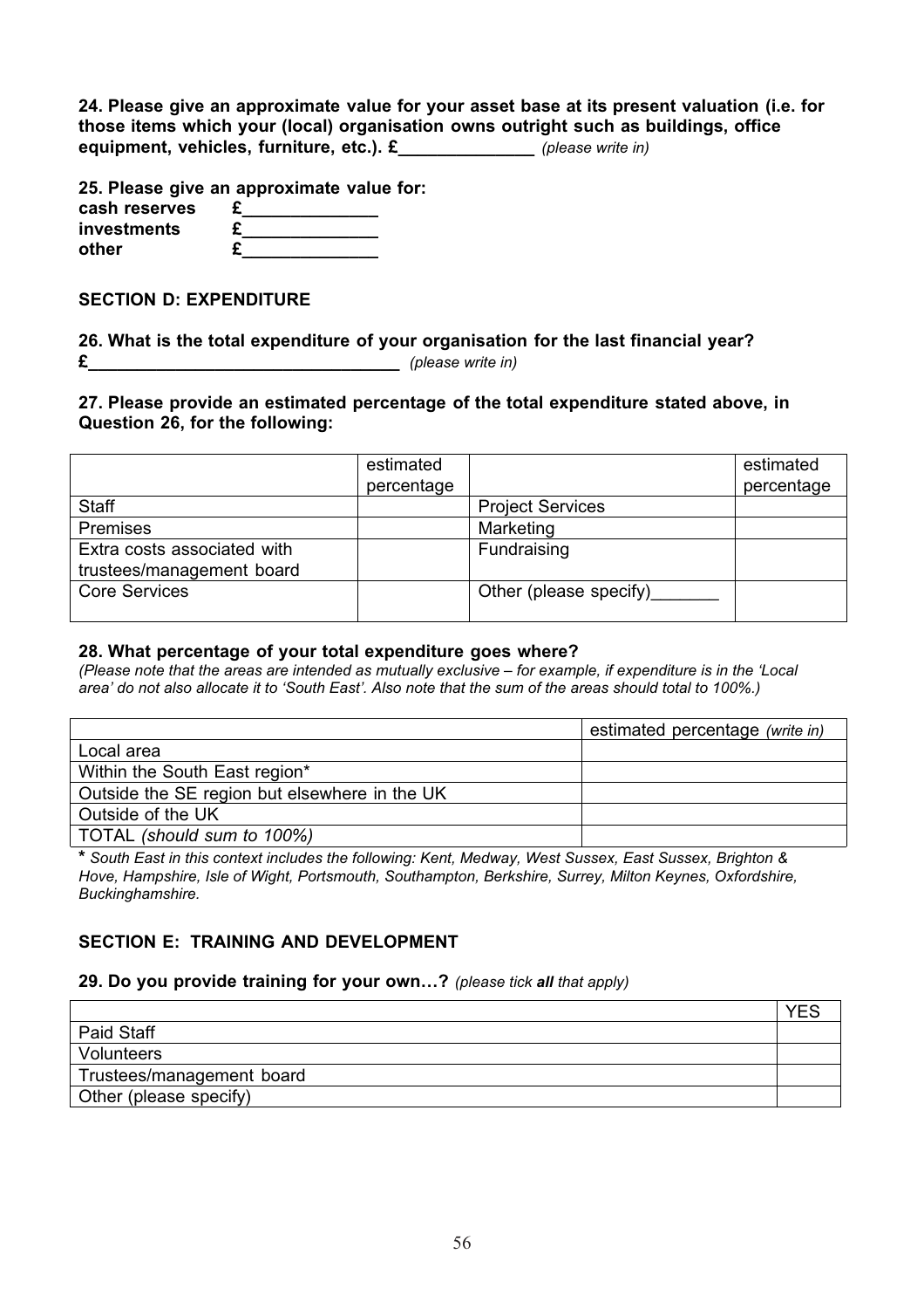**24. Please give an approximate value for your asset base at its present valuation (i.e. for those items which your (local) organisation owns outright such as buildings, office equipment, vehicles, furniture, etc.). £______________** *(please write in)*

**25. Please give an approximate value for:**

**cash reserves** £______________
**investments** £______________
**other** £______________

**SECTION D: EXPENDITURE**

**26. What is the total expenditure of your organisation for the last financial year?**
**£__________________________________** *(please write in)*

**27. Please provide an estimated percentage of the total expenditure stated above, in Question 26, for the following:**

| | estimated percentage | | estimated percentage |
|---|---|---|---|
| Staff | | Project Services | |
| Premises | | Marketing | |
| Extra costs associated with trustees/management board | | Fundraising | |
| Core Services | | Other (please specify)_______ | |

**28. What percentage of your total expenditure goes where?**
*(Please note that the areas are intended as mutually exclusive – for example, if expenditure is in the 'Local area' do not also allocate it to 'South East'. Also note that the sum of the areas should total to 100%.)*

| | estimated percentage *(write in)* |
|---|---|
| Local area | |
| Within the South East region* | |
| Outside the SE region but elsewhere in the UK | |
| Outside of the UK | |
| TOTAL *(should sum to 100%)* | |

**\*** *South East in this context includes the following: Kent, Medway, West Sussex, East Sussex, Brighton & Hove, Hampshire, Isle of Wight, Portsmouth, Southampton, Berkshire, Surrey, Milton Keynes, Oxfordshire, Buckinghamshire.*

**SECTION E: TRAINING AND DEVELOPMENT**

**29. Do you provide training for your own…?** *(please tick **all** that apply)*

| | YES |
|---|---|
| Paid Staff | |
| Volunteers | |
| Trustees/management board | |
| Other (please specify) | |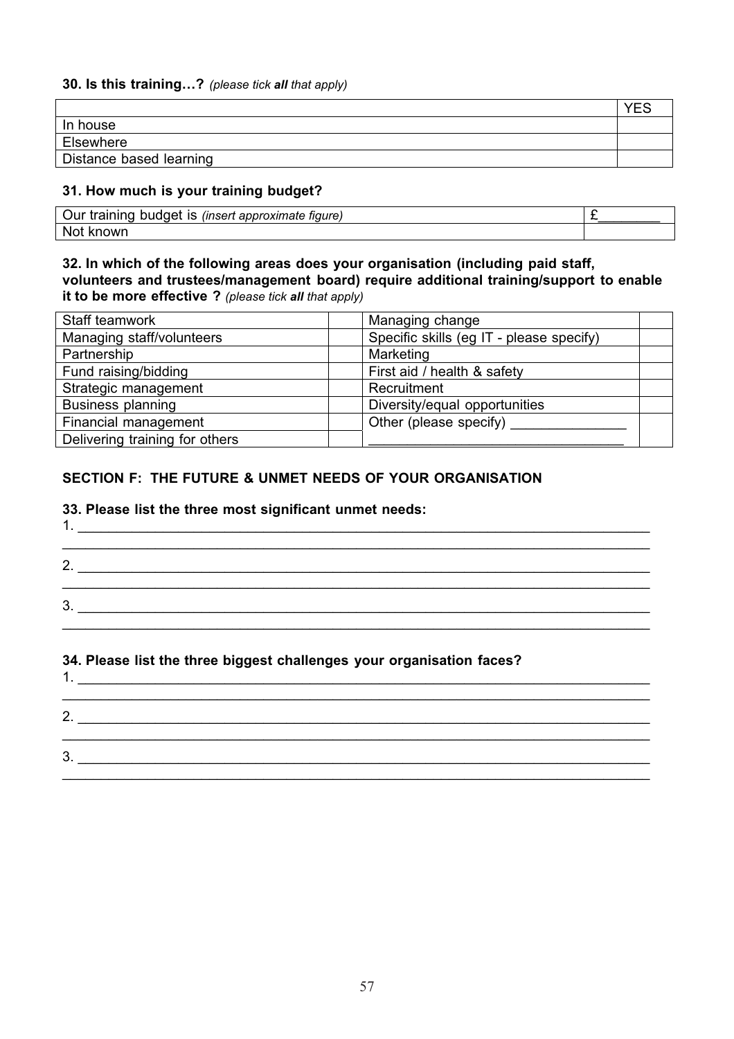**30. Is this training…?** *(please tick **all** that apply)*

| | YES |
|---|---|
| In house | |
| Elsewhere | |
| Distance based learning | |

**31. How much is your training budget?**

| | |
|---|---|
| Our training budget is *(insert approximate figure)* | £________ |
| Not known | |

**32. In which of the following areas does your organisation (including paid staff, volunteers and trustees/management board) require additional training/support to enable it to be more effective ?** *(please tick **all** that apply)*

| | | | |
|---|---|---|---|
| Staff teamwork | | Managing change | |
| Managing staff/volunteers | | Specific skills (eg IT - please specify) | |
| Partnership | | Marketing | |
| Fund raising/bidding | | First aid / health & safety | |
| Strategic management | | Recruitment | |
| Business planning | | Diversity/equal opportunities | |
| Financial management | | Other (please specify) _______________ | |
| Delivering training for others | | _________________________________ | |

## SECTION F: THE FUTURE & UNMET NEEDS OF YOUR ORGANISATION

**33. Please list the three most significant unmet needs:**

1. ____________________________________________________________________________
____________________________________________________________________________

2. ____________________________________________________________________________
____________________________________________________________________________

3. ____________________________________________________________________________
____________________________________________________________________________

**34. Please list the three biggest challenges your organisation faces?**

1. ____________________________________________________________________________
____________________________________________________________________________

2. ____________________________________________________________________________
____________________________________________________________________________

3. ____________________________________________________________________________
____________________________________________________________________________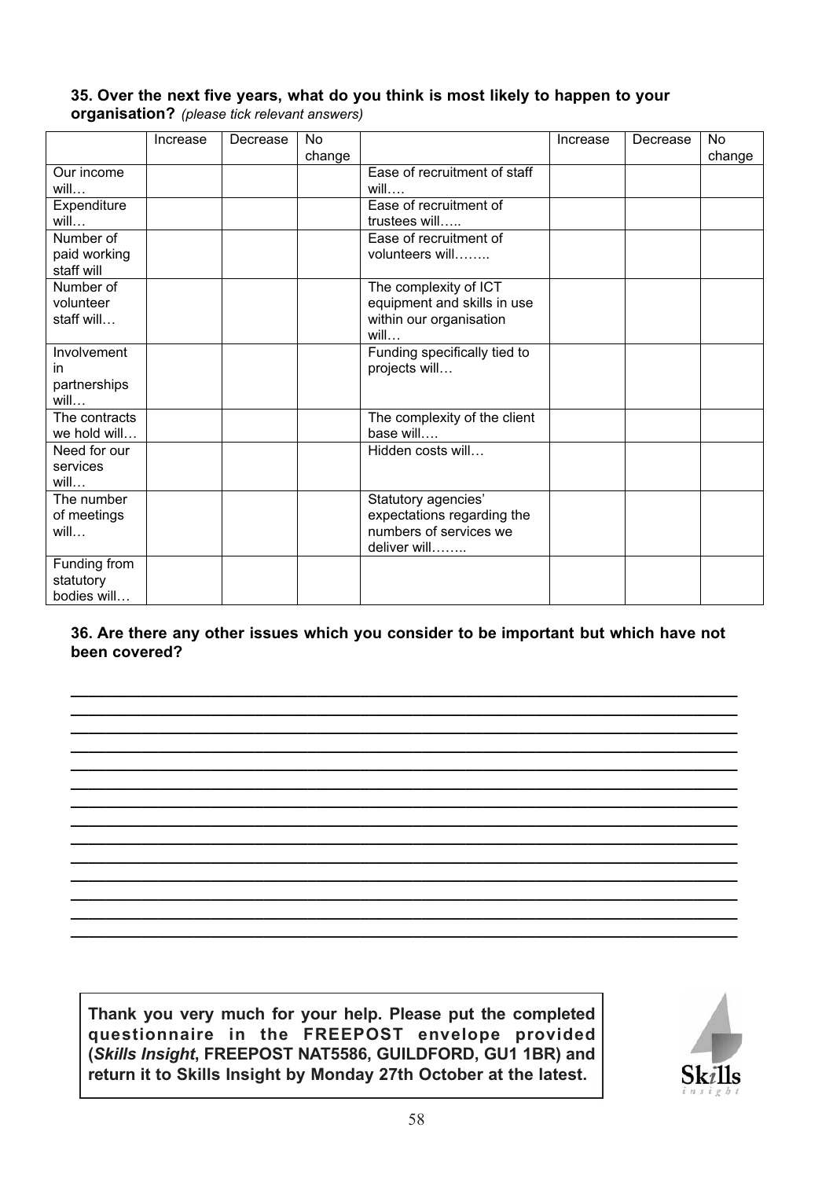**35. Over the next five years, what do you think is most likely to happen to your organisation?** *(please tick relevant answers)*

| | Increase | Decrease | No change | | Increase | Decrease | No change |
|---|---|---|---|---|---|---|---|
| Our income will… | | | | Ease of recruitment of staff will…. | | | |
| Expenditure will… | | | | Ease of recruitment of trustees will….. | | | |
| Number of paid working staff will | | | | Ease of recruitment of volunteers will…….. | | | |
| Number of volunteer staff will… | | | | The complexity of ICT equipment and skills in use within our organisation will… | | | |
| Involvement in partnerships will… | | | | Funding specifically tied to projects will… | | | |
| The contracts we hold will… | | | | The complexity of the client base will…. | | | |
| Need for our services will… | | | | Hidden costs will… | | | |
| The number of meetings will… | | | | Statutory agencies' expectations regarding the numbers of services we deliver will…….. | | | |
| Funding from statutory bodies will… | | | | | | | |

**36. Are there any other issues which you consider to be important but which have not been covered?**

\_\_\_\_\_\_\_\_\_\_\_\_\_\_\_\_\_\_\_\_\_\_\_\_\_\_\_\_\_\_\_\_\_\_\_\_\_\_\_\_\_\_\_\_\_\_\_\_\_\_\_\_\_\_\_\_\_\_\_\_\_\_\_\_\_\_\_\_\_\_\_\_\_\_\_\_\_\_

\_\_\_\_\_\_\_\_\_\_\_\_\_\_\_\_\_\_\_\_\_\_\_\_\_\_\_\_\_\_\_\_\_\_\_\_\_\_\_\_\_\_\_\_\_\_\_\_\_\_\_\_\_\_\_\_\_\_\_\_\_\_\_\_\_\_\_\_\_\_\_\_\_\_\_\_\_\_

\_\_\_\_\_\_\_\_\_\_\_\_\_\_\_\_\_\_\_\_\_\_\_\_\_\_\_\_\_\_\_\_\_\_\_\_\_\_\_\_\_\_\_\_\_\_\_\_\_\_\_\_\_\_\_\_\_\_\_\_\_\_\_\_\_\_\_\_\_\_\_\_\_\_\_\_\_\_

\_\_\_\_\_\_\_\_\_\_\_\_\_\_\_\_\_\_\_\_\_\_\_\_\_\_\_\_\_\_\_\_\_\_\_\_\_\_\_\_\_\_\_\_\_\_\_\_\_\_\_\_\_\_\_\_\_\_\_\_\_\_\_\_\_\_\_\_\_\_\_\_\_\_\_\_\_\_

**Thank you very much for your help. Please put the completed questionnaire in the FREEPOST envelope provided (*Skills Insight*, FREEPOST NAT5586, GUILDFORD, GU1 1BR) and return it to Skills Insight by Monday 27th October at the latest.**

Skills insight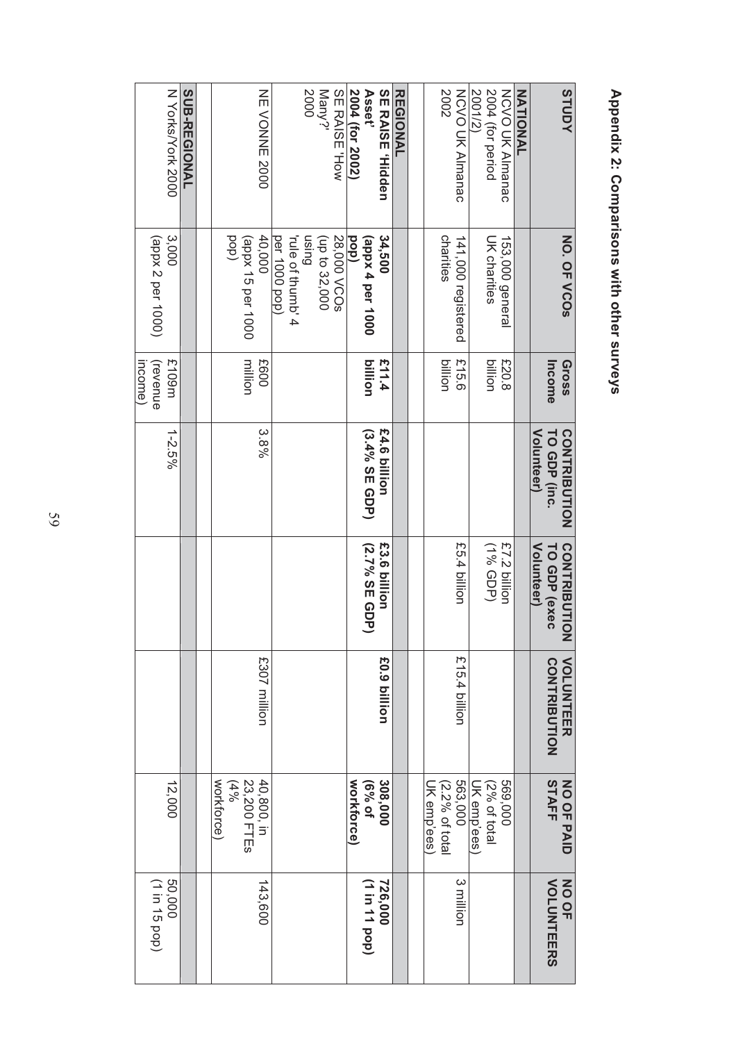## Appendix 2: Comparisons with other surveys

| STUDY | NO. OF VCOs | Gross Income | CONTRIBUTION TO GDP (inc. Volunteer) | CONTRIBUTION TO GDP (exec Volunteer) | VOLUNTEER CONTRIBUTION | NO OF PAID STAFF | NO OF VOLUNTEERS |
|---|---|---|---|---|---|---|---|
| **NATIONAL** | | | | | | | |
| NCVO UK Almanac 2004 (for period 2001/2) | 153,000 general UK charities | £20.8 billion | | £7.2 billion (1% GDP) | | 569,000 (2% of total UK emp'ees) | |
| NCVO UK Almanac 2002 | 141,000 registered charities | £15.6 billion | | £5.4 billion | £15.4 billion | 563,000 (2.2% of total UK emp'ees) | 3 million |
| | | | | | | | |
| **REGIONAL** | | | | | | | |
| **SE RAISE 'Hidden Asset' 2004 (for 2002)** | **34,500 (appx 4 per 1000 pop)** | **£11.4 billion** | **£4.6 billion (3.4% SE GDP)** | **£3.6 billion (2.7% SE GDP)** | **£0.9 billion** | **308,000 (6% of workforce)** | **726,000 (1 in 11 pop)** |
| SE RAISE 'How Many?' 2000 | 28,000 VCOs (up to 32,000 using 'rule of thumb' 4 per 1000 pop) | | | | | | |
| NE VONNE 2000 | 40,000 (appx 15 per 1000 pop) | £600 million | 3.8% | | £307 million | 40,800, in 23,200 FTEs (4% workforce) | 143,600 |
| | | | | | | | |
| **SUB-REGIONAL** | | | | | | | |
| N Yorks/York 2000 | 3,000 (appx 2 per 1000) | £109m (revenue income) | 1-2.5% | | | 12,000 | 50,000 (1 in 15 pop) |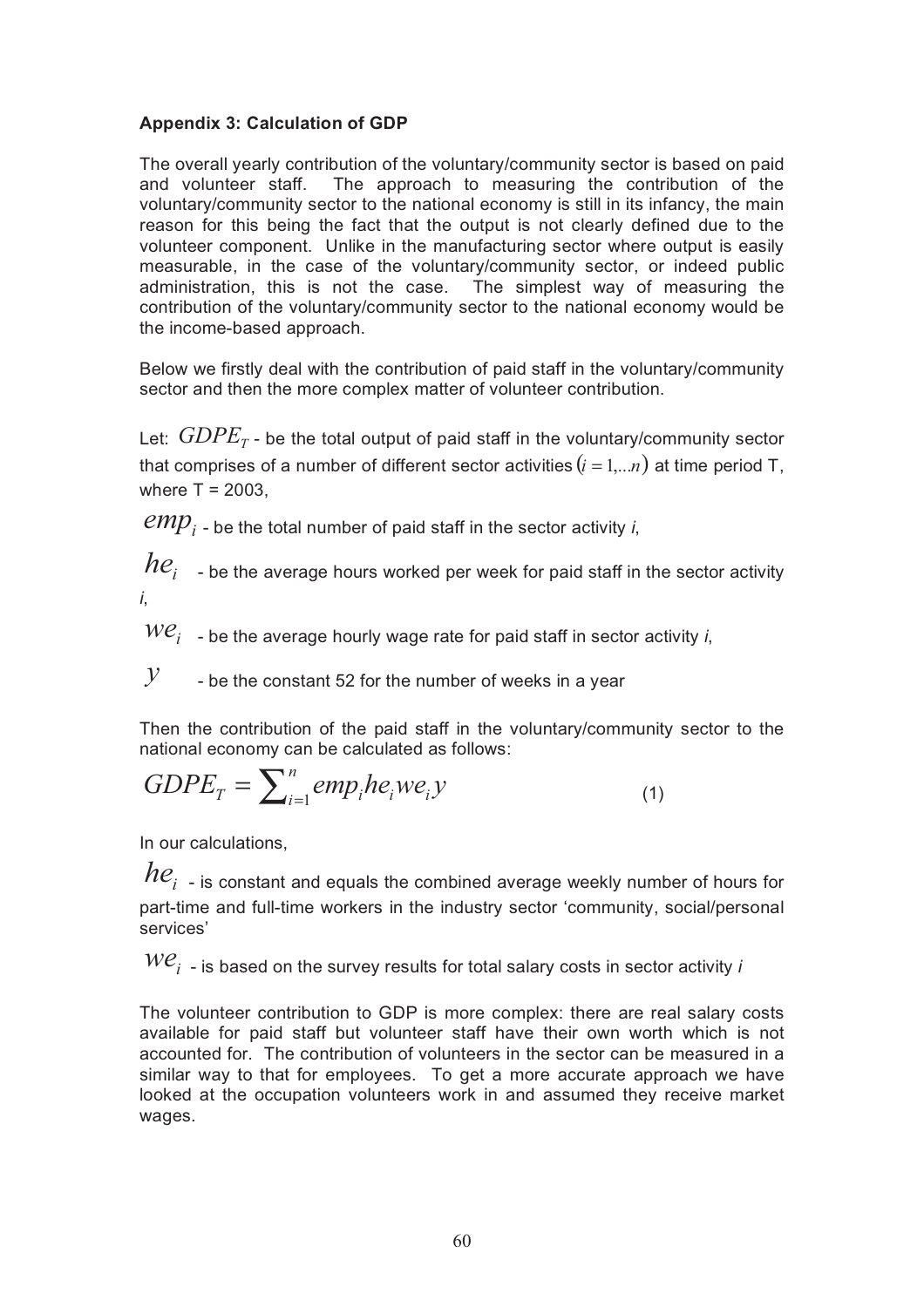### Appendix 3: Calculation of GDP

The overall yearly contribution of the voluntary/community sector is based on paid and volunteer staff. The approach to measuring the contribution of the voluntary/community sector to the national economy is still in its infancy, the main reason for this being the fact that the output is not clearly defined due to the volunteer component. Unlike in the manufacturing sector where output is easily measurable, in the case of the voluntary/community sector, or indeed public administration, this is not the case. The simplest way of measuring the contribution of the voluntary/community sector to the national economy would be the income-based approach.

Below we firstly deal with the contribution of paid staff in the voluntary/community sector and then the more complex matter of volunteer contribution.

Let: $GDPE_T$ - be the total output of paid staff in the voluntary/community sector that comprises of a number of different sector activities $(i = 1, \ldots n)$ at time period T, where T = 2003,

$emp_i$ - be the total number of paid staff in the sector activity *i*,

$he_i$ - be the average hours worked per week for paid staff in the sector activity *i*,

$we_i$ - be the average hourly wage rate for paid staff in sector activity *i*,

$y$ - be the constant 52 for the number of weeks in a year

Then the contribution of the paid staff in the voluntary/community sector to the national economy can be calculated as follows:

$$GDPE_T = \sum_{i=1}^{n} emp_i he_i we_i y \qquad (1)$$

In our calculations,

$he_i$ - is constant and equals the combined average weekly number of hours for part-time and full-time workers in the industry sector 'community, social/personal services'

$we_i$ - is based on the survey results for total salary costs in sector activity *i*

The volunteer contribution to GDP is more complex: there are real salary costs available for paid staff but volunteer staff have their own worth which is not accounted for. The contribution of volunteers in the sector can be measured in a similar way to that for employees. To get a more accurate approach we have looked at the occupation volunteers work in and assumed they receive market wages.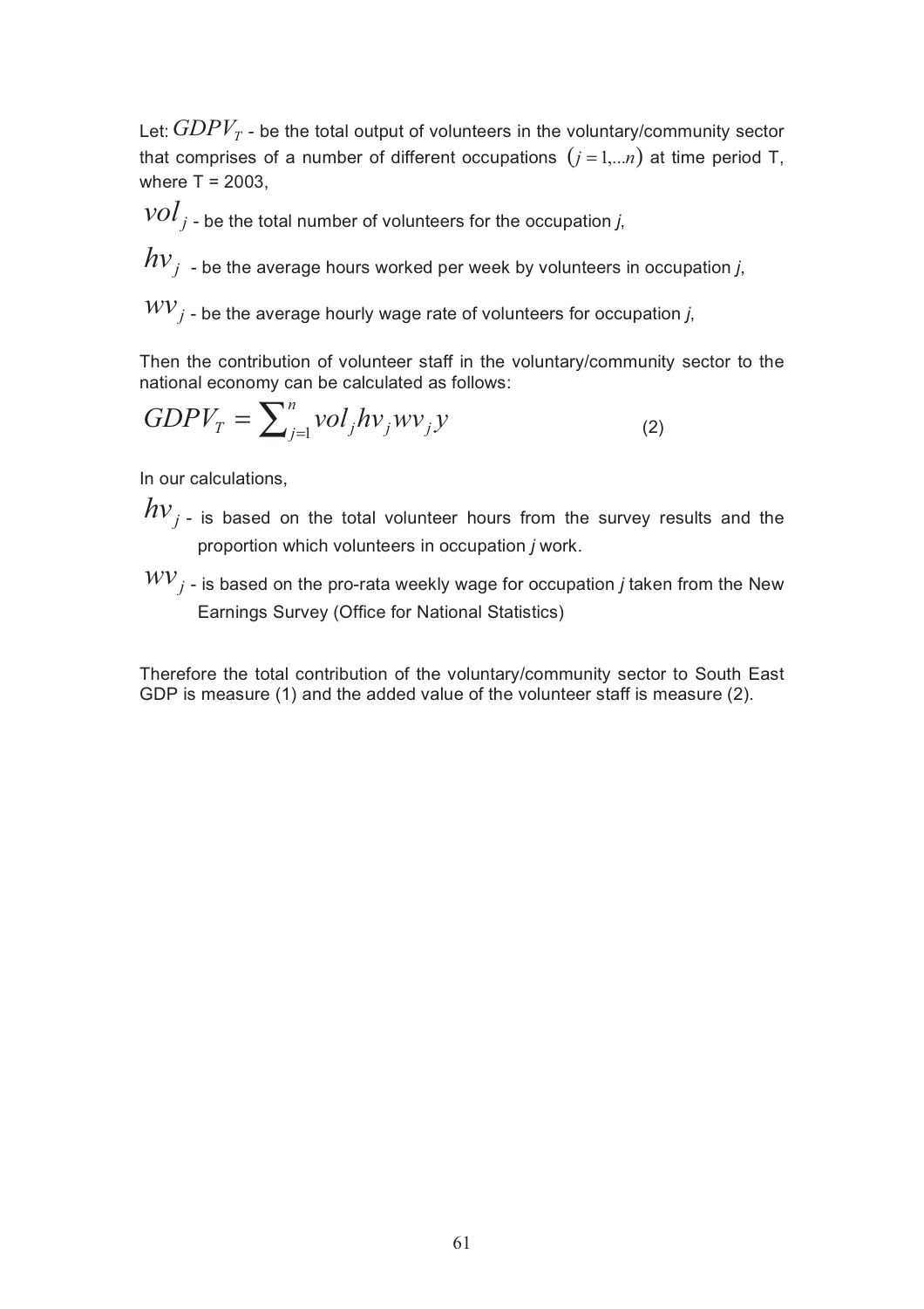Let: $GDPV_T$ - be the total output of volunteers in the voluntary/community sector that comprises of a number of different occupations $(j = 1,...n)$ at time period T, where T = 2003,

$vol_j$ - be the total number of volunteers for the occupation *j*,

$hv_j$ - be the average hours worked per week by volunteers in occupation *j*,

$wv_j$ - be the average hourly wage rate of volunteers for occupation *j*,

Then the contribution of volunteer staff in the voluntary/community sector to the national economy can be calculated as follows:

$$GDPV_T = \sum_{j=1}^{n} vol_j hv_j wv_j y \qquad (2)$$

In our calculations,

$hv_j$ - is based on the total volunteer hours from the survey results and the proportion which volunteers in occupation *j* work.

$wv_j$ - is based on the pro-rata weekly wage for occupation *j* taken from the New Earnings Survey (Office for National Statistics)

Therefore the total contribution of the voluntary/community sector to South East GDP is measure (1) and the added value of the volunteer staff is measure (2).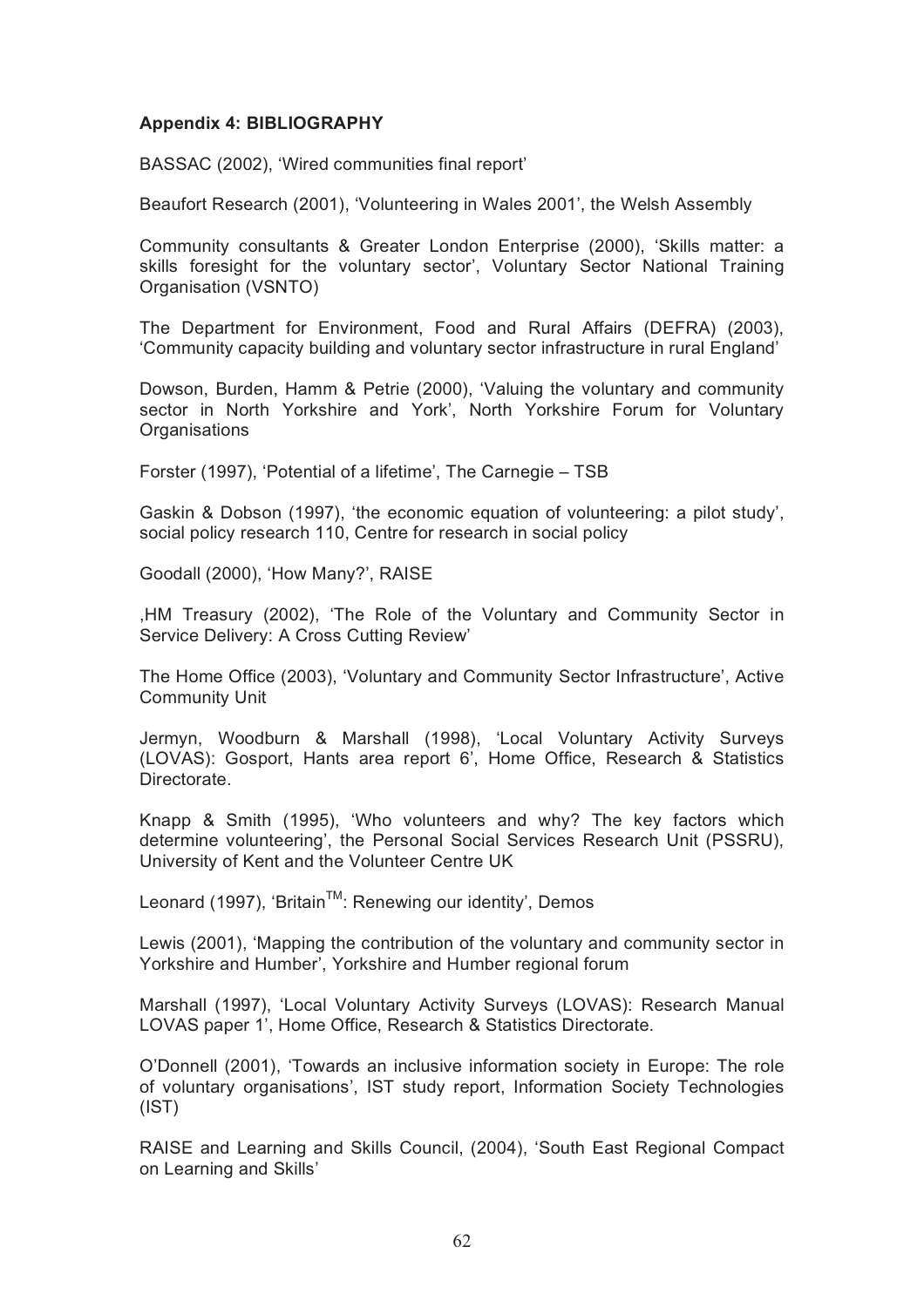**Appendix 4: BIBLIOGRAPHY**

BASSAC (2002), 'Wired communities final report'

Beaufort Research (2001), 'Volunteering in Wales 2001', the Welsh Assembly

Community consultants & Greater London Enterprise (2000), 'Skills matter: a skills foresight for the voluntary sector', Voluntary Sector National Training Organisation (VSNTO)

The Department for Environment, Food and Rural Affairs (DEFRA) (2003), 'Community capacity building and voluntary sector infrastructure in rural England'

Dowson, Burden, Hamm & Petrie (2000), 'Valuing the voluntary and community sector in North Yorkshire and York', North Yorkshire Forum for Voluntary Organisations

Forster (1997), 'Potential of a lifetime', The Carnegie – TSB

Gaskin & Dobson (1997), 'the economic equation of volunteering: a pilot study', social policy research 110, Centre for research in social policy

Goodall (2000), 'How Many?', RAISE

,HM Treasury (2002), 'The Role of the Voluntary and Community Sector in Service Delivery: A Cross Cutting Review'

The Home Office (2003), 'Voluntary and Community Sector Infrastructure', Active Community Unit

Jermyn, Woodburn & Marshall (1998), 'Local Voluntary Activity Surveys (LOVAS): Gosport, Hants area report 6', Home Office, Research & Statistics Directorate.

Knapp & Smith (1995), 'Who volunteers and why? The key factors which determine volunteering', the Personal Social Services Research Unit (PSSRU), University of Kent and the Volunteer Centre UK

Leonard (1997), 'Britain™: Renewing our identity', Demos

Lewis (2001), 'Mapping the contribution of the voluntary and community sector in Yorkshire and Humber', Yorkshire and Humber regional forum

Marshall (1997), 'Local Voluntary Activity Surveys (LOVAS): Research Manual LOVAS paper 1', Home Office, Research & Statistics Directorate.

O'Donnell (2001), 'Towards an inclusive information society in Europe: The role of voluntary organisations', IST study report, Information Society Technologies (IST)

RAISE and Learning and Skills Council, (2004), 'South East Regional Compact on Learning and Skills'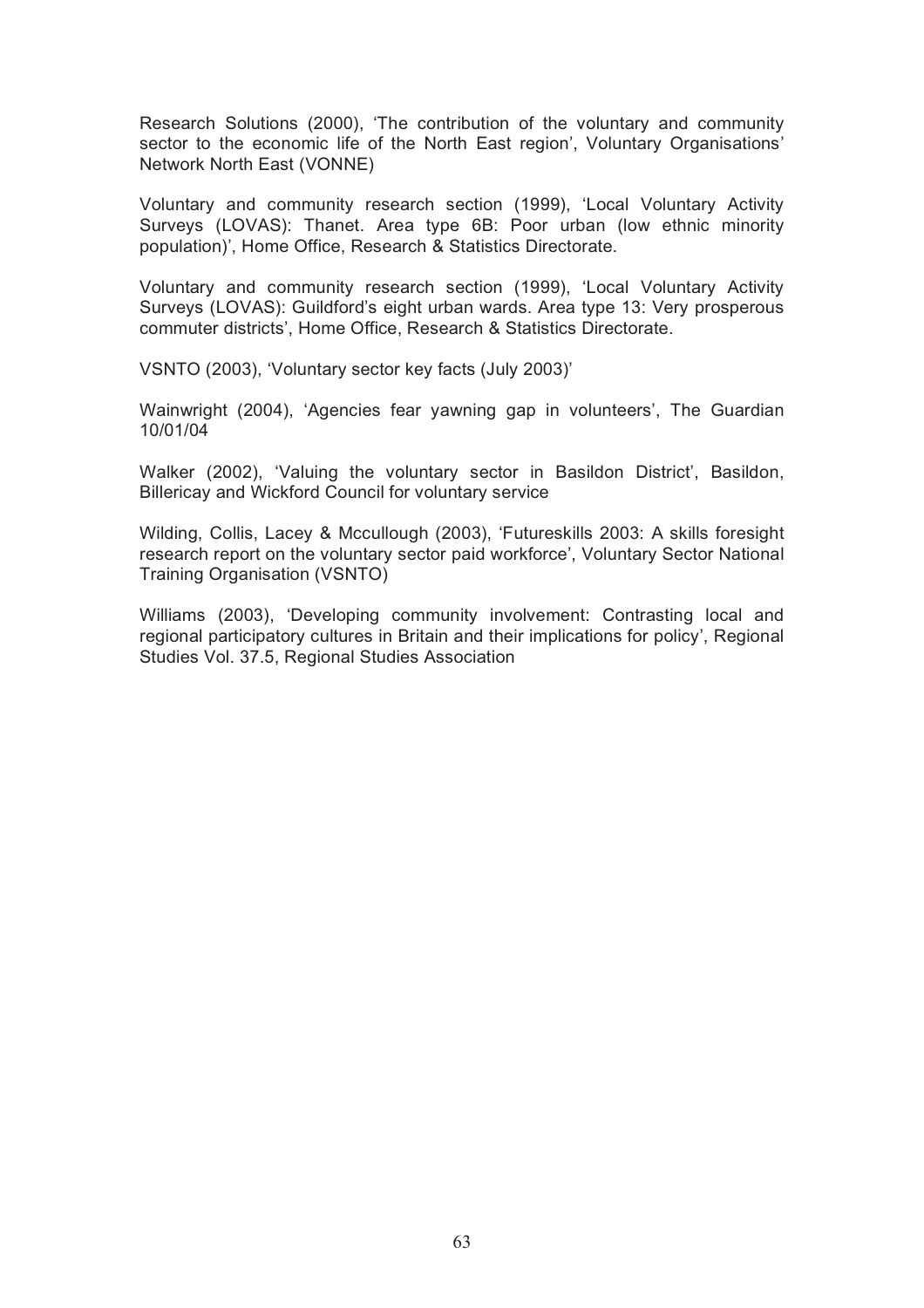Research Solutions (2000), 'The contribution of the voluntary and community sector to the economic life of the North East region', Voluntary Organisations' Network North East (VONNE)

Voluntary and community research section (1999), 'Local Voluntary Activity Surveys (LOVAS): Thanet. Area type 6B: Poor urban (low ethnic minority population)', Home Office, Research & Statistics Directorate.

Voluntary and community research section (1999), 'Local Voluntary Activity Surveys (LOVAS): Guildford's eight urban wards. Area type 13: Very prosperous commuter districts', Home Office, Research & Statistics Directorate.

VSNTO (2003), 'Voluntary sector key facts (July 2003)'

Wainwright (2004), 'Agencies fear yawning gap in volunteers', The Guardian 10/01/04

Walker (2002), 'Valuing the voluntary sector in Basildon District', Basildon, Billericay and Wickford Council for voluntary service

Wilding, Collis, Lacey & Mccullough (2003), 'Futureskills 2003: A skills foresight research report on the voluntary sector paid workforce', Voluntary Sector National Training Organisation (VSNTO)

Williams (2003), 'Developing community involvement: Contrasting local and regional participatory cultures in Britain and their implications for policy', Regional Studies Vol. 37.5, Regional Studies Association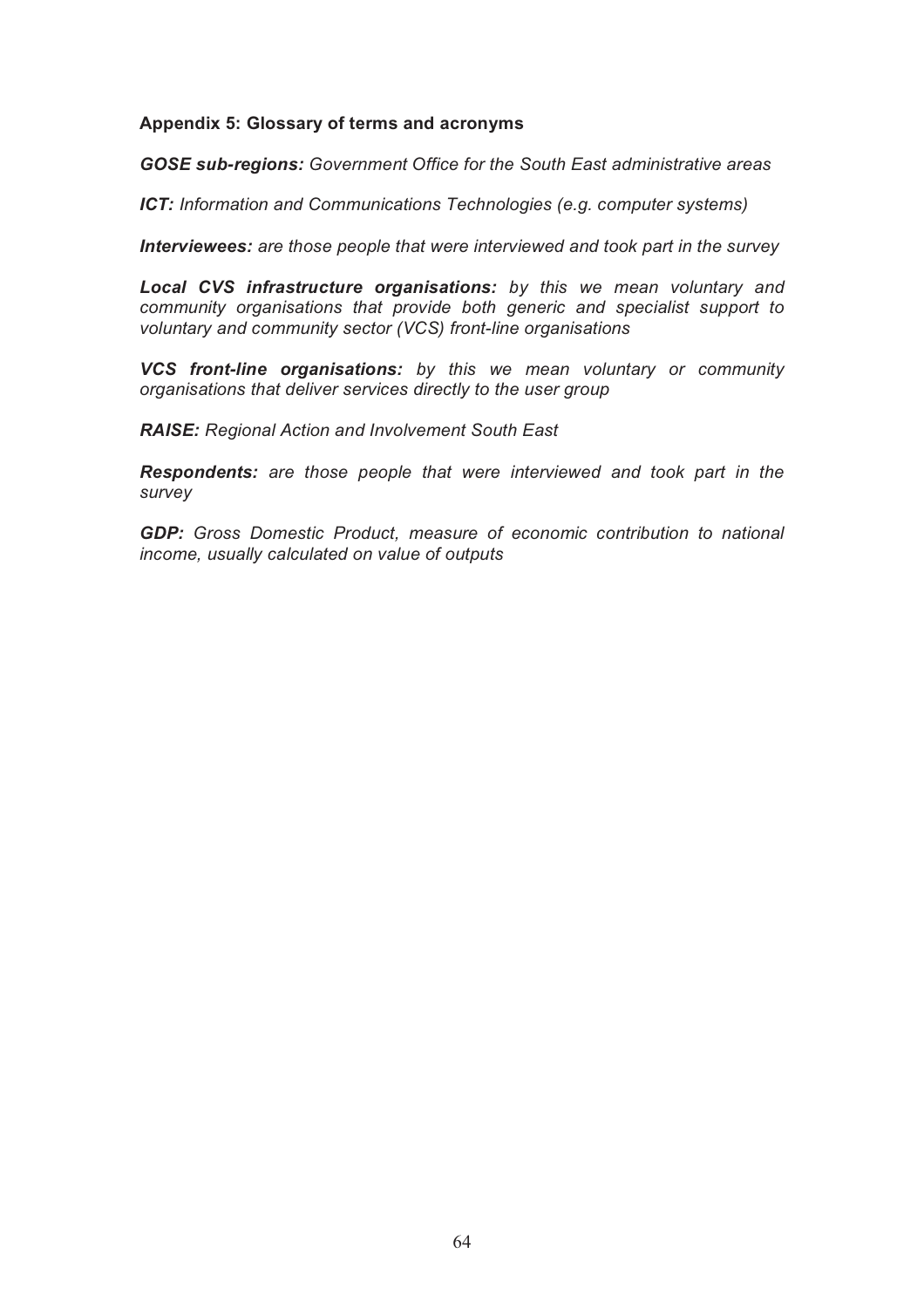**Appendix 5: Glossary of terms and acronyms**

***GOSE sub-regions:*** *Government Office for the South East administrative areas*

***ICT:*** *Information and Communications Technologies (e.g. computer systems)*

***Interviewees:*** *are those people that were interviewed and took part in the survey*

***Local CVS infrastructure organisations:*** *by this we mean voluntary and community organisations that provide both generic and specialist support to voluntary and community sector (VCS) front-line organisations*

***VCS front-line organisations:*** *by this we mean voluntary or community organisations that deliver services directly to the user group*

***RAISE:*** *Regional Action and Involvement South East*

***Respondents:*** *are those people that were interviewed and took part in the survey*

***GDP:*** *Gross Domestic Product, measure of economic contribution to national income, usually calculated on value of outputs*